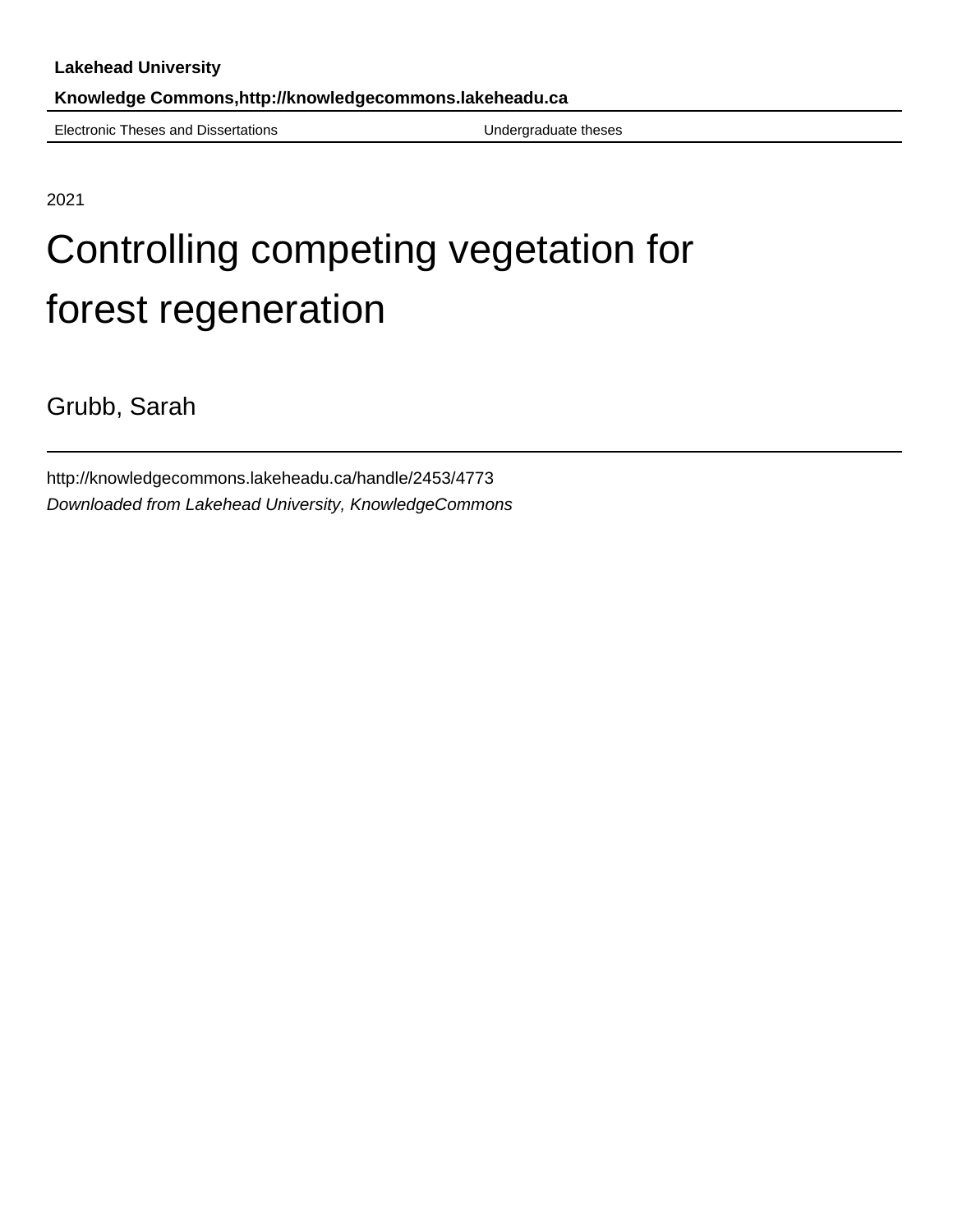**Lakehead University**

**Knowledge Commons,http://knowledgecommons.lakeheadu.ca**

Electronic Theses and Dissertations — Undergraduate theses

2021

# Controlling competing vegetation for forest regeneration

Grubb, Sarah

http://knowledgecommons.lakeheadu.ca/handle/2453/4773

*Downloaded from Lakehead University, KnowledgeCommons*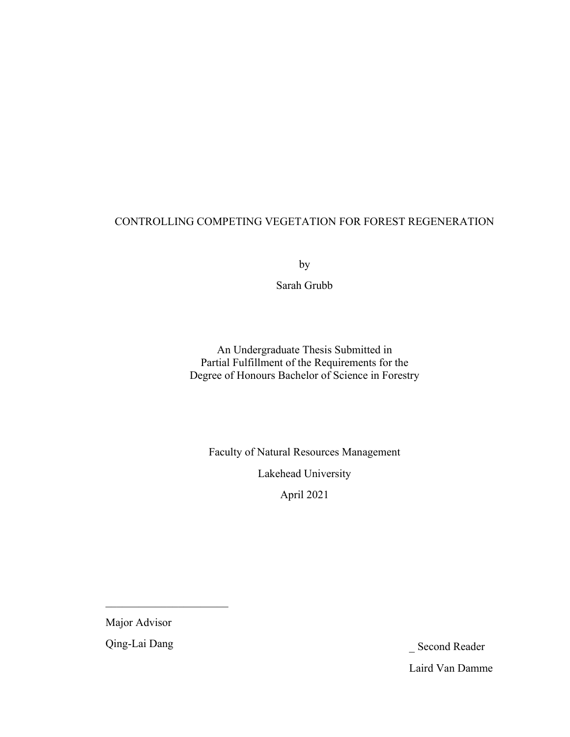CONTROLLING COMPETING VEGETATION FOR FOREST REGENERATION

by

Sarah Grubb

An Undergraduate Thesis Submitted in
Partial Fulfillment of the Requirements for the
Degree of Honours Bachelor of Science in Forestry

Faculty of Natural Resources Management

Lakehead University

April 2021

______________________

Major Advisor

Qing-Lai Dang

_ Second Reader

Laird Van Damme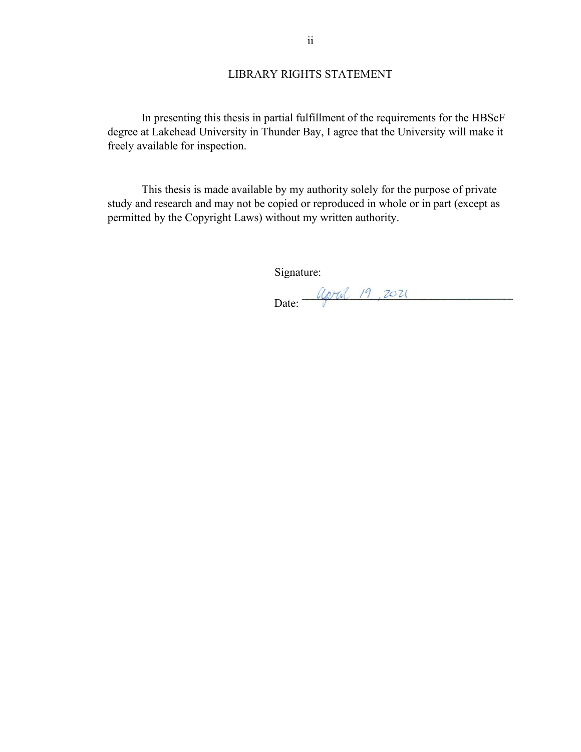# LIBRARY RIGHTS STATEMENT

In presenting this thesis in partial fulfillment of the requirements for the HBScF degree at Lakehead University in Thunder Bay, I agree that the University will make it freely available for inspection.

This thesis is made available by my authority solely for the purpose of private study and research and may not be copied or reproduced in whole or in part (except as permitted by the Copyright Laws) without my written authority.

Signature:

Date: April 19, 2021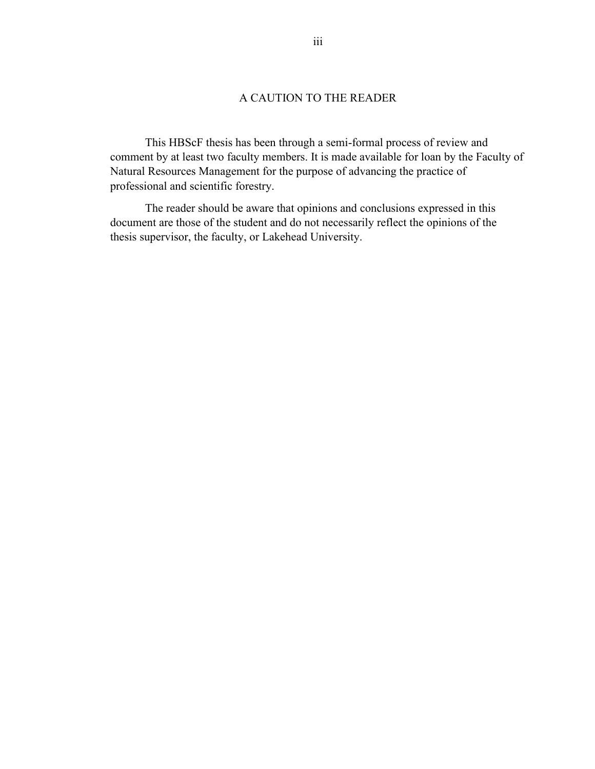# A CAUTION TO THE READER

This HBScF thesis has been through a semi-formal process of review and comment by at least two faculty members. It is made available for loan by the Faculty of Natural Resources Management for the purpose of advancing the practice of professional and scientific forestry.

The reader should be aware that opinions and conclusions expressed in this document are those of the student and do not necessarily reflect the opinions of the thesis supervisor, the faculty, or Lakehead University.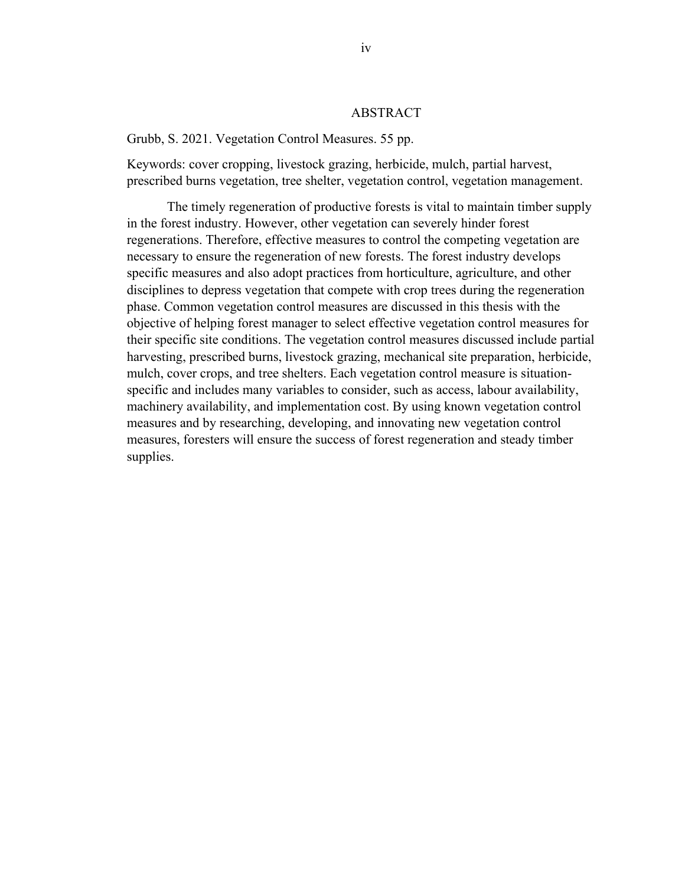# ABSTRACT

Grubb, S. 2021. Vegetation Control Measures. 55 pp.

Keywords: cover cropping, livestock grazing, herbicide, mulch, partial harvest, prescribed burns vegetation, tree shelter, vegetation control, vegetation management.

The timely regeneration of productive forests is vital to maintain timber supply in the forest industry. However, other vegetation can severely hinder forest regenerations. Therefore, effective measures to control the competing vegetation are necessary to ensure the regeneration of new forests. The forest industry develops specific measures and also adopt practices from horticulture, agriculture, and other disciplines to depress vegetation that compete with crop trees during the regeneration phase. Common vegetation control measures are discussed in this thesis with the objective of helping forest manager to select effective vegetation control measures for their specific site conditions. The vegetation control measures discussed include partial harvesting, prescribed burns, livestock grazing, mechanical site preparation, herbicide, mulch, cover crops, and tree shelters. Each vegetation control measure is situation-specific and includes many variables to consider, such as access, labour availability, machinery availability, and implementation cost. By using known vegetation control measures and by researching, developing, and innovating new vegetation control measures, foresters will ensure the success of forest regeneration and steady timber supplies.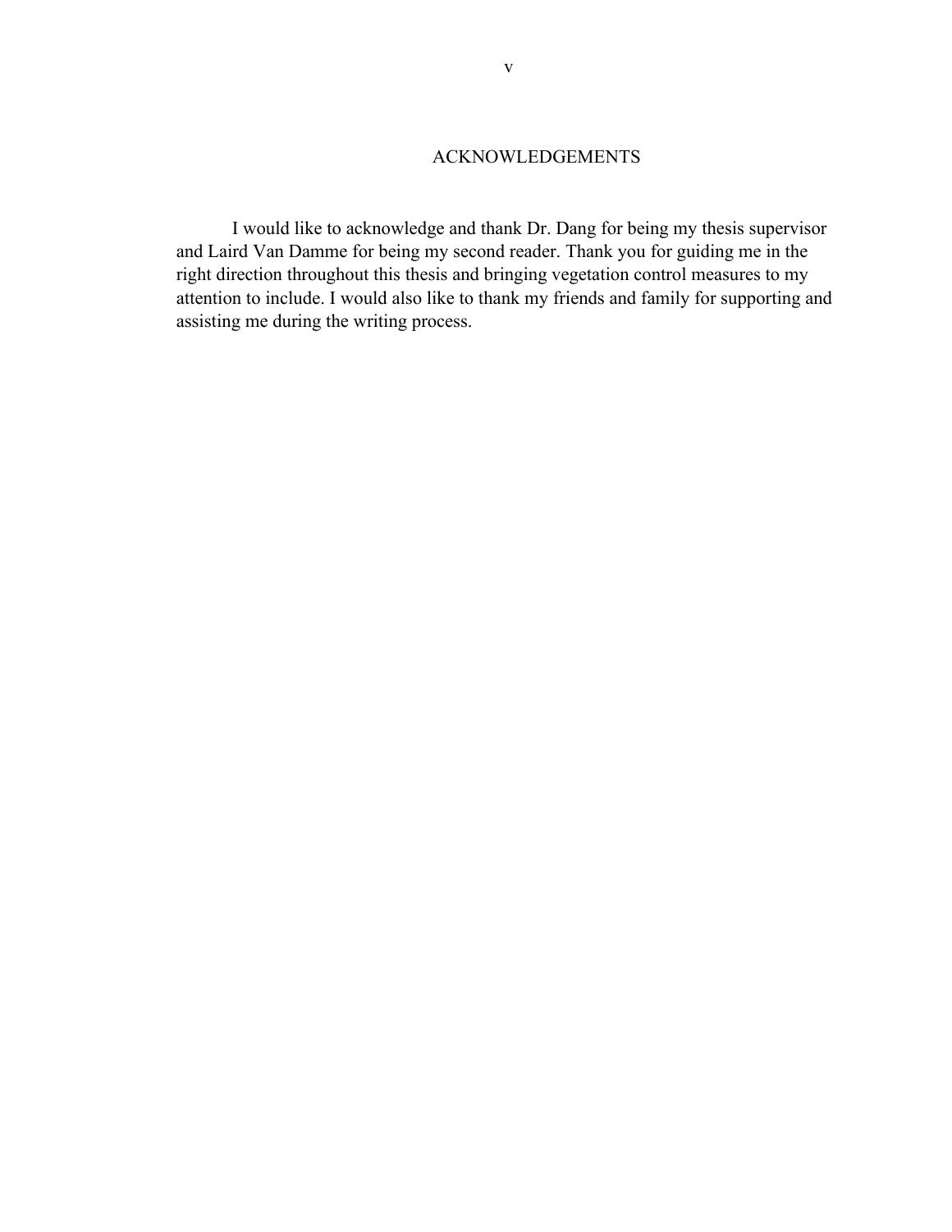# ACKNOWLEDGEMENTS

I would like to acknowledge and thank Dr. Dang for being my thesis supervisor and Laird Van Damme for being my second reader. Thank you for guiding me in the right direction throughout this thesis and bringing vegetation control measures to my attention to include. I would also like to thank my friends and family for supporting and assisting me during the writing process.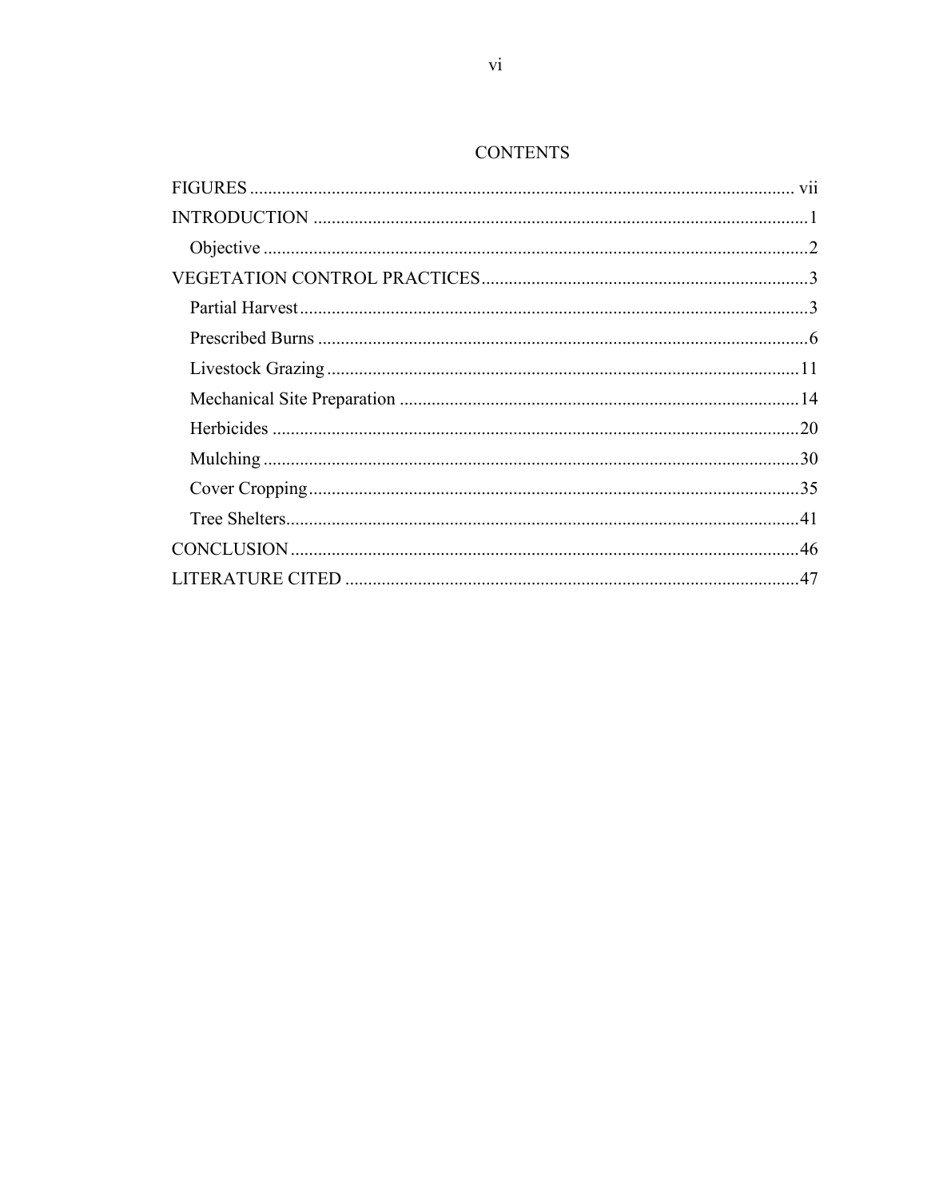# CONTENTS

FIGURES ........................................................................................................ vii

INTRODUCTION ............................................................................................. 1

- Objective ........................................................................................................ 2

VEGETATION CONTROL PRACTICES ........................................................ 3

- Partial Harvest ................................................................................................ 3
- Prescribed Burns ............................................................................................ 6
- Livestock Grazing ........................................................................................ 11
- Mechanical Site Preparation ......................................................................... 14
- Herbicides ..................................................................................................... 20
- Mulching ...................................................................................................... 30
- Cover Cropping ............................................................................................ 35
- Tree Shelters ................................................................................................. 41

CONCLUSION ................................................................................................ 46

LITERATURE CITED .................................................................................... 47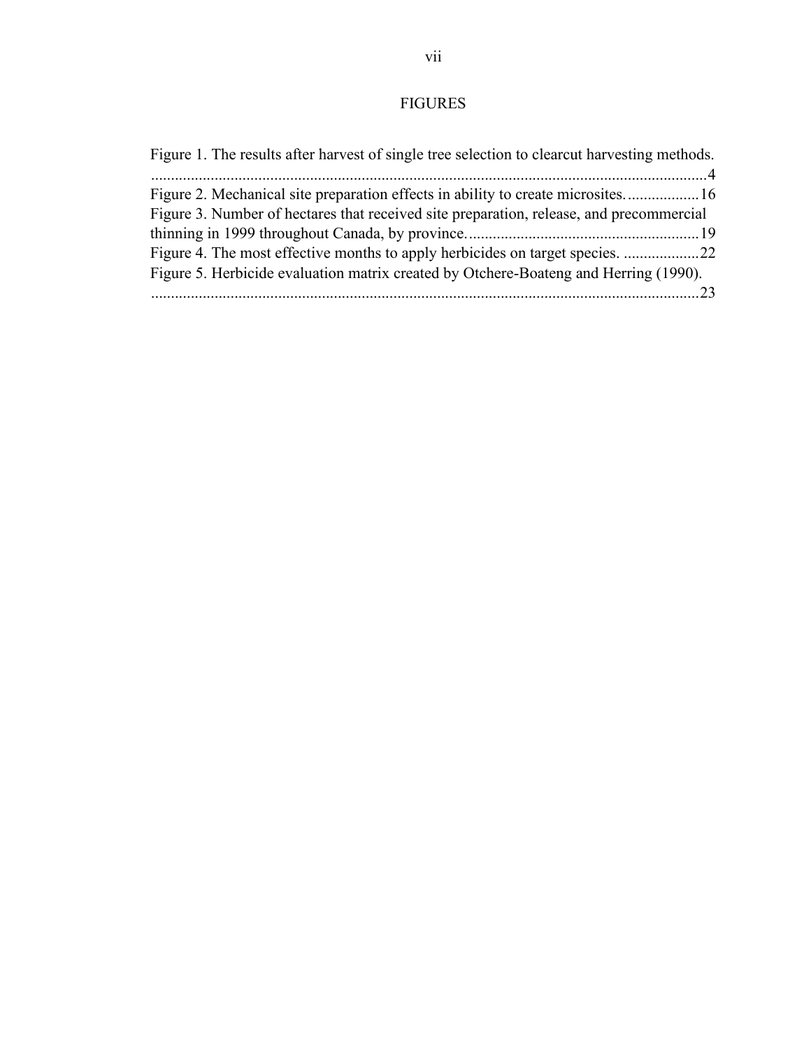# FIGURES

Figure 1. The results after harvest of single tree selection to clearcut harvesting methods. ....................................................................................................................................4
Figure 2. Mechanical site preparation effects in ability to create microsites. ..................16
Figure 3. Number of hectares that received site preparation, release, and precommercial thinning in 1999 throughout Canada, by province. ..........................................................19
Figure 4. The most effective months to apply herbicides on target species. ...................22
Figure 5. Herbicide evaluation matrix created by Otchere-Boateng and Herring (1990). ....................................................................................................................................23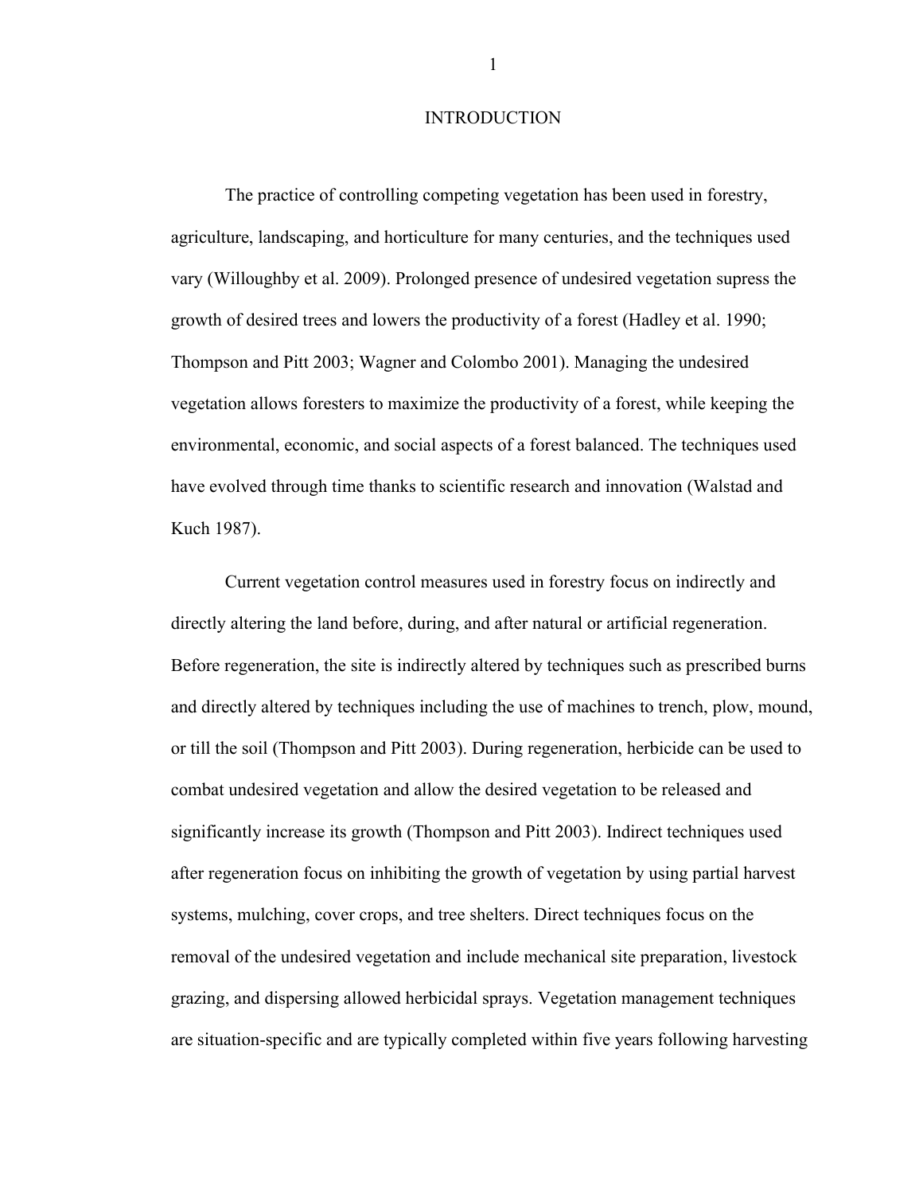# INTRODUCTION

The practice of controlling competing vegetation has been used in forestry, agriculture, landscaping, and horticulture for many centuries, and the techniques used vary (Willoughby et al. 2009). Prolonged presence of undesired vegetation supress the growth of desired trees and lowers the productivity of a forest (Hadley et al. 1990; Thompson and Pitt 2003; Wagner and Colombo 2001). Managing the undesired vegetation allows foresters to maximize the productivity of a forest, while keeping the environmental, economic, and social aspects of a forest balanced. The techniques used have evolved through time thanks to scientific research and innovation (Walstad and Kuch 1987).

Current vegetation control measures used in forestry focus on indirectly and directly altering the land before, during, and after natural or artificial regeneration. Before regeneration, the site is indirectly altered by techniques such as prescribed burns and directly altered by techniques including the use of machines to trench, plow, mound, or till the soil (Thompson and Pitt 2003). During regeneration, herbicide can be used to combat undesired vegetation and allow the desired vegetation to be released and significantly increase its growth (Thompson and Pitt 2003). Indirect techniques used after regeneration focus on inhibiting the growth of vegetation by using partial harvest systems, mulching, cover crops, and tree shelters. Direct techniques focus on the removal of the undesired vegetation and include mechanical site preparation, livestock grazing, and dispersing allowed herbicidal sprays. Vegetation management techniques are situation-specific and are typically completed within five years following harvesting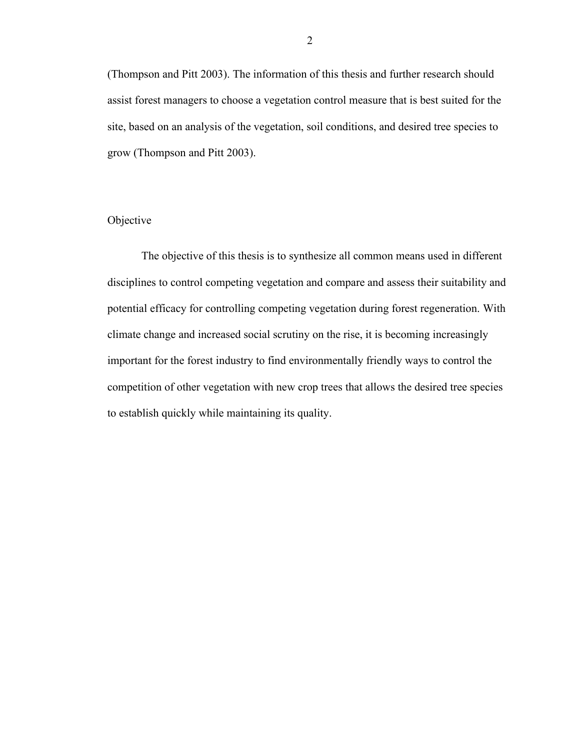(Thompson and Pitt 2003). The information of this thesis and further research should assist forest managers to choose a vegetation control measure that is best suited for the site, based on an analysis of the vegetation, soil conditions, and desired tree species to grow (Thompson and Pitt 2003).

## Objective

The objective of this thesis is to synthesize all common means used in different disciplines to control competing vegetation and compare and assess their suitability and potential efficacy for controlling competing vegetation during forest regeneration. With climate change and increased social scrutiny on the rise, it is becoming increasingly important for the forest industry to find environmentally friendly ways to control the competition of other vegetation with new crop trees that allows the desired tree species to establish quickly while maintaining its quality.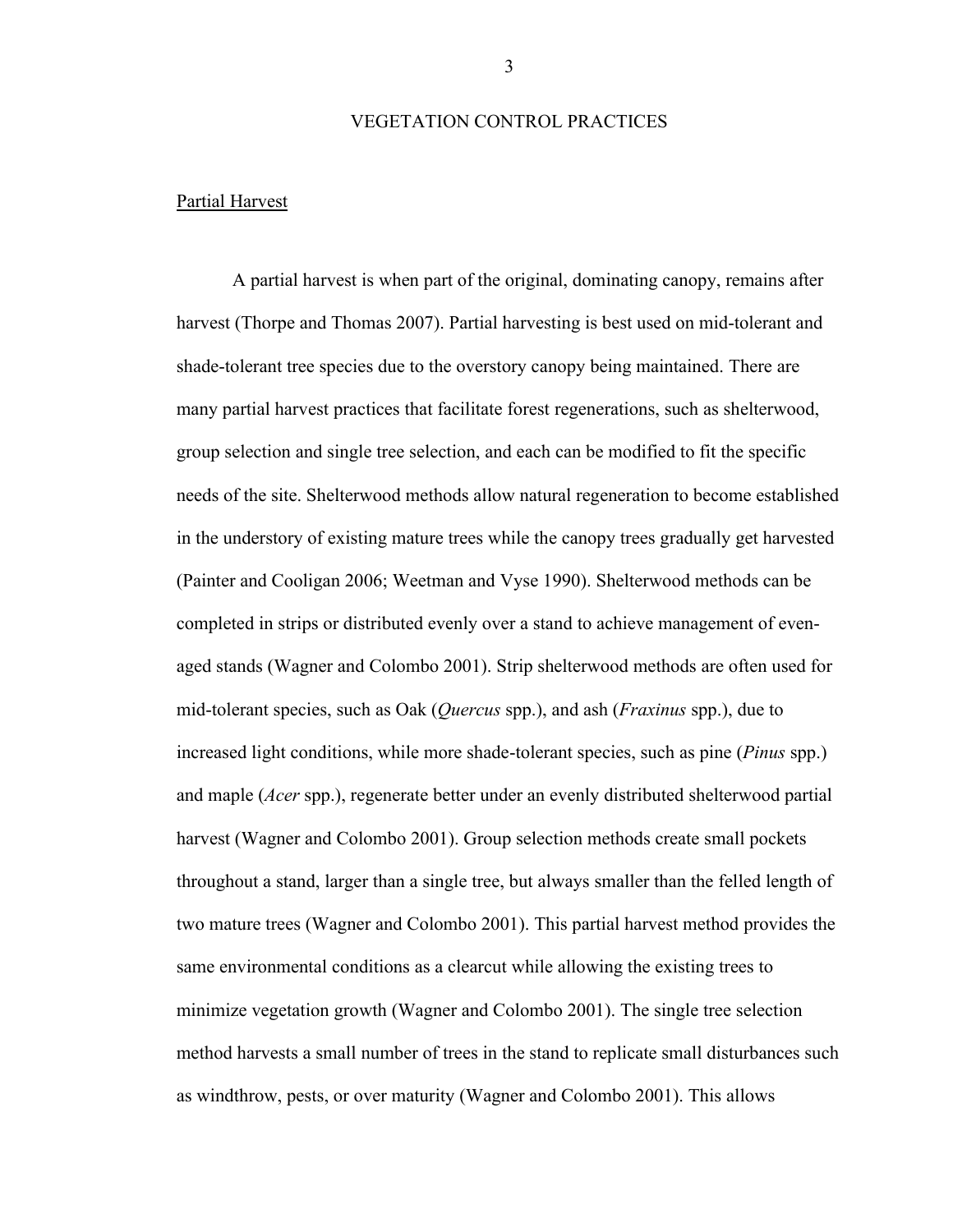# VEGETATION CONTROL PRACTICES

## Partial Harvest

A partial harvest is when part of the original, dominating canopy, remains after harvest (Thorpe and Thomas 2007). Partial harvesting is best used on mid-tolerant and shade-tolerant tree species due to the overstory canopy being maintained. There are many partial harvest practices that facilitate forest regenerations, such as shelterwood, group selection and single tree selection, and each can be modified to fit the specific needs of the site. Shelterwood methods allow natural regeneration to become established in the understory of existing mature trees while the canopy trees gradually get harvested (Painter and Cooligan 2006; Weetman and Vyse 1990). Shelterwood methods can be completed in strips or distributed evenly over a stand to achieve management of even-aged stands (Wagner and Colombo 2001). Strip shelterwood methods are often used for mid-tolerant species, such as Oak (*Quercus* spp.), and ash (*Fraxinus* spp.), due to increased light conditions, while more shade-tolerant species, such as pine (*Pinus* spp.) and maple (*Acer* spp.), regenerate better under an evenly distributed shelterwood partial harvest (Wagner and Colombo 2001). Group selection methods create small pockets throughout a stand, larger than a single tree, but always smaller than the felled length of two mature trees (Wagner and Colombo 2001). This partial harvest method provides the same environmental conditions as a clearcut while allowing the existing trees to minimize vegetation growth (Wagner and Colombo 2001). The single tree selection method harvests a small number of trees in the stand to replicate small disturbances such as windthrow, pests, or over maturity (Wagner and Colombo 2001). This allows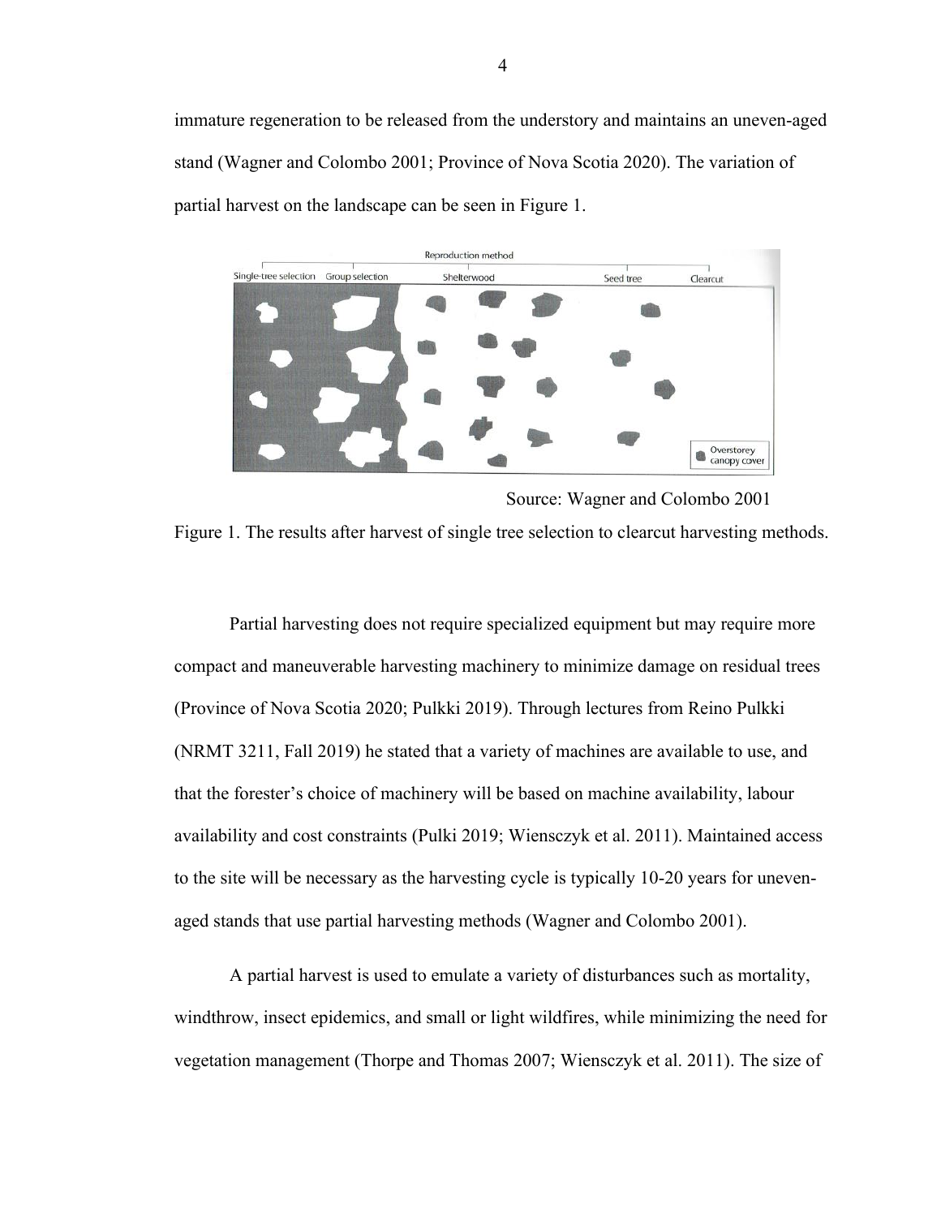immature regeneration to be released from the understory and maintains an uneven-aged stand (Wagner and Colombo 2001; Province of Nova Scotia 2020). The variation of partial harvest on the landscape can be seen in Figure 1.

Source: Wagner and Colombo 2001

Figure 1. The results after harvest of single tree selection to clearcut harvesting methods.

Partial harvesting does not require specialized equipment but may require more compact and maneuverable harvesting machinery to minimize damage on residual trees (Province of Nova Scotia 2020; Pulkki 2019). Through lectures from Reino Pulkki (NRMT 3211, Fall 2019) he stated that a variety of machines are available to use, and that the forester's choice of machinery will be based on machine availability, labour availability and cost constraints (Pulki 2019; Wiensczyk et al. 2011). Maintained access to the site will be necessary as the harvesting cycle is typically 10-20 years for uneven-aged stands that use partial harvesting methods (Wagner and Colombo 2001).

A partial harvest is used to emulate a variety of disturbances such as mortality, windthrow, insect epidemics, and small or light wildfires, while minimizing the need for vegetation management (Thorpe and Thomas 2007; Wiensczyk et al. 2011). The size of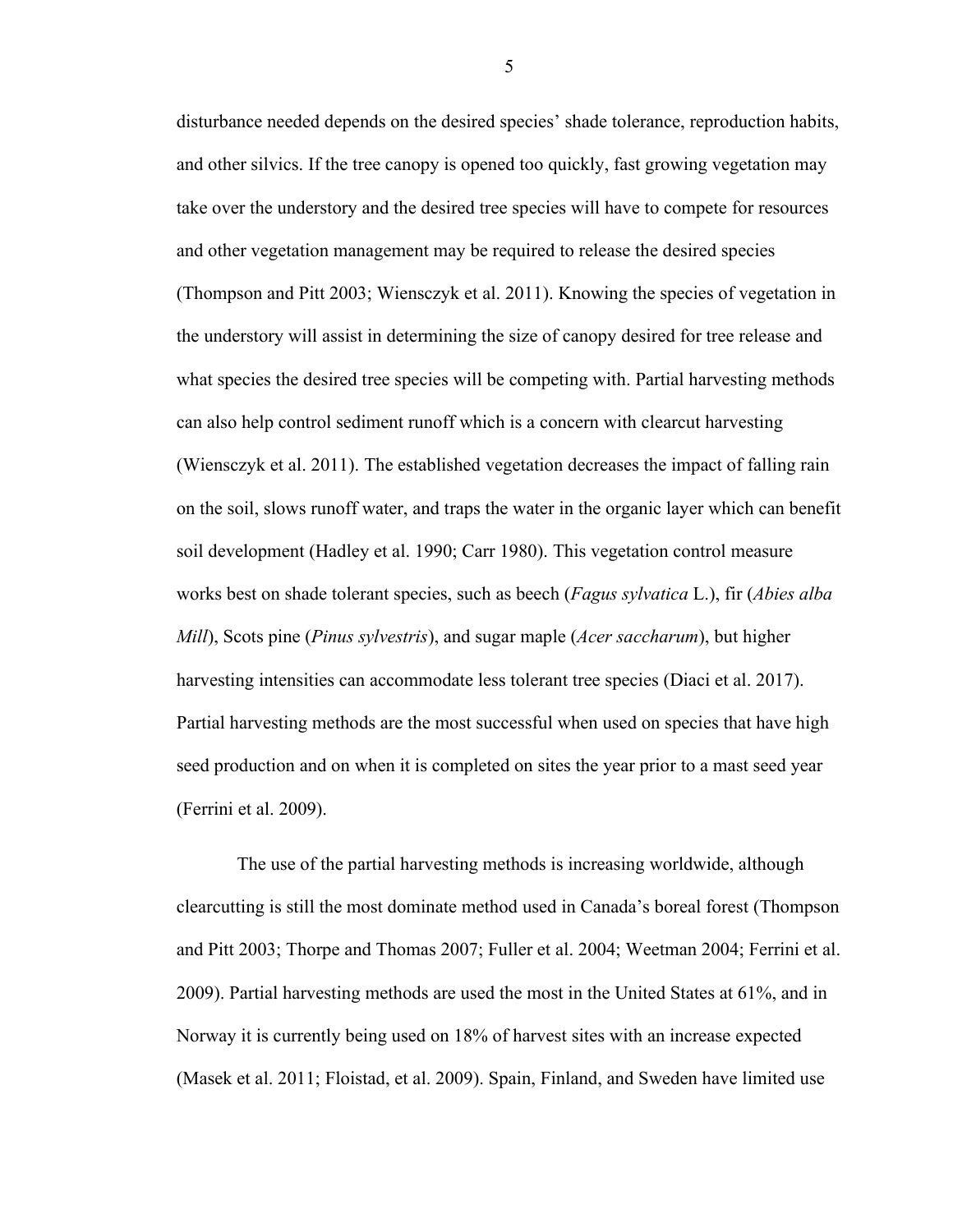disturbance needed depends on the desired species' shade tolerance, reproduction habits, and other silvics. If the tree canopy is opened too quickly, fast growing vegetation may take over the understory and the desired tree species will have to compete for resources and other vegetation management may be required to release the desired species (Thompson and Pitt 2003; Wiensczyk et al. 2011). Knowing the species of vegetation in the understory will assist in determining the size of canopy desired for tree release and what species the desired tree species will be competing with. Partial harvesting methods can also help control sediment runoff which is a concern with clearcut harvesting (Wiensczyk et al. 2011). The established vegetation decreases the impact of falling rain on the soil, slows runoff water, and traps the water in the organic layer which can benefit soil development (Hadley et al. 1990; Carr 1980). This vegetation control measure works best on shade tolerant species, such as beech (*Fagus sylvatica* L.), fir (*Abies alba Mill*), Scots pine (*Pinus sylvestris*), and sugar maple (*Acer saccharum*), but higher harvesting intensities can accommodate less tolerant tree species (Diaci et al. 2017). Partial harvesting methods are the most successful when used on species that have high seed production and on when it is completed on sites the year prior to a mast seed year (Ferrini et al. 2009).

The use of the partial harvesting methods is increasing worldwide, although clearcutting is still the most dominate method used in Canada's boreal forest (Thompson and Pitt 2003; Thorpe and Thomas 2007; Fuller et al. 2004; Weetman 2004; Ferrini et al. 2009). Partial harvesting methods are used the most in the United States at 61%, and in Norway it is currently being used on 18% of harvest sites with an increase expected (Masek et al. 2011; Floistad, et al. 2009). Spain, Finland, and Sweden have limited use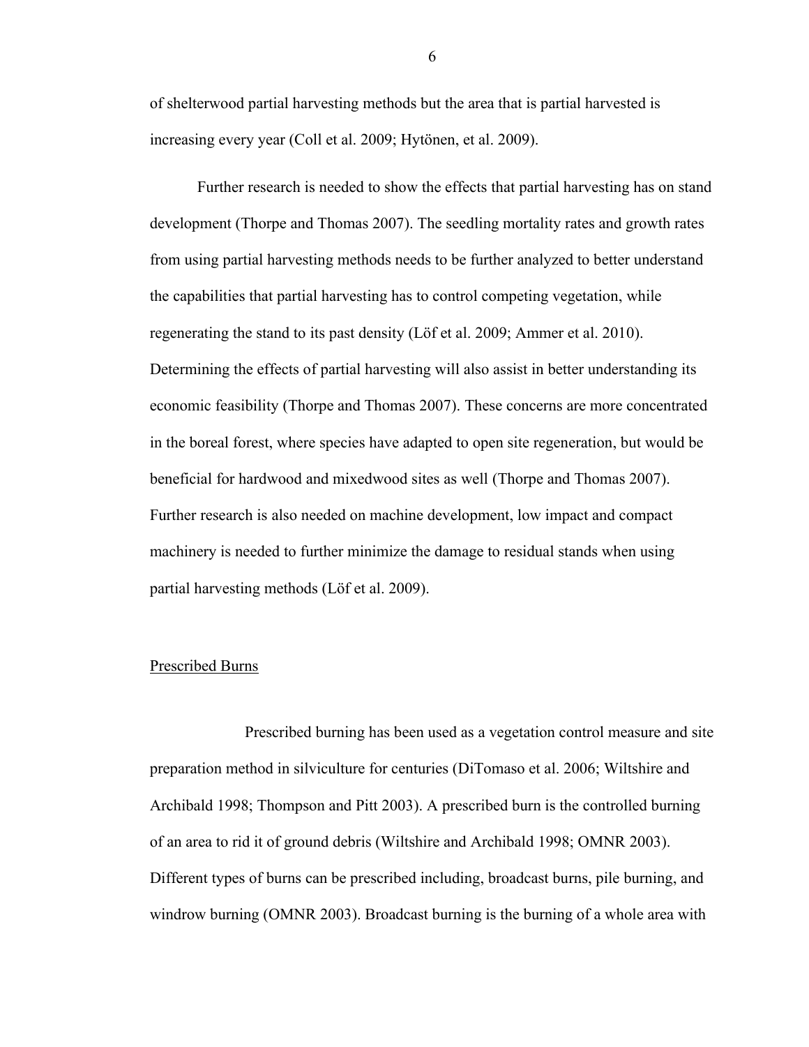of shelterwood partial harvesting methods but the area that is partial harvested is increasing every year (Coll et al. 2009; Hytönen, et al. 2009).

Further research is needed to show the effects that partial harvesting has on stand development (Thorpe and Thomas 2007). The seedling mortality rates and growth rates from using partial harvesting methods needs to be further analyzed to better understand the capabilities that partial harvesting has to control competing vegetation, while regenerating the stand to its past density (Löf et al. 2009; Ammer et al. 2010). Determining the effects of partial harvesting will also assist in better understanding its economic feasibility (Thorpe and Thomas 2007). These concerns are more concentrated in the boreal forest, where species have adapted to open site regeneration, but would be beneficial for hardwood and mixedwood sites as well (Thorpe and Thomas 2007). Further research is also needed on machine development, low impact and compact machinery is needed to further minimize the damage to residual stands when using partial harvesting methods (Löf et al. 2009).

## Prescribed Burns

Prescribed burning has been used as a vegetation control measure and site preparation method in silviculture for centuries (DiTomaso et al. 2006; Wiltshire and Archibald 1998; Thompson and Pitt 2003). A prescribed burn is the controlled burning of an area to rid it of ground debris (Wiltshire and Archibald 1998; OMNR 2003). Different types of burns can be prescribed including, broadcast burns, pile burning, and windrow burning (OMNR 2003). Broadcast burning is the burning of a whole area with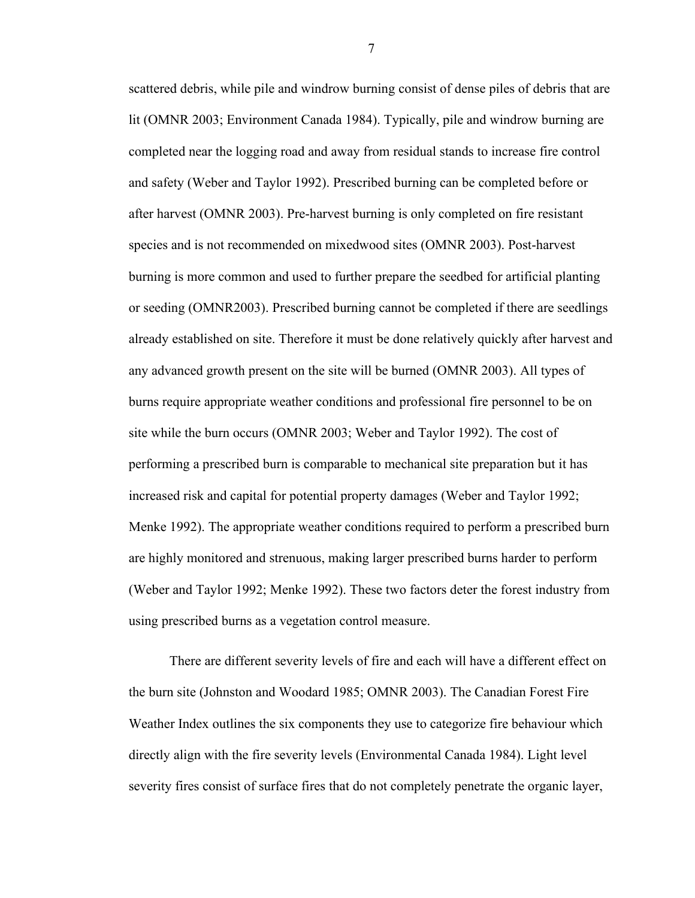scattered debris, while pile and windrow burning consist of dense piles of debris that are lit (OMNR 2003; Environment Canada 1984). Typically, pile and windrow burning are completed near the logging road and away from residual stands to increase fire control and safety (Weber and Taylor 1992). Prescribed burning can be completed before or after harvest (OMNR 2003). Pre-harvest burning is only completed on fire resistant species and is not recommended on mixedwood sites (OMNR 2003). Post-harvest burning is more common and used to further prepare the seedbed for artificial planting or seeding (OMNR2003). Prescribed burning cannot be completed if there are seedlings already established on site. Therefore it must be done relatively quickly after harvest and any advanced growth present on the site will be burned (OMNR 2003). All types of burns require appropriate weather conditions and professional fire personnel to be on site while the burn occurs (OMNR 2003; Weber and Taylor 1992). The cost of performing a prescribed burn is comparable to mechanical site preparation but it has increased risk and capital for potential property damages (Weber and Taylor 1992; Menke 1992). The appropriate weather conditions required to perform a prescribed burn are highly monitored and strenuous, making larger prescribed burns harder to perform (Weber and Taylor 1992; Menke 1992). These two factors deter the forest industry from using prescribed burns as a vegetation control measure.

There are different severity levels of fire and each will have a different effect on the burn site (Johnston and Woodard 1985; OMNR 2003). The Canadian Forest Fire Weather Index outlines the six components they use to categorize fire behaviour which directly align with the fire severity levels (Environmental Canada 1984). Light level severity fires consist of surface fires that do not completely penetrate the organic layer,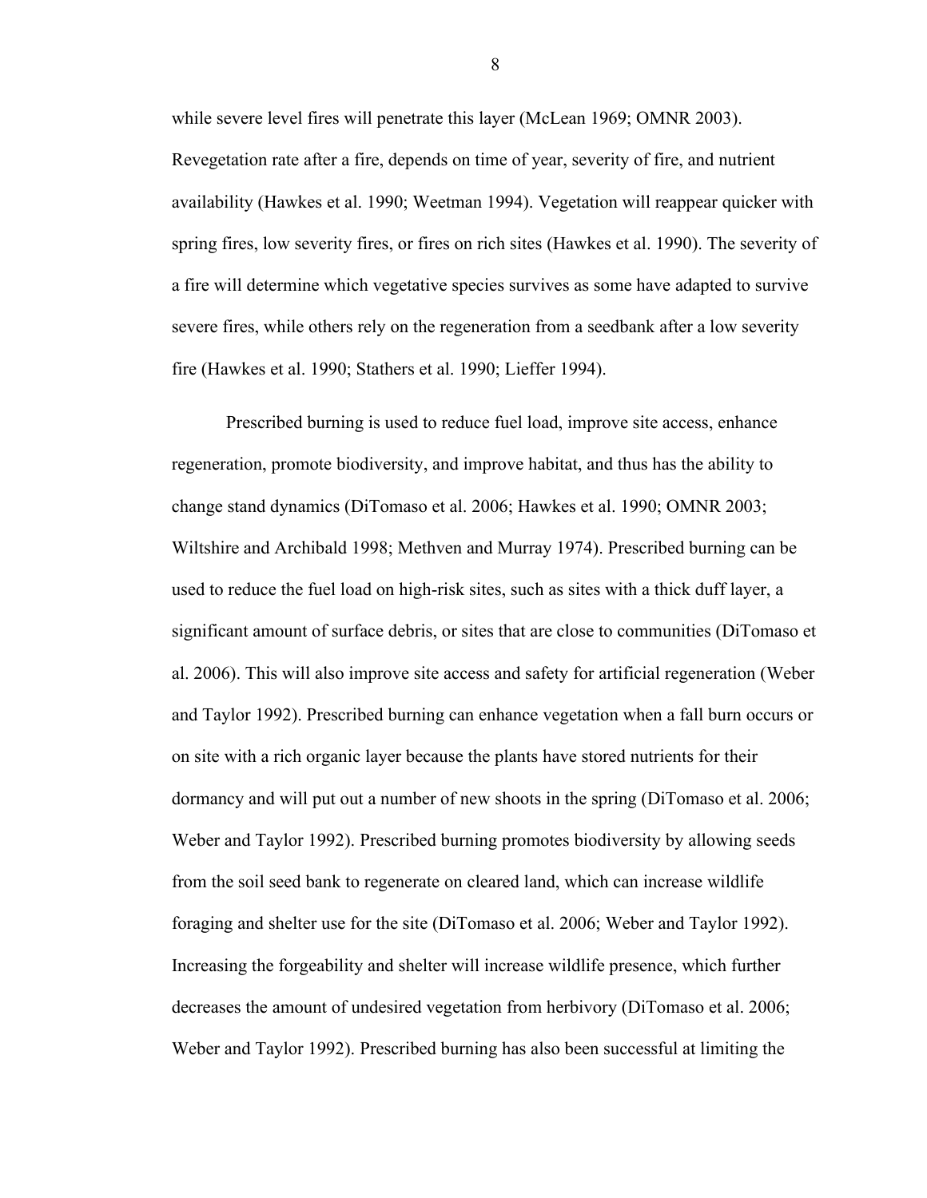while severe level fires will penetrate this layer (McLean 1969; OMNR 2003). Revegetation rate after a fire, depends on time of year, severity of fire, and nutrient availability (Hawkes et al. 1990; Weetman 1994). Vegetation will reappear quicker with spring fires, low severity fires, or fires on rich sites (Hawkes et al. 1990). The severity of a fire will determine which vegetative species survives as some have adapted to survive severe fires, while others rely on the regeneration from a seedbank after a low severity fire (Hawkes et al. 1990; Stathers et al. 1990; Lieffer 1994).

Prescribed burning is used to reduce fuel load, improve site access, enhance regeneration, promote biodiversity, and improve habitat, and thus has the ability to change stand dynamics (DiTomaso et al. 2006; Hawkes et al. 1990; OMNR 2003; Wiltshire and Archibald 1998; Methven and Murray 1974). Prescribed burning can be used to reduce the fuel load on high-risk sites, such as sites with a thick duff layer, a significant amount of surface debris, or sites that are close to communities (DiTomaso et al. 2006). This will also improve site access and safety for artificial regeneration (Weber and Taylor 1992). Prescribed burning can enhance vegetation when a fall burn occurs or on site with a rich organic layer because the plants have stored nutrients for their dormancy and will put out a number of new shoots in the spring (DiTomaso et al. 2006; Weber and Taylor 1992). Prescribed burning promotes biodiversity by allowing seeds from the soil seed bank to regenerate on cleared land, which can increase wildlife foraging and shelter use for the site (DiTomaso et al. 2006; Weber and Taylor 1992). Increasing the forgeability and shelter will increase wildlife presence, which further decreases the amount of undesired vegetation from herbivory (DiTomaso et al. 2006; Weber and Taylor 1992). Prescribed burning has also been successful at limiting the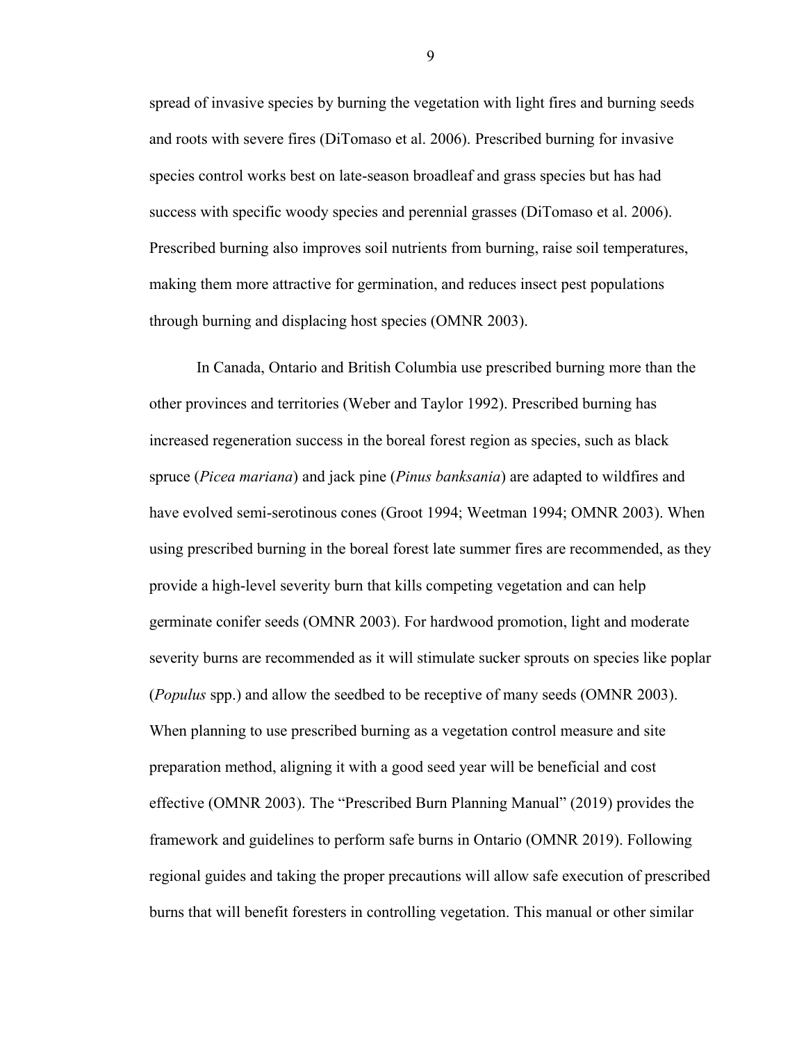spread of invasive species by burning the vegetation with light fires and burning seeds and roots with severe fires (DiTomaso et al. 2006). Prescribed burning for invasive species control works best on late-season broadleaf and grass species but has had success with specific woody species and perennial grasses (DiTomaso et al. 2006). Prescribed burning also improves soil nutrients from burning, raise soil temperatures, making them more attractive for germination, and reduces insect pest populations through burning and displacing host species (OMNR 2003).

In Canada, Ontario and British Columbia use prescribed burning more than the other provinces and territories (Weber and Taylor 1992). Prescribed burning has increased regeneration success in the boreal forest region as species, such as black spruce (*Picea mariana*) and jack pine (*Pinus banksania*) are adapted to wildfires and have evolved semi-serotinous cones (Groot 1994; Weetman 1994; OMNR 2003). When using prescribed burning in the boreal forest late summer fires are recommended, as they provide a high-level severity burn that kills competing vegetation and can help germinate conifer seeds (OMNR 2003). For hardwood promotion, light and moderate severity burns are recommended as it will stimulate sucker sprouts on species like poplar (*Populus* spp.) and allow the seedbed to be receptive of many seeds (OMNR 2003). When planning to use prescribed burning as a vegetation control measure and site preparation method, aligning it with a good seed year will be beneficial and cost effective (OMNR 2003). The "Prescribed Burn Planning Manual" (2019) provides the framework and guidelines to perform safe burns in Ontario (OMNR 2019). Following regional guides and taking the proper precautions will allow safe execution of prescribed burns that will benefit foresters in controlling vegetation. This manual or other similar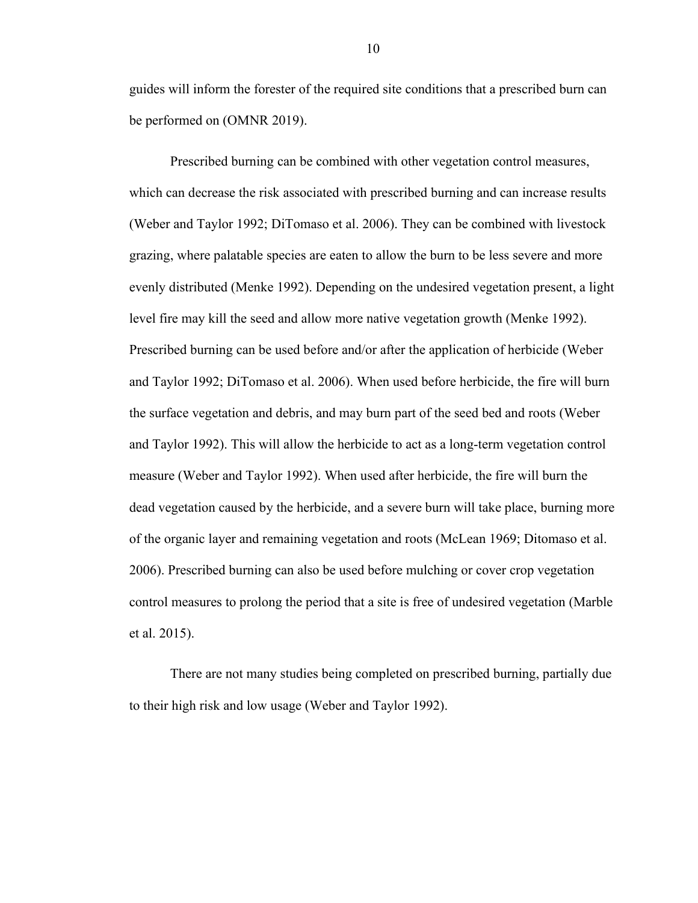guides will inform the forester of the required site conditions that a prescribed burn can be performed on (OMNR 2019).

Prescribed burning can be combined with other vegetation control measures, which can decrease the risk associated with prescribed burning and can increase results (Weber and Taylor 1992; DiTomaso et al. 2006). They can be combined with livestock grazing, where palatable species are eaten to allow the burn to be less severe and more evenly distributed (Menke 1992). Depending on the undesired vegetation present, a light level fire may kill the seed and allow more native vegetation growth (Menke 1992). Prescribed burning can be used before and/or after the application of herbicide (Weber and Taylor 1992; DiTomaso et al. 2006). When used before herbicide, the fire will burn the surface vegetation and debris, and may burn part of the seed bed and roots (Weber and Taylor 1992). This will allow the herbicide to act as a long-term vegetation control measure (Weber and Taylor 1992). When used after herbicide, the fire will burn the dead vegetation caused by the herbicide, and a severe burn will take place, burning more of the organic layer and remaining vegetation and roots (McLean 1969; Ditomaso et al. 2006). Prescribed burning can also be used before mulching or cover crop vegetation control measures to prolong the period that a site is free of undesired vegetation (Marble et al. 2015).

There are not many studies being completed on prescribed burning, partially due to their high risk and low usage (Weber and Taylor 1992).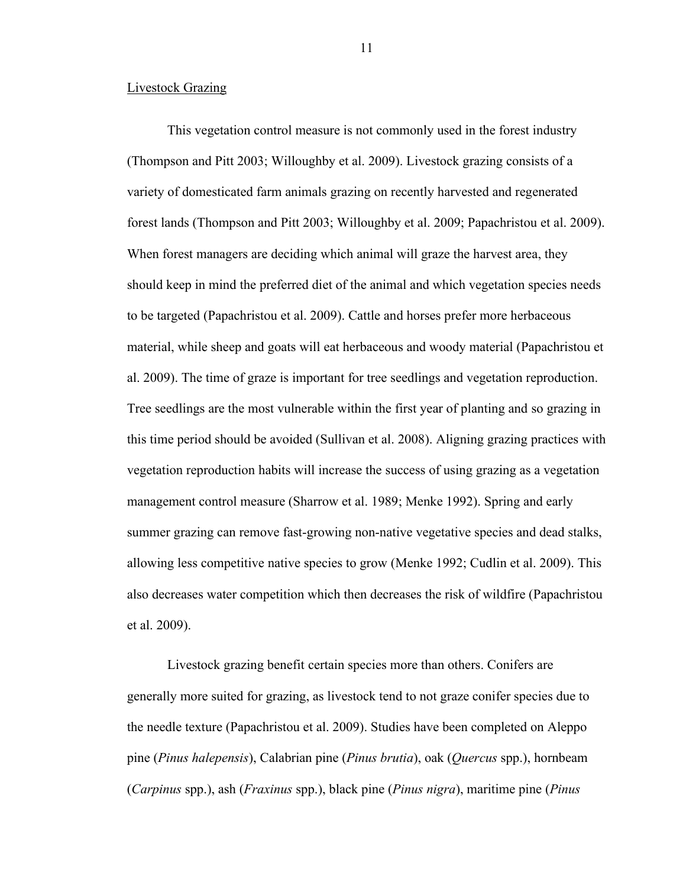Livestock Grazing

This vegetation control measure is not commonly used in the forest industry (Thompson and Pitt 2003; Willoughby et al. 2009). Livestock grazing consists of a variety of domesticated farm animals grazing on recently harvested and regenerated forest lands (Thompson and Pitt 2003; Willoughby et al. 2009; Papachristou et al. 2009). When forest managers are deciding which animal will graze the harvest area, they should keep in mind the preferred diet of the animal and which vegetation species needs to be targeted (Papachristou et al. 2009). Cattle and horses prefer more herbaceous material, while sheep and goats will eat herbaceous and woody material (Papachristou et al. 2009). The time of graze is important for tree seedlings and vegetation reproduction. Tree seedlings are the most vulnerable within the first year of planting and so grazing in this time period should be avoided (Sullivan et al. 2008). Aligning grazing practices with vegetation reproduction habits will increase the success of using grazing as a vegetation management control measure (Sharrow et al. 1989; Menke 1992). Spring and early summer grazing can remove fast-growing non-native vegetative species and dead stalks, allowing less competitive native species to grow (Menke 1992; Cudlin et al. 2009). This also decreases water competition which then decreases the risk of wildfire (Papachristou et al. 2009).

Livestock grazing benefit certain species more than others. Conifers are generally more suited for grazing, as livestock tend to not graze conifer species due to the needle texture (Papachristou et al. 2009). Studies have been completed on Aleppo pine (*Pinus halepensis*), Calabrian pine (*Pinus brutia*), oak (*Quercus* spp.), hornbeam (*Carpinus* spp.), ash (*Fraxinus* spp.), black pine (*Pinus nigra*), maritime pine (*Pinus*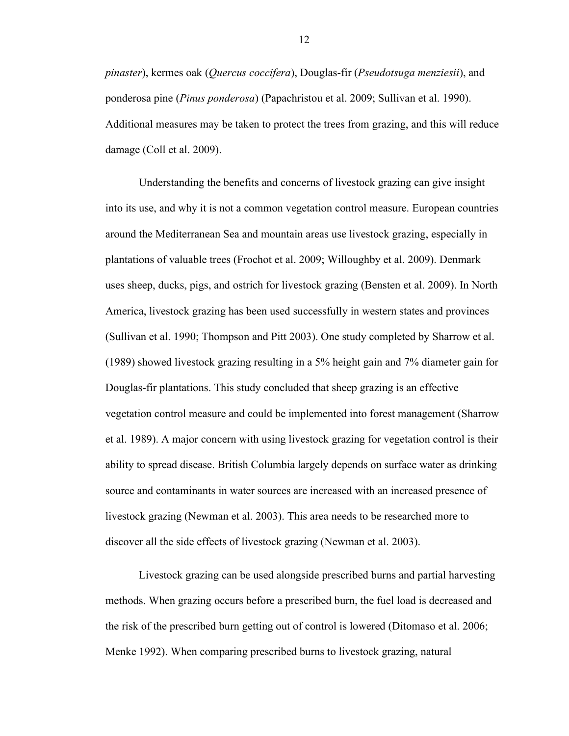*pinaster*), kermes oak (*Quercus coccifera*), Douglas-fir (*Pseudotsuga menziesii*), and ponderosa pine (*Pinus ponderosa*) (Papachristou et al. 2009; Sullivan et al. 1990). Additional measures may be taken to protect the trees from grazing, and this will reduce damage (Coll et al. 2009).

Understanding the benefits and concerns of livestock grazing can give insight into its use, and why it is not a common vegetation control measure. European countries around the Mediterranean Sea and mountain areas use livestock grazing, especially in plantations of valuable trees (Frochot et al. 2009; Willoughby et al. 2009). Denmark uses sheep, ducks, pigs, and ostrich for livestock grazing (Bensten et al. 2009). In North America, livestock grazing has been used successfully in western states and provinces (Sullivan et al. 1990; Thompson and Pitt 2003). One study completed by Sharrow et al. (1989) showed livestock grazing resulting in a 5% height gain and 7% diameter gain for Douglas-fir plantations. This study concluded that sheep grazing is an effective vegetation control measure and could be implemented into forest management (Sharrow et al. 1989). A major concern with using livestock grazing for vegetation control is their ability to spread disease. British Columbia largely depends on surface water as drinking source and contaminants in water sources are increased with an increased presence of livestock grazing (Newman et al. 2003). This area needs to be researched more to discover all the side effects of livestock grazing (Newman et al. 2003).

Livestock grazing can be used alongside prescribed burns and partial harvesting methods. When grazing occurs before a prescribed burn, the fuel load is decreased and the risk of the prescribed burn getting out of control is lowered (Ditomaso et al. 2006; Menke 1992). When comparing prescribed burns to livestock grazing, natural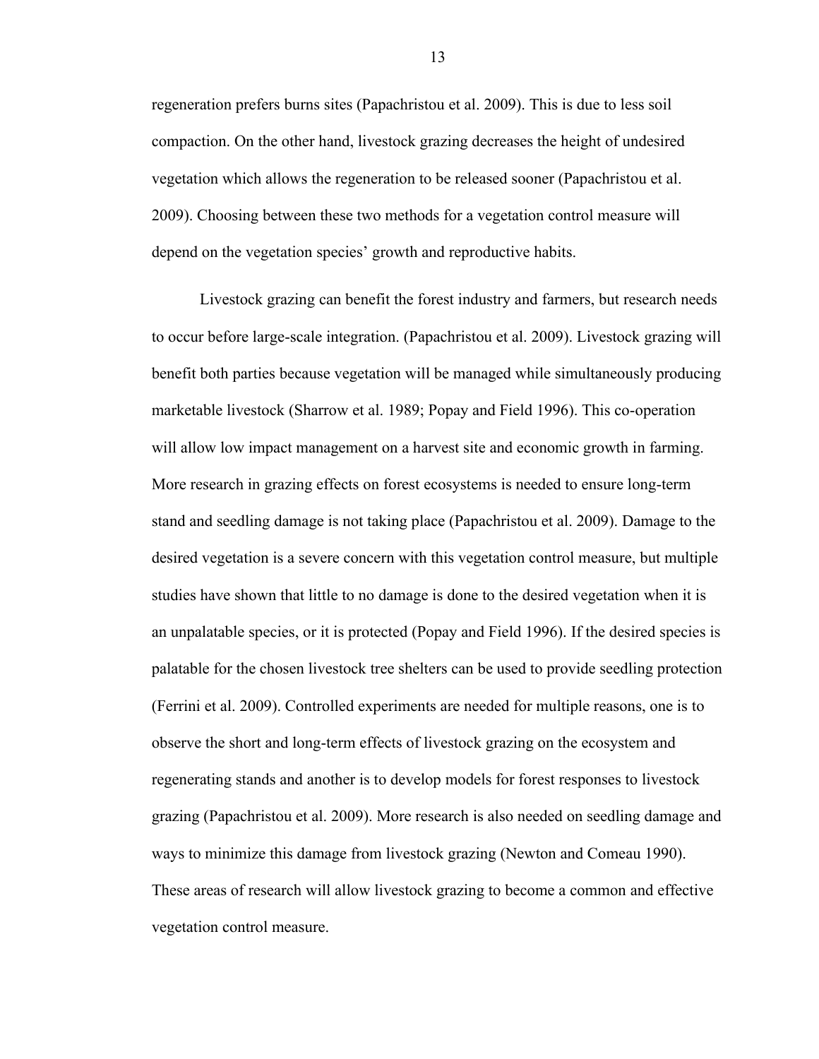regeneration prefers burns sites (Papachristou et al. 2009). This is due to less soil compaction. On the other hand, livestock grazing decreases the height of undesired vegetation which allows the regeneration to be released sooner (Papachristou et al. 2009). Choosing between these two methods for a vegetation control measure will depend on the vegetation species' growth and reproductive habits.

Livestock grazing can benefit the forest industry and farmers, but research needs to occur before large-scale integration. (Papachristou et al. 2009). Livestock grazing will benefit both parties because vegetation will be managed while simultaneously producing marketable livestock (Sharrow et al. 1989; Popay and Field 1996). This co-operation will allow low impact management on a harvest site and economic growth in farming. More research in grazing effects on forest ecosystems is needed to ensure long-term stand and seedling damage is not taking place (Papachristou et al. 2009). Damage to the desired vegetation is a severe concern with this vegetation control measure, but multiple studies have shown that little to no damage is done to the desired vegetation when it is an unpalatable species, or it is protected (Popay and Field 1996). If the desired species is palatable for the chosen livestock tree shelters can be used to provide seedling protection (Ferrini et al. 2009). Controlled experiments are needed for multiple reasons, one is to observe the short and long-term effects of livestock grazing on the ecosystem and regenerating stands and another is to develop models for forest responses to livestock grazing (Papachristou et al. 2009). More research is also needed on seedling damage and ways to minimize this damage from livestock grazing (Newton and Comeau 1990). These areas of research will allow livestock grazing to become a common and effective vegetation control measure.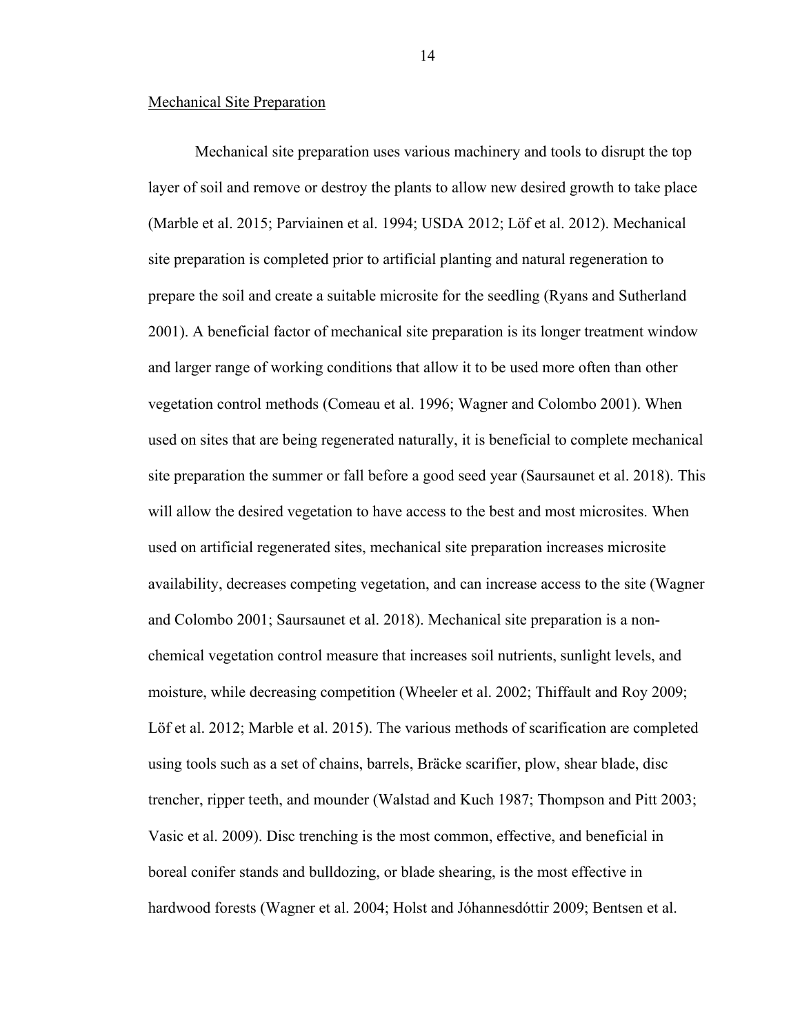Mechanical Site Preparation

Mechanical site preparation uses various machinery and tools to disrupt the top layer of soil and remove or destroy the plants to allow new desired growth to take place (Marble et al. 2015; Parviainen et al. 1994; USDA 2012; Löf et al. 2012). Mechanical site preparation is completed prior to artificial planting and natural regeneration to prepare the soil and create a suitable microsite for the seedling (Ryans and Sutherland 2001). A beneficial factor of mechanical site preparation is its longer treatment window and larger range of working conditions that allow it to be used more often than other vegetation control methods (Comeau et al. 1996; Wagner and Colombo 2001). When used on sites that are being regenerated naturally, it is beneficial to complete mechanical site preparation the summer or fall before a good seed year (Saursaunet et al. 2018). This will allow the desired vegetation to have access to the best and most microsites. When used on artificial regenerated sites, mechanical site preparation increases microsite availability, decreases competing vegetation, and can increase access to the site (Wagner and Colombo 2001; Saursaunet et al. 2018). Mechanical site preparation is a non-chemical vegetation control measure that increases soil nutrients, sunlight levels, and moisture, while decreasing competition (Wheeler et al. 2002; Thiffault and Roy 2009; Löf et al. 2012; Marble et al. 2015). The various methods of scarification are completed using tools such as a set of chains, barrels, Bräcke scarifier, plow, shear blade, disc trencher, ripper teeth, and mounder (Walstad and Kuch 1987; Thompson and Pitt 2003; Vasic et al. 2009). Disc trenching is the most common, effective, and beneficial in boreal conifer stands and bulldozing, or blade shearing, is the most effective in hardwood forests (Wagner et al. 2004; Holst and Jóhannesdóttir 2009; Bentsen et al.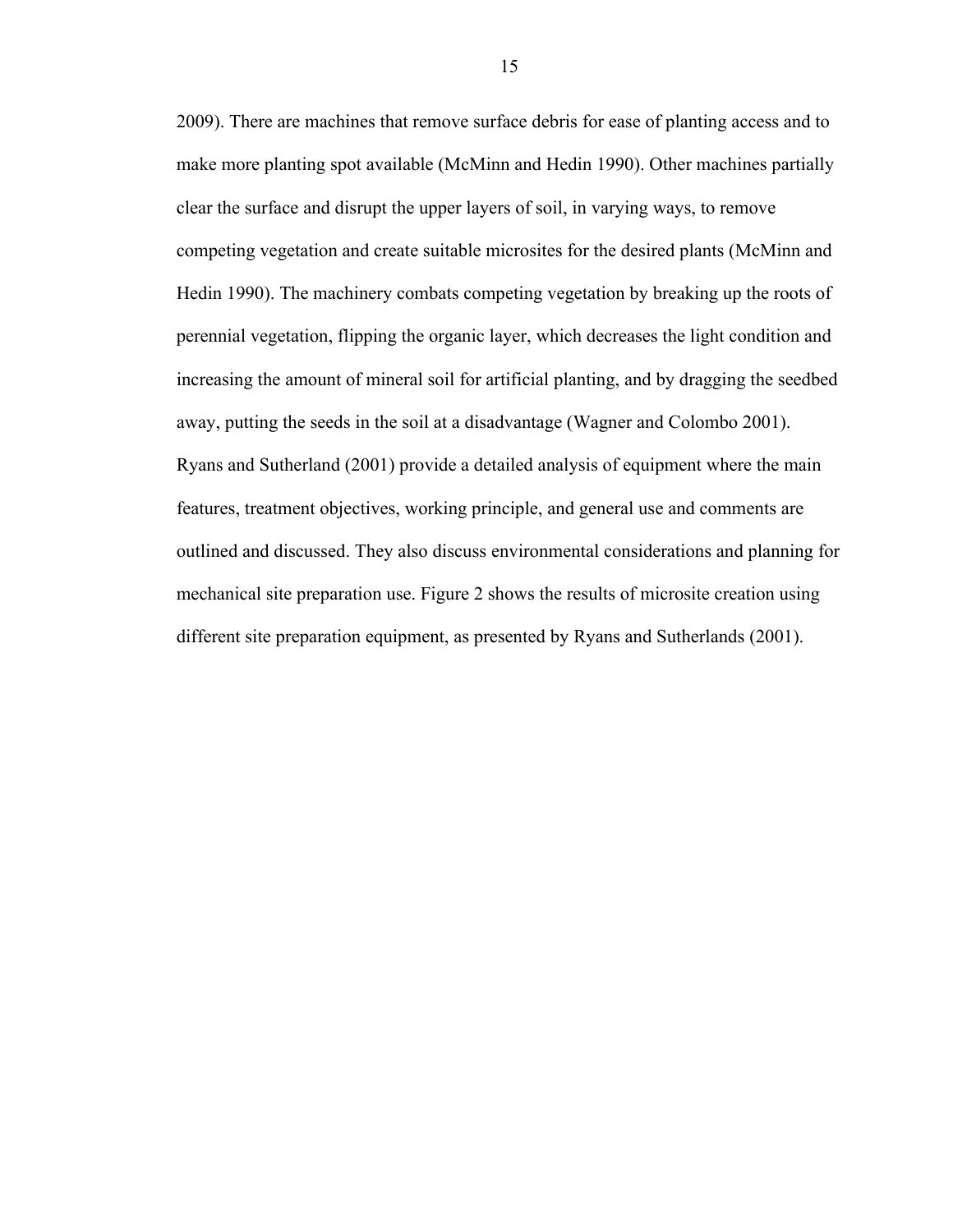2009). There are machines that remove surface debris for ease of planting access and to make more planting spot available (McMinn and Hedin 1990). Other machines partially clear the surface and disrupt the upper layers of soil, in varying ways, to remove competing vegetation and create suitable microsites for the desired plants (McMinn and Hedin 1990). The machinery combats competing vegetation by breaking up the roots of perennial vegetation, flipping the organic layer, which decreases the light condition and increasing the amount of mineral soil for artificial planting, and by dragging the seedbed away, putting the seeds in the soil at a disadvantage (Wagner and Colombo 2001). Ryans and Sutherland (2001) provide a detailed analysis of equipment where the main features, treatment objectives, working principle, and general use and comments are outlined and discussed. They also discuss environmental considerations and planning for mechanical site preparation use. Figure 2 shows the results of microsite creation using different site preparation equipment, as presented by Ryans and Sutherlands (2001).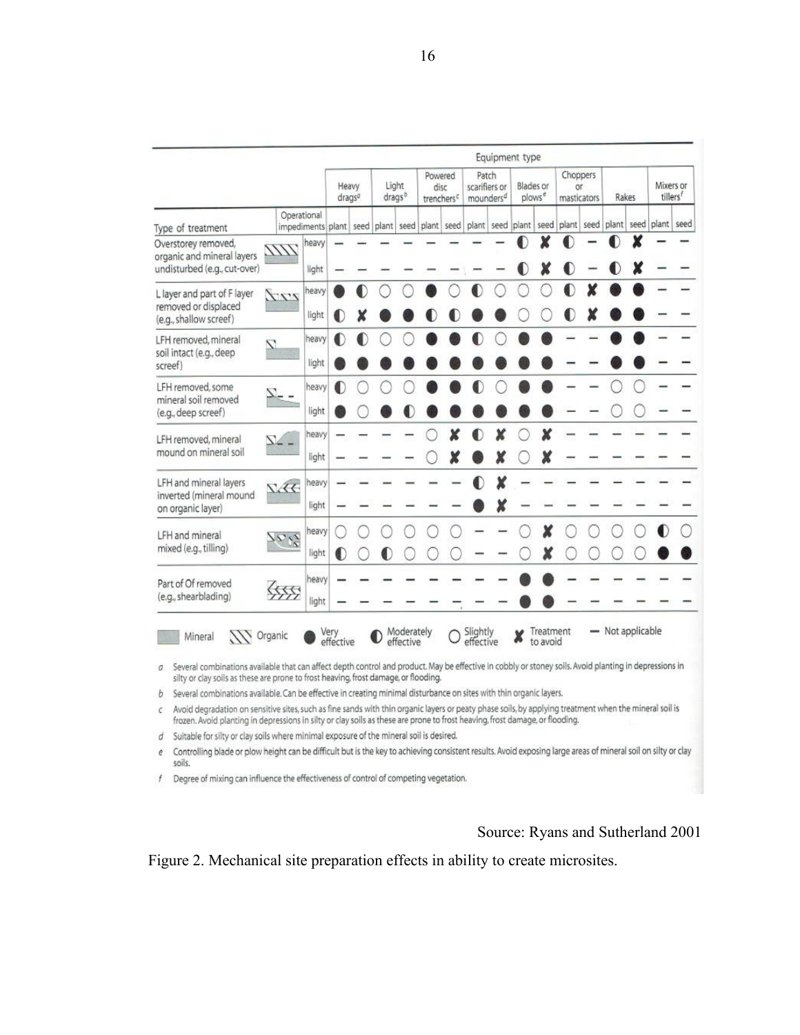| Type of treatment | Operational impediments | Heavy drags[a] plant | Heavy drags[a] seed | Light drags[b] plant | Light drags[b] seed | Powered disc trenchers[c] plant | Powered disc trenchers[c] seed | Patch scarifiers or mounders[d] plant | Patch scarifiers or mounders[d] seed | Blades or plows[e] plant | Blades or plows[e] seed | Choppers or masticators plant | Choppers or masticators seed | Rakes plant | Rakes seed | Mixers or tillers[f] plant | Mixers or tillers[f] seed |
|---|---|---|---|---|---|---|---|---|---|---|---|---|---|---|---|---|---|
| Overstorey removed, organic and mineral layers undisturbed (e.g., cut-over) | heavy | – | – | – | – | – | – | – | – | ◐ | ✘ | ◐ | – | ◐ | ✘ | – | – |
| | light | – | – | – | – | – | – | – | – | ◐ | ✘ | ◐ | – | ◐ | ✘ | – | – |
| L layer and part of F layer removed or displaced (e.g., shallow screef) | heavy | ● | ◐ | ○ | ○ | ● | ○ | ◐ | ○ | ○ | ○ | ◐ | ✘ | ● | ● | – | – |
| | light | ◐ | ✘ | ● | ● | ◐ | ◐ | ● | ● | ○ | ○ | ◐ | ✘ | ● | ● | – | – |
| LFH removed, mineral soil intact (e.g., deep screef) | heavy | ◐ | ◐ | ○ | ○ | ● | ● | ◐ | ○ | ● | ● | – | – | ● | ● | – | – |
| | light | ● | ● | ● | ● | ● | ● | ● | ● | ● | ● | – | – | ● | ● | – | – |
| LFH removed, some mineral soil removed (e.g., deep screef) | heavy | ◐ | ○ | ○ | ○ | ● | ● | ◐ | ○ | ● | ● | – | – | ○ | ○ | – | – |
| | light | ● | ○ | ● | ◐ | ● | ● | ● | ● | ● | ● | – | – | ○ | ○ | – | – |
| LFH removed, mineral mound on mineral soil | heavy | – | – | – | – | ○ | ✘ | ◐ | ✘ | ○ | ✘ | – | – | – | – | – | – |
| | light | – | – | – | – | ○ | ✘ | ● | ✘ | ○ | ✘ | – | – | – | – | – | – |
| LFH and mineral layers inverted (mineral mound on organic layer) | heavy | – | – | – | – | – | – | ◐ | ✘ | – | – | – | – | – | – | – | – |
| | light | – | – | – | – | – | – | ● | ✘ | – | – | – | – | – | – | – | – |
| LFH and mineral mixed (e.g., tilling) | heavy | ○ | ○ | ○ | ○ | ○ | ○ | – | – | ○ | ✘ | ○ | ○ | ○ | ○ | ◐ | ○ |
| | light | ◐ | ○ | ◐ | ○ | ○ | ○ | – | – | ○ | ✘ | ○ | ○ | ○ | ○ | ● | ● |
| Part of Of removed (e.g., shearblading) | heavy | – | – | – | – | – | – | – | – | ● | ● | – | – | – | – | – | – |
| | light | – | – | – | – | – | – | – | – | ● | ● | – | – | – | – | – | – |

Mineral; Organic; ● Very effective; ◐ Moderately effective; ○ Slightly effective; ✘ Treatment to avoid; – Not applicable

a Several combinations available that can affect depth control and product. May be effective in cobbly or stoney soils. Avoid planting in depressions in silty or clay soils as these are prone to frost heaving, frost damage, or flooding.

b Several combinations available. Can be effective in creating minimal disturbance on sites with thin organic layers.

c Avoid degradation on sensitive sites, such as fine sands with thin organic layers or peaty phase soils, by applying treatment when the mineral soil is frozen. Avoid planting in depressions in silty or clay soils as these are prone to frost heaving, frost damage, or flooding.

d Suitable for silty or clay soils where minimal exposure of the mineral soil is desired.

e Controlling blade or plow height can be difficult but is the key to achieving consistent results. Avoid exposing large areas of mineral soil on silty or clay soils.

f Degree of mixing can influence the effectiveness of control of competing vegetation.

Source: Ryans and Sutherland 2001

Figure 2. Mechanical site preparation effects in ability to create microsites.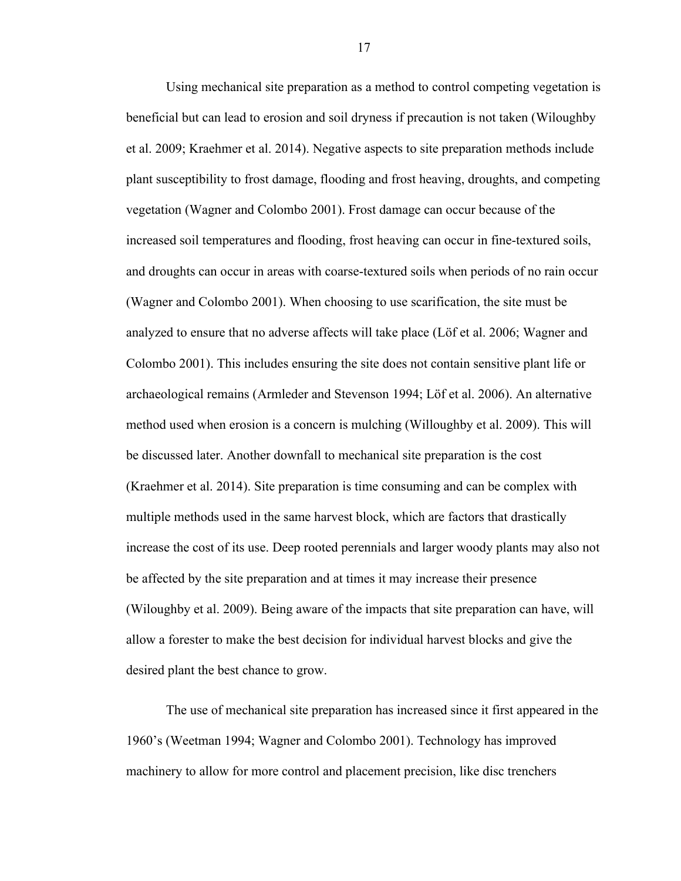Using mechanical site preparation as a method to control competing vegetation is beneficial but can lead to erosion and soil dryness if precaution is not taken (Wiloughby et al. 2009; Kraehmer et al. 2014). Negative aspects to site preparation methods include plant susceptibility to frost damage, flooding and frost heaving, droughts, and competing vegetation (Wagner and Colombo 2001). Frost damage can occur because of the increased soil temperatures and flooding, frost heaving can occur in fine-textured soils, and droughts can occur in areas with coarse-textured soils when periods of no rain occur (Wagner and Colombo 2001). When choosing to use scarification, the site must be analyzed to ensure that no adverse affects will take place (Löf et al. 2006; Wagner and Colombo 2001). This includes ensuring the site does not contain sensitive plant life or archaeological remains (Armleder and Stevenson 1994; Löf et al. 2006). An alternative method used when erosion is a concern is mulching (Willoughby et al. 2009). This will be discussed later. Another downfall to mechanical site preparation is the cost (Kraehmer et al. 2014). Site preparation is time consuming and can be complex with multiple methods used in the same harvest block, which are factors that drastically increase the cost of its use. Deep rooted perennials and larger woody plants may also not be affected by the site preparation and at times it may increase their presence (Wiloughby et al. 2009). Being aware of the impacts that site preparation can have, will allow a forester to make the best decision for individual harvest blocks and give the desired plant the best chance to grow.

The use of mechanical site preparation has increased since it first appeared in the 1960's (Weetman 1994; Wagner and Colombo 2001). Technology has improved machinery to allow for more control and placement precision, like disc trenchers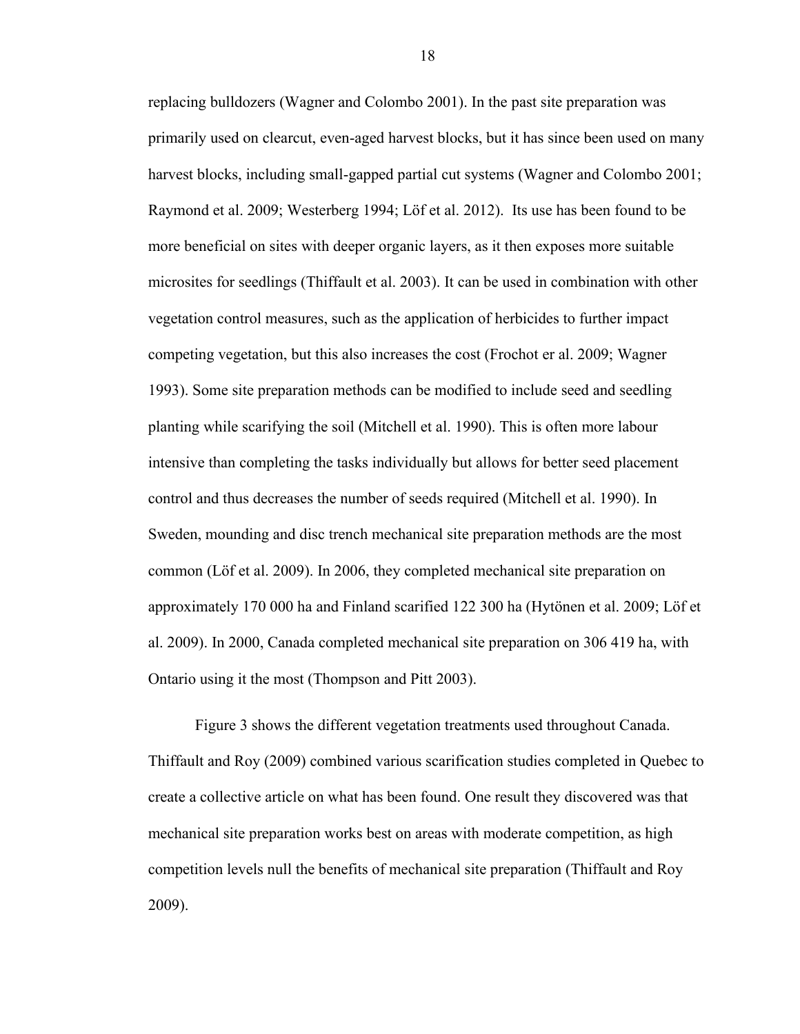replacing bulldozers (Wagner and Colombo 2001). In the past site preparation was primarily used on clearcut, even-aged harvest blocks, but it has since been used on many harvest blocks, including small-gapped partial cut systems (Wagner and Colombo 2001; Raymond et al. 2009; Westerberg 1994; Löf et al. 2012). Its use has been found to be more beneficial on sites with deeper organic layers, as it then exposes more suitable microsites for seedlings (Thiffault et al. 2003). It can be used in combination with other vegetation control measures, such as the application of herbicides to further impact competing vegetation, but this also increases the cost (Frochot er al. 2009; Wagner 1993). Some site preparation methods can be modified to include seed and seedling planting while scarifying the soil (Mitchell et al. 1990). This is often more labour intensive than completing the tasks individually but allows for better seed placement control and thus decreases the number of seeds required (Mitchell et al. 1990). In Sweden, mounding and disc trench mechanical site preparation methods are the most common (Löf et al. 2009). In 2006, they completed mechanical site preparation on approximately 170 000 ha and Finland scarified 122 300 ha (Hytönen et al. 2009; Löf et al. 2009). In 2000, Canada completed mechanical site preparation on 306 419 ha, with Ontario using it the most (Thompson and Pitt 2003).

Figure 3 shows the different vegetation treatments used throughout Canada. Thiffault and Roy (2009) combined various scarification studies completed in Quebec to create a collective article on what has been found. One result they discovered was that mechanical site preparation works best on areas with moderate competition, as high competition levels null the benefits of mechanical site preparation (Thiffault and Roy 2009).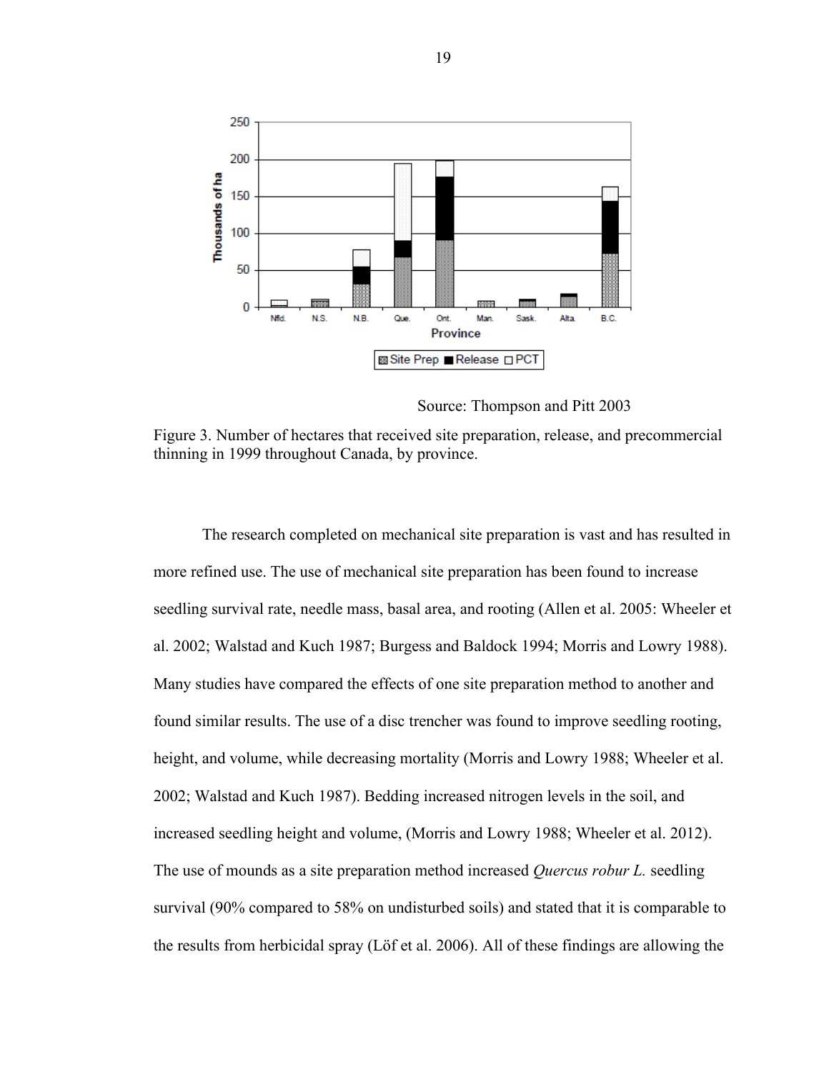Source: Thompson and Pitt 2003

Figure 3. Number of hectares that received site preparation, release, and precommercial thinning in 1999 throughout Canada, by province.

The research completed on mechanical site preparation is vast and has resulted in more refined use. The use of mechanical site preparation has been found to increase seedling survival rate, needle mass, basal area, and rooting (Allen et al. 2005: Wheeler et al. 2002; Walstad and Kuch 1987; Burgess and Baldock 1994; Morris and Lowry 1988). Many studies have compared the effects of one site preparation method to another and found similar results. The use of a disc trencher was found to improve seedling rooting, height, and volume, while decreasing mortality (Morris and Lowry 1988; Wheeler et al. 2002; Walstad and Kuch 1987). Bedding increased nitrogen levels in the soil, and increased seedling height and volume, (Morris and Lowry 1988; Wheeler et al. 2012). The use of mounds as a site preparation method increased *Quercus robur L.* seedling survival (90% compared to 58% on undisturbed soils) and stated that it is comparable to the results from herbicidal spray (Löf et al. 2006). All of these findings are allowing the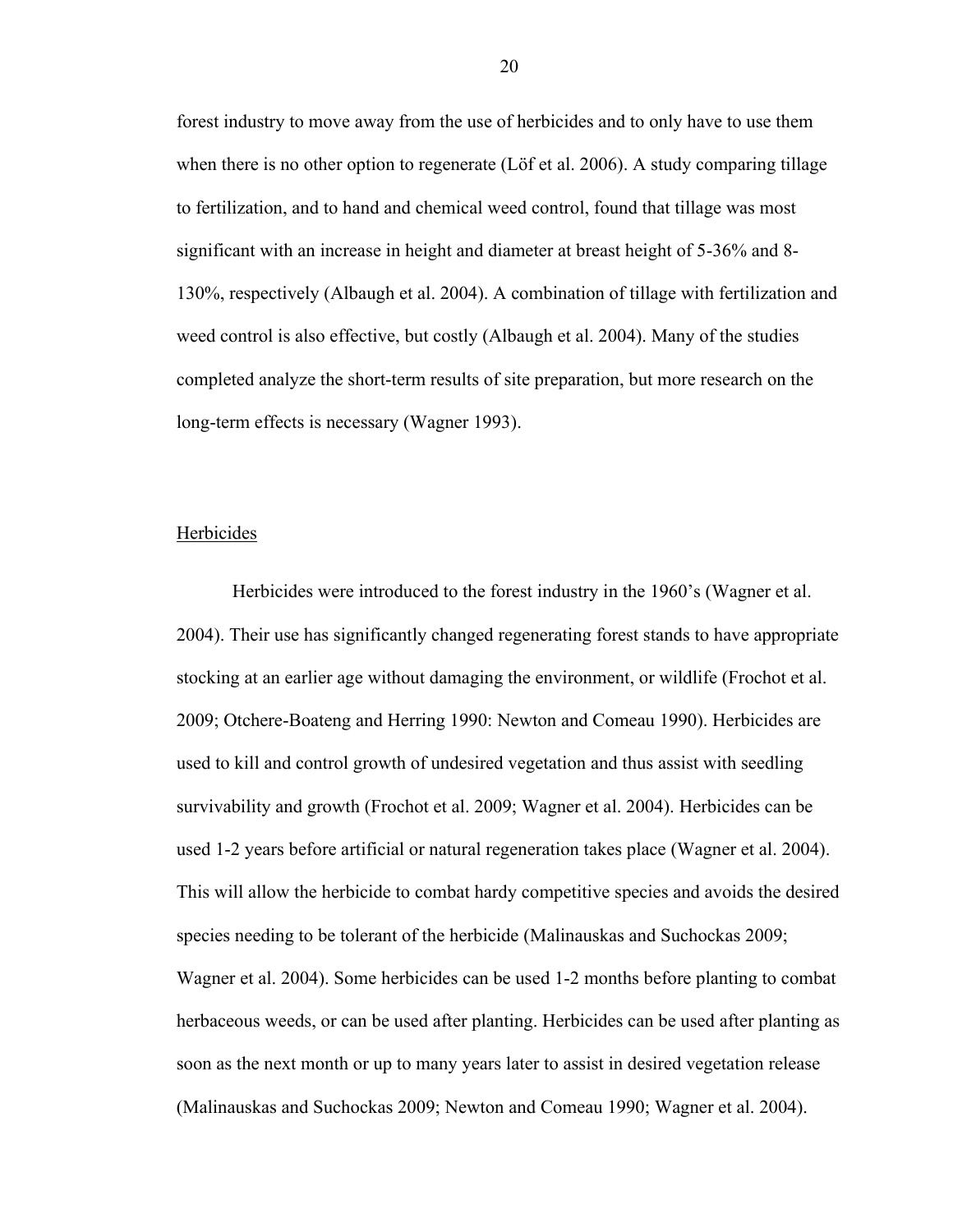forest industry to move away from the use of herbicides and to only have to use them when there is no other option to regenerate (Löf et al. 2006). A study comparing tillage to fertilization, and to hand and chemical weed control, found that tillage was most significant with an increase in height and diameter at breast height of 5-36% and 8-130%, respectively (Albaugh et al. 2004). A combination of tillage with fertilization and weed control is also effective, but costly (Albaugh et al. 2004). Many of the studies completed analyze the short-term results of site preparation, but more research on the long-term effects is necessary (Wagner 1993).

## Herbicides

Herbicides were introduced to the forest industry in the 1960's (Wagner et al. 2004). Their use has significantly changed regenerating forest stands to have appropriate stocking at an earlier age without damaging the environment, or wildlife (Frochot et al. 2009; Otchere-Boateng and Herring 1990: Newton and Comeau 1990). Herbicides are used to kill and control growth of undesired vegetation and thus assist with seedling survivability and growth (Frochot et al. 2009; Wagner et al. 2004). Herbicides can be used 1-2 years before artificial or natural regeneration takes place (Wagner et al. 2004). This will allow the herbicide to combat hardy competitive species and avoids the desired species needing to be tolerant of the herbicide (Malinauskas and Suchockas 2009; Wagner et al. 2004). Some herbicides can be used 1-2 months before planting to combat herbaceous weeds, or can be used after planting. Herbicides can be used after planting as soon as the next month or up to many years later to assist in desired vegetation release (Malinauskas and Suchockas 2009; Newton and Comeau 1990; Wagner et al. 2004).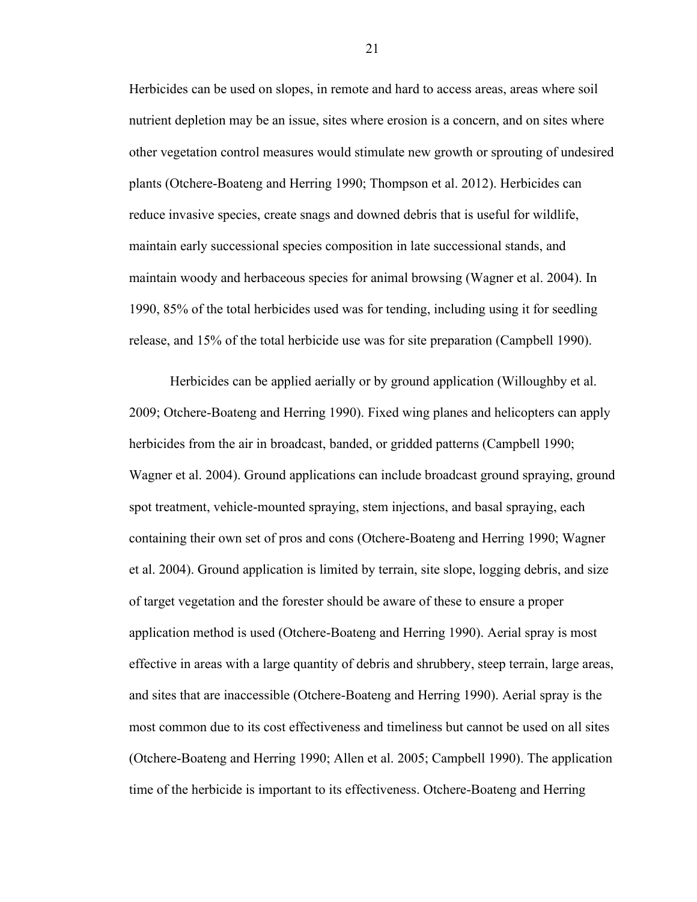Herbicides can be used on slopes, in remote and hard to access areas, areas where soil nutrient depletion may be an issue, sites where erosion is a concern, and on sites where other vegetation control measures would stimulate new growth or sprouting of undesired plants (Otchere-Boateng and Herring 1990; Thompson et al. 2012). Herbicides can reduce invasive species, create snags and downed debris that is useful for wildlife, maintain early successional species composition in late successional stands, and maintain woody and herbaceous species for animal browsing (Wagner et al. 2004). In 1990, 85% of the total herbicides used was for tending, including using it for seedling release, and 15% of the total herbicide use was for site preparation (Campbell 1990).

Herbicides can be applied aerially or by ground application (Willoughby et al. 2009; Otchere-Boateng and Herring 1990). Fixed wing planes and helicopters can apply herbicides from the air in broadcast, banded, or gridded patterns (Campbell 1990; Wagner et al. 2004). Ground applications can include broadcast ground spraying, ground spot treatment, vehicle-mounted spraying, stem injections, and basal spraying, each containing their own set of pros and cons (Otchere-Boateng and Herring 1990; Wagner et al. 2004). Ground application is limited by terrain, site slope, logging debris, and size of target vegetation and the forester should be aware of these to ensure a proper application method is used (Otchere-Boateng and Herring 1990). Aerial spray is most effective in areas with a large quantity of debris and shrubbery, steep terrain, large areas, and sites that are inaccessible (Otchere-Boateng and Herring 1990). Aerial spray is the most common due to its cost effectiveness and timeliness but cannot be used on all sites (Otchere-Boateng and Herring 1990; Allen et al. 2005; Campbell 1990). The application time of the herbicide is important to its effectiveness. Otchere-Boateng and Herring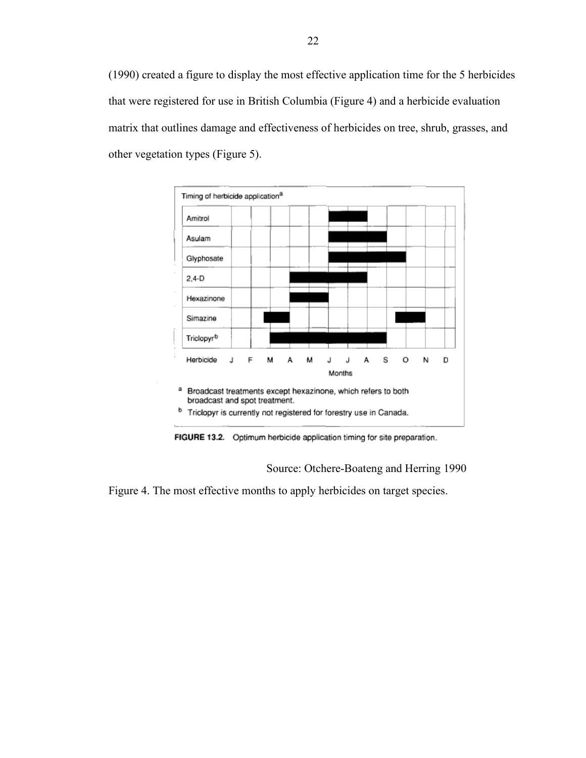(1990) created a figure to display the most effective application time for the 5 herbicides that were registered for use in British Columbia (Figure 4) and a herbicide evaluation matrix that outlines damage and effectiveness of herbicides on tree, shrub, grasses, and other vegetation types (Figure 5).

Timing of herbicide application[a]

| Herbicide | J | F | M | A | M | J | J | A | S | O | N | D |
|---|---|---|---|---|---|---|---|---|---|---|---|---|
| Amitrol | | | | | | ■ | ■ | | | | | |
| Asulam | | | | | | ■ | ■ | ■ | | | | |
| Glyphosate | | | | | | ■ | ■ | ■ | ■ | | | |
| 2,4-D | | | | ■ | ■ | ■ | ■ | | | | | |
| Hexazinone | | | | ■ | ■ | | | | | | | |
| Simazine | | | ■ | | | | | | | ■ | | |
| Triclopyr[b] | | | ■ | ■ | ■ | ■ | ■ | ■ | | | | |

Months

[a] Broadcast treatments except hexazinone, which refers to both broadcast and spot treatment.

[b] Triclopyr is currently not registered for forestry use in Canada.

**FIGURE 13.2.** Optimum herbicide application timing for site preparation.

Source: Otchere-Boateng and Herring 1990

Figure 4. The most effective months to apply herbicides on target species.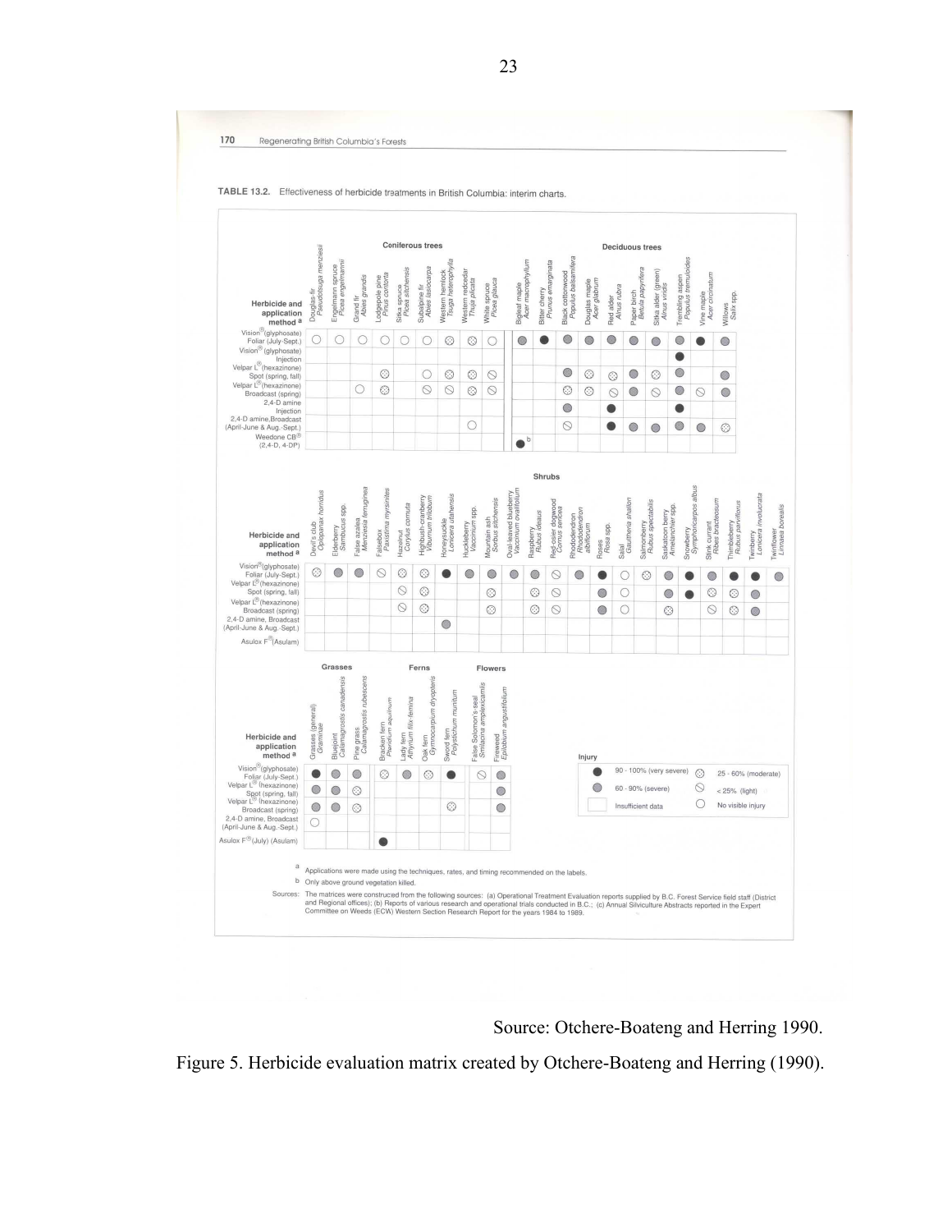170 Regenerating British Columbia's Forests

TABLE 13.2. Effectiveness of herbicide treatments in British Columbia: interim charts.

Source: Otchere-Boateng and Herring 1990.

Figure 5. Herbicide evaluation matrix created by Otchere-Boateng and Herring (1990).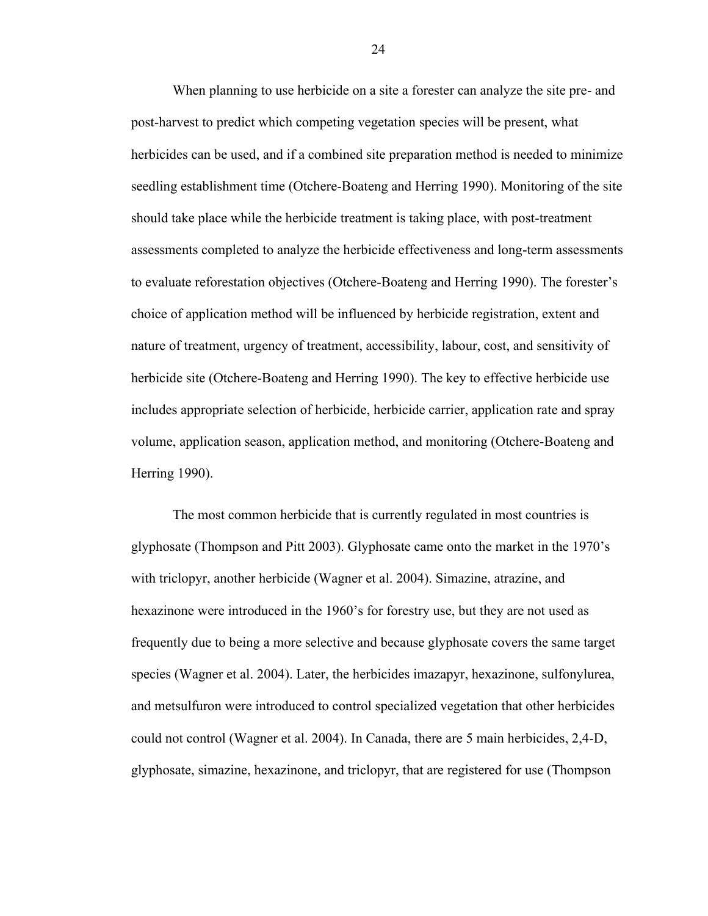When planning to use herbicide on a site a forester can analyze the site pre- and post-harvest to predict which competing vegetation species will be present, what herbicides can be used, and if a combined site preparation method is needed to minimize seedling establishment time (Otchere-Boateng and Herring 1990). Monitoring of the site should take place while the herbicide treatment is taking place, with post-treatment assessments completed to analyze the herbicide effectiveness and long-term assessments to evaluate reforestation objectives (Otchere-Boateng and Herring 1990). The forester's choice of application method will be influenced by herbicide registration, extent and nature of treatment, urgency of treatment, accessibility, labour, cost, and sensitivity of herbicide site (Otchere-Boateng and Herring 1990). The key to effective herbicide use includes appropriate selection of herbicide, herbicide carrier, application rate and spray volume, application season, application method, and monitoring (Otchere-Boateng and Herring 1990).

The most common herbicide that is currently regulated in most countries is glyphosate (Thompson and Pitt 2003). Glyphosate came onto the market in the 1970's with triclopyr, another herbicide (Wagner et al. 2004). Simazine, atrazine, and hexazinone were introduced in the 1960's for forestry use, but they are not used as frequently due to being a more selective and because glyphosate covers the same target species (Wagner et al. 2004). Later, the herbicides imazapyr, hexazinone, sulfonylurea, and metsulfuron were introduced to control specialized vegetation that other herbicides could not control (Wagner et al. 2004). In Canada, there are 5 main herbicides, 2,4-D, glyphosate, simazine, hexazinone, and triclopyr, that are registered for use (Thompson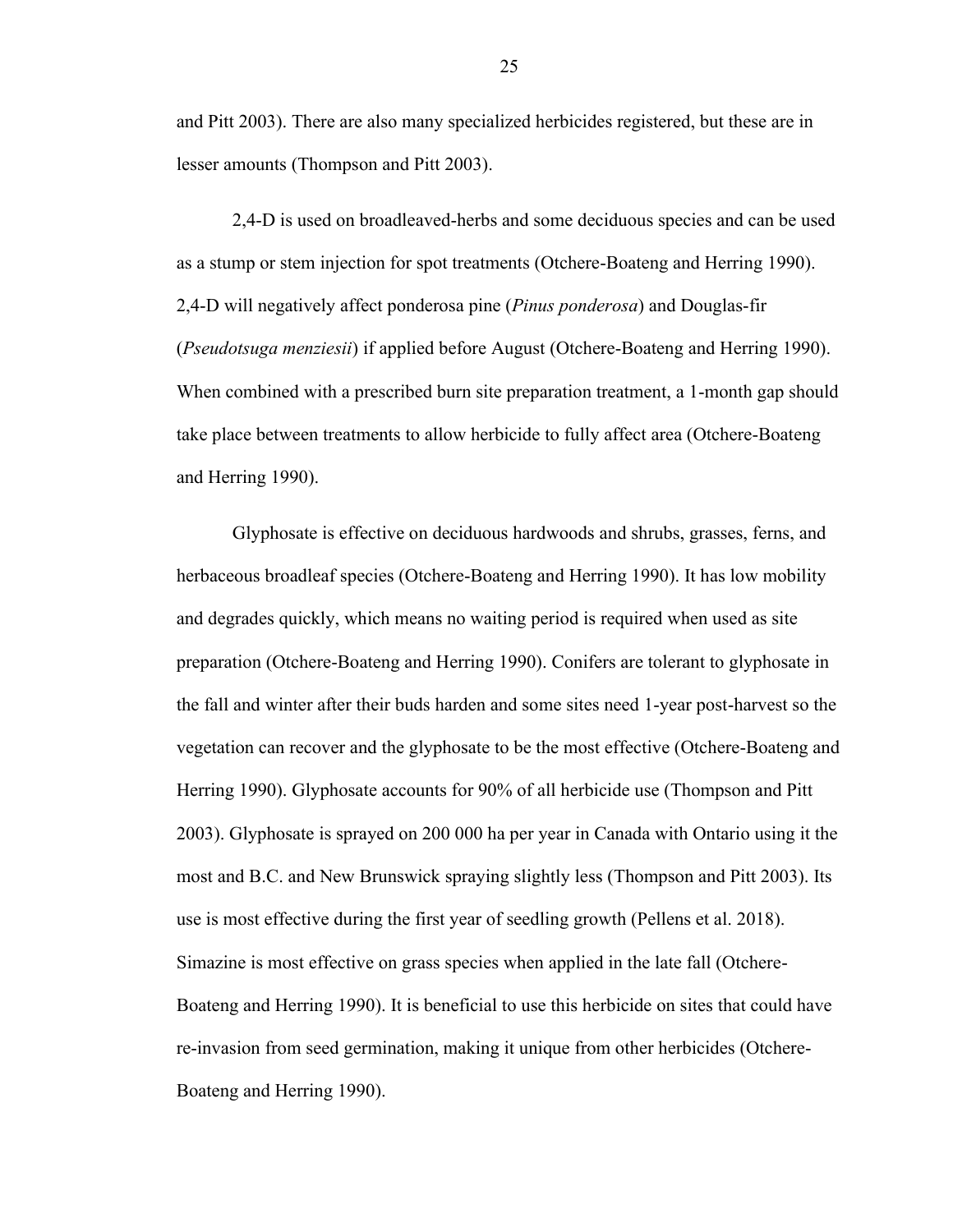and Pitt 2003). There are also many specialized herbicides registered, but these are in lesser amounts (Thompson and Pitt 2003).

2,4-D is used on broadleaved-herbs and some deciduous species and can be used as a stump or stem injection for spot treatments (Otchere-Boateng and Herring 1990). 2,4-D will negatively affect ponderosa pine (*Pinus ponderosa*) and Douglas-fir (*Pseudotsuga menziesii*) if applied before August (Otchere-Boateng and Herring 1990). When combined with a prescribed burn site preparation treatment, a 1-month gap should take place between treatments to allow herbicide to fully affect area (Otchere-Boateng and Herring 1990).

Glyphosate is effective on deciduous hardwoods and shrubs, grasses, ferns, and herbaceous broadleaf species (Otchere-Boateng and Herring 1990). It has low mobility and degrades quickly, which means no waiting period is required when used as site preparation (Otchere-Boateng and Herring 1990). Conifers are tolerant to glyphosate in the fall and winter after their buds harden and some sites need 1-year post-harvest so the vegetation can recover and the glyphosate to be the most effective (Otchere-Boateng and Herring 1990). Glyphosate accounts for 90% of all herbicide use (Thompson and Pitt 2003). Glyphosate is sprayed on 200 000 ha per year in Canada with Ontario using it the most and B.C. and New Brunswick spraying slightly less (Thompson and Pitt 2003). Its use is most effective during the first year of seedling growth (Pellens et al. 2018). Simazine is most effective on grass species when applied in the late fall (Otchere-Boateng and Herring 1990). It is beneficial to use this herbicide on sites that could have re-invasion from seed germination, making it unique from other herbicides (Otchere-Boateng and Herring 1990).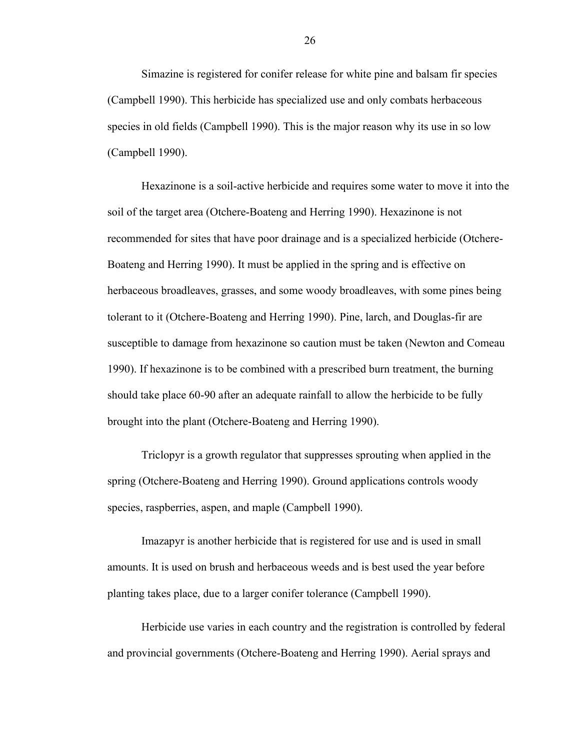Simazine is registered for conifer release for white pine and balsam fir species (Campbell 1990). This herbicide has specialized use and only combats herbaceous species in old fields (Campbell 1990). This is the major reason why its use in so low (Campbell 1990).

Hexazinone is a soil-active herbicide and requires some water to move it into the soil of the target area (Otchere-Boateng and Herring 1990). Hexazinone is not recommended for sites that have poor drainage and is a specialized herbicide (Otchere-Boateng and Herring 1990). It must be applied in the spring and is effective on herbaceous broadleaves, grasses, and some woody broadleaves, with some pines being tolerant to it (Otchere-Boateng and Herring 1990). Pine, larch, and Douglas-fir are susceptible to damage from hexazinone so caution must be taken (Newton and Comeau 1990). If hexazinone is to be combined with a prescribed burn treatment, the burning should take place 60-90 after an adequate rainfall to allow the herbicide to be fully brought into the plant (Otchere-Boateng and Herring 1990).

Triclopyr is a growth regulator that suppresses sprouting when applied in the spring (Otchere-Boateng and Herring 1990). Ground applications controls woody species, raspberries, aspen, and maple (Campbell 1990).

Imazapyr is another herbicide that is registered for use and is used in small amounts. It is used on brush and herbaceous weeds and is best used the year before planting takes place, due to a larger conifer tolerance (Campbell 1990).

Herbicide use varies in each country and the registration is controlled by federal and provincial governments (Otchere-Boateng and Herring 1990). Aerial sprays and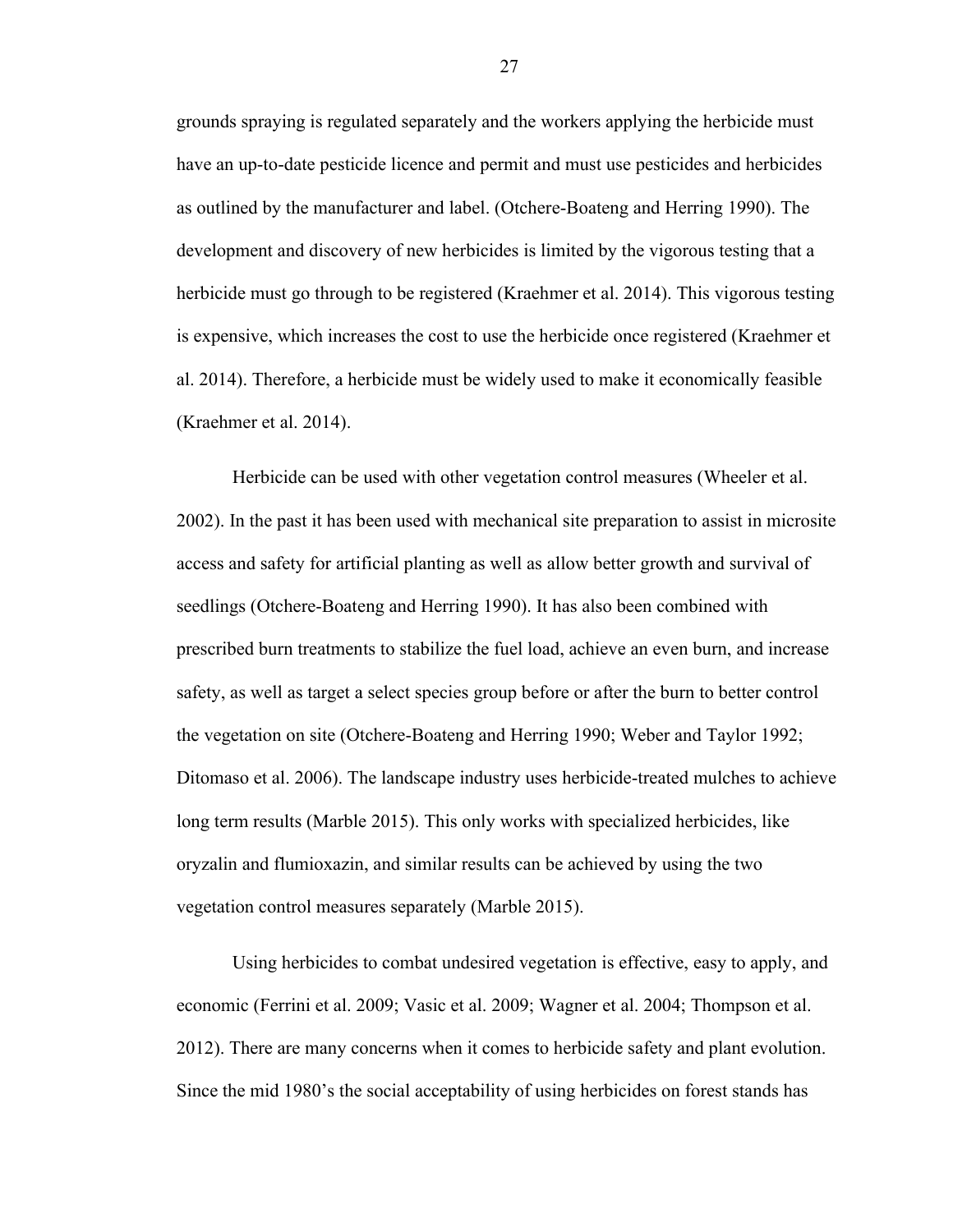grounds spraying is regulated separately and the workers applying the herbicide must have an up-to-date pesticide licence and permit and must use pesticides and herbicides as outlined by the manufacturer and label. (Otchere-Boateng and Herring 1990). The development and discovery of new herbicides is limited by the vigorous testing that a herbicide must go through to be registered (Kraehmer et al. 2014). This vigorous testing is expensive, which increases the cost to use the herbicide once registered (Kraehmer et al. 2014). Therefore, a herbicide must be widely used to make it economically feasible (Kraehmer et al. 2014).

Herbicide can be used with other vegetation control measures (Wheeler et al. 2002). In the past it has been used with mechanical site preparation to assist in microsite access and safety for artificial planting as well as allow better growth and survival of seedlings (Otchere-Boateng and Herring 1990). It has also been combined with prescribed burn treatments to stabilize the fuel load, achieve an even burn, and increase safety, as well as target a select species group before or after the burn to better control the vegetation on site (Otchere-Boateng and Herring 1990; Weber and Taylor 1992; Ditomaso et al. 2006). The landscape industry uses herbicide-treated mulches to achieve long term results (Marble 2015). This only works with specialized herbicides, like oryzalin and flumioxazin, and similar results can be achieved by using the two vegetation control measures separately (Marble 2015).

Using herbicides to combat undesired vegetation is effective, easy to apply, and economic (Ferrini et al. 2009; Vasic et al. 2009; Wagner et al. 2004; Thompson et al. 2012). There are many concerns when it comes to herbicide safety and plant evolution. Since the mid 1980's the social acceptability of using herbicides on forest stands has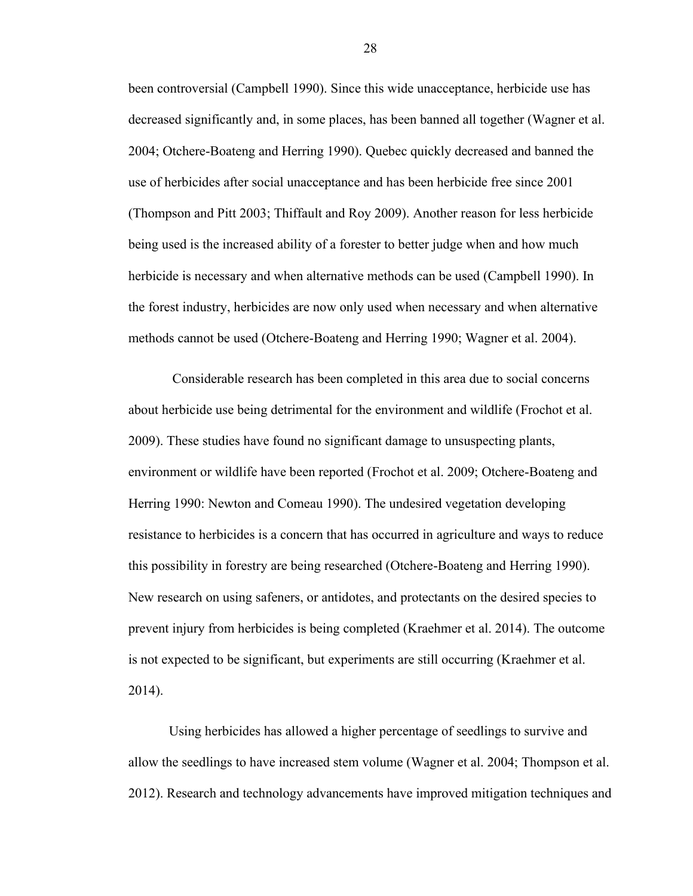been controversial (Campbell 1990). Since this wide unacceptance, herbicide use has decreased significantly and, in some places, has been banned all together (Wagner et al. 2004; Otchere-Boateng and Herring 1990). Quebec quickly decreased and banned the use of herbicides after social unacceptance and has been herbicide free since 2001 (Thompson and Pitt 2003; Thiffault and Roy 2009). Another reason for less herbicide being used is the increased ability of a forester to better judge when and how much herbicide is necessary and when alternative methods can be used (Campbell 1990). In the forest industry, herbicides are now only used when necessary and when alternative methods cannot be used (Otchere-Boateng and Herring 1990; Wagner et al. 2004).

Considerable research has been completed in this area due to social concerns about herbicide use being detrimental for the environment and wildlife (Frochot et al. 2009). These studies have found no significant damage to unsuspecting plants, environment or wildlife have been reported (Frochot et al. 2009; Otchere-Boateng and Herring 1990: Newton and Comeau 1990). The undesired vegetation developing resistance to herbicides is a concern that has occurred in agriculture and ways to reduce this possibility in forestry are being researched (Otchere-Boateng and Herring 1990). New research on using safeners, or antidotes, and protectants on the desired species to prevent injury from herbicides is being completed (Kraehmer et al. 2014). The outcome is not expected to be significant, but experiments are still occurring (Kraehmer et al. 2014).

Using herbicides has allowed a higher percentage of seedlings to survive and allow the seedlings to have increased stem volume (Wagner et al. 2004; Thompson et al. 2012). Research and technology advancements have improved mitigation techniques and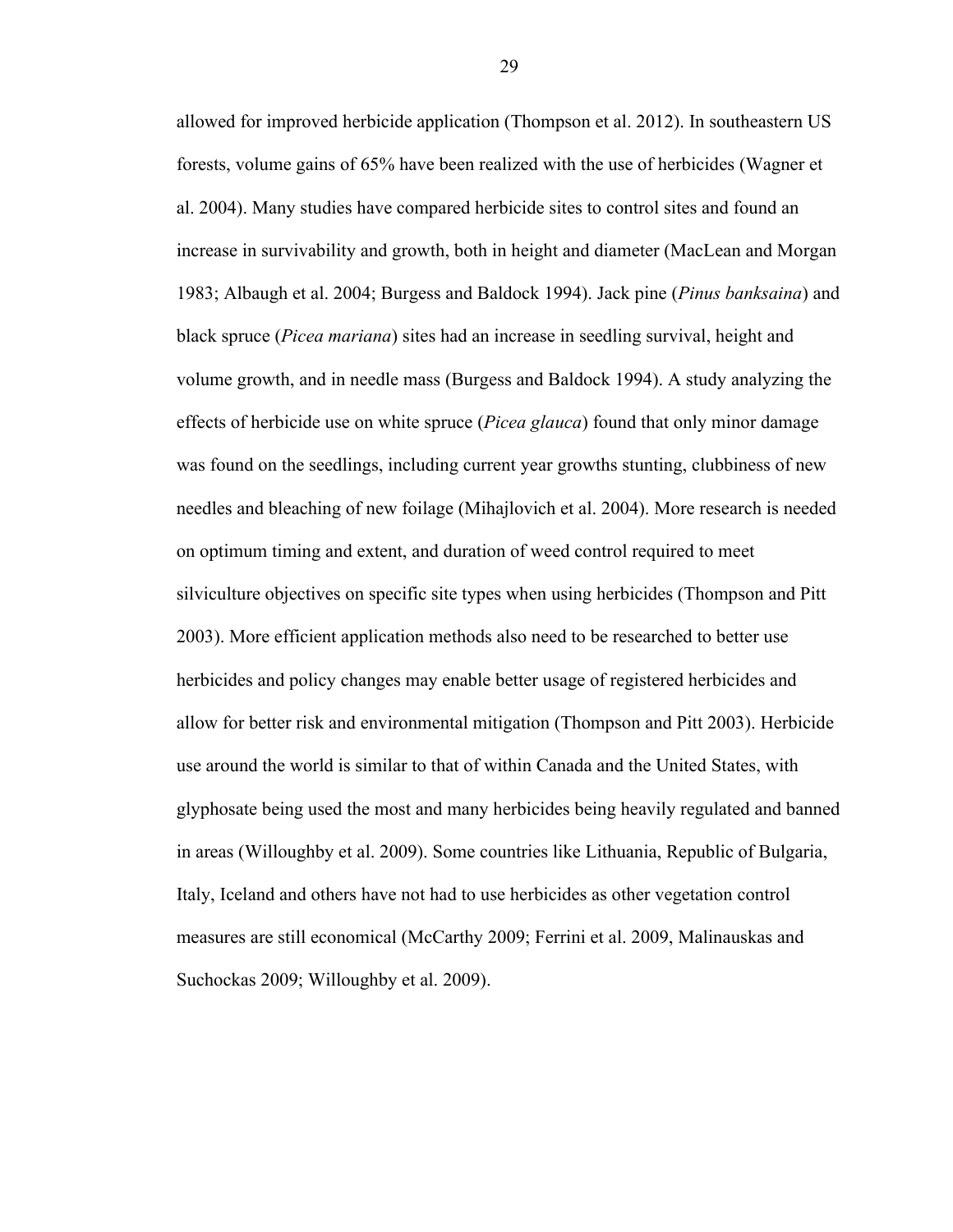allowed for improved herbicide application (Thompson et al. 2012). In southeastern US forests, volume gains of 65% have been realized with the use of herbicides (Wagner et al. 2004). Many studies have compared herbicide sites to control sites and found an increase in survivability and growth, both in height and diameter (MacLean and Morgan 1983; Albaugh et al. 2004; Burgess and Baldock 1994). Jack pine (*Pinus banksaina*) and black spruce (*Picea mariana*) sites had an increase in seedling survival, height and volume growth, and in needle mass (Burgess and Baldock 1994). A study analyzing the effects of herbicide use on white spruce (*Picea glauca*) found that only minor damage was found on the seedlings, including current year growths stunting, clubbiness of new needles and bleaching of new foilage (Mihajlovich et al. 2004). More research is needed on optimum timing and extent, and duration of weed control required to meet silviculture objectives on specific site types when using herbicides (Thompson and Pitt 2003). More efficient application methods also need to be researched to better use herbicides and policy changes may enable better usage of registered herbicides and allow for better risk and environmental mitigation (Thompson and Pitt 2003). Herbicide use around the world is similar to that of within Canada and the United States, with glyphosate being used the most and many herbicides being heavily regulated and banned in areas (Willoughby et al. 2009). Some countries like Lithuania, Republic of Bulgaria, Italy, Iceland and others have not had to use herbicides as other vegetation control measures are still economical (McCarthy 2009; Ferrini et al. 2009, Malinauskas and Suchockas 2009; Willoughby et al. 2009).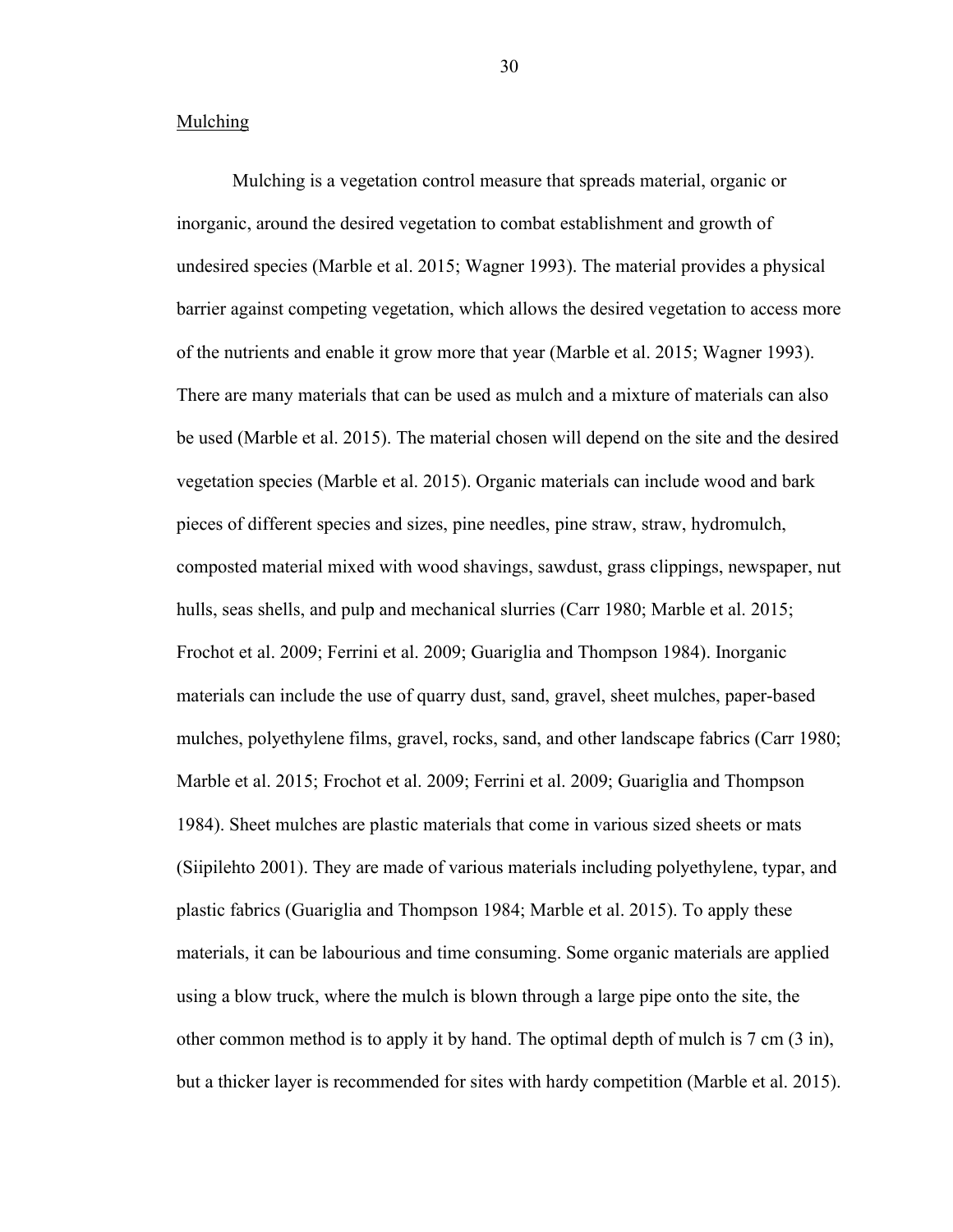## Mulching

Mulching is a vegetation control measure that spreads material, organic or inorganic, around the desired vegetation to combat establishment and growth of undesired species (Marble et al. 2015; Wagner 1993). The material provides a physical barrier against competing vegetation, which allows the desired vegetation to access more of the nutrients and enable it grow more that year (Marble et al. 2015; Wagner 1993). There are many materials that can be used as mulch and a mixture of materials can also be used (Marble et al. 2015). The material chosen will depend on the site and the desired vegetation species (Marble et al. 2015). Organic materials can include wood and bark pieces of different species and sizes, pine needles, pine straw, straw, hydromulch, composted material mixed with wood shavings, sawdust, grass clippings, newspaper, nut hulls, seas shells, and pulp and mechanical slurries (Carr 1980; Marble et al. 2015; Frochot et al. 2009; Ferrini et al. 2009; Guariglia and Thompson 1984). Inorganic materials can include the use of quarry dust, sand, gravel, sheet mulches, paper-based mulches, polyethylene films, gravel, rocks, sand, and other landscape fabrics (Carr 1980; Marble et al. 2015; Frochot et al. 2009; Ferrini et al. 2009; Guariglia and Thompson 1984). Sheet mulches are plastic materials that come in various sized sheets or mats (Siipilehto 2001). They are made of various materials including polyethylene, typar, and plastic fabrics (Guariglia and Thompson 1984; Marble et al. 2015). To apply these materials, it can be labourious and time consuming. Some organic materials are applied using a blow truck, where the mulch is blown through a large pipe onto the site, the other common method is to apply it by hand. The optimal depth of mulch is 7 cm (3 in), but a thicker layer is recommended for sites with hardy competition (Marble et al. 2015).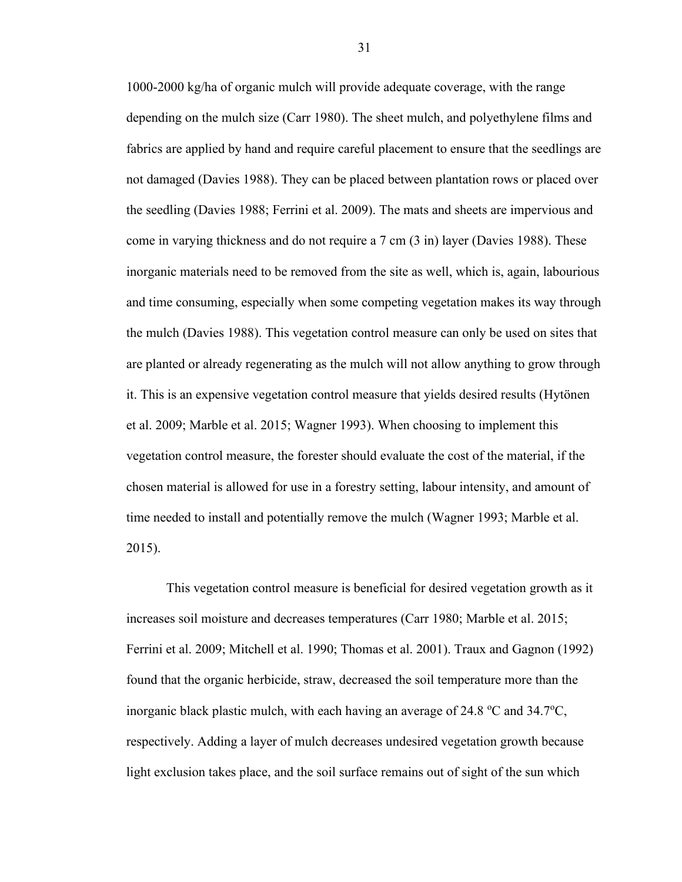1000-2000 kg/ha of organic mulch will provide adequate coverage, with the range depending on the mulch size (Carr 1980). The sheet mulch, and polyethylene films and fabrics are applied by hand and require careful placement to ensure that the seedlings are not damaged (Davies 1988). They can be placed between plantation rows or placed over the seedling (Davies 1988; Ferrini et al. 2009). The mats and sheets are impervious and come in varying thickness and do not require a 7 cm (3 in) layer (Davies 1988). These inorganic materials need to be removed from the site as well, which is, again, labourious and time consuming, especially when some competing vegetation makes its way through the mulch (Davies 1988). This vegetation control measure can only be used on sites that are planted or already regenerating as the mulch will not allow anything to grow through it. This is an expensive vegetation control measure that yields desired results (Hytönen et al. 2009; Marble et al. 2015; Wagner 1993). When choosing to implement this vegetation control measure, the forester should evaluate the cost of the material, if the chosen material is allowed for use in a forestry setting, labour intensity, and amount of time needed to install and potentially remove the mulch (Wagner 1993; Marble et al. 2015).

This vegetation control measure is beneficial for desired vegetation growth as it increases soil moisture and decreases temperatures (Carr 1980; Marble et al. 2015; Ferrini et al. 2009; Mitchell et al. 1990; Thomas et al. 2001). Traux and Gagnon (1992) found that the organic herbicide, straw, decreased the soil temperature more than the inorganic black plastic mulch, with each having an average of 24.8 $^{o}$C and 34.7$^{o}$C, respectively. Adding a layer of mulch decreases undesired vegetation growth because light exclusion takes place, and the soil surface remains out of sight of the sun which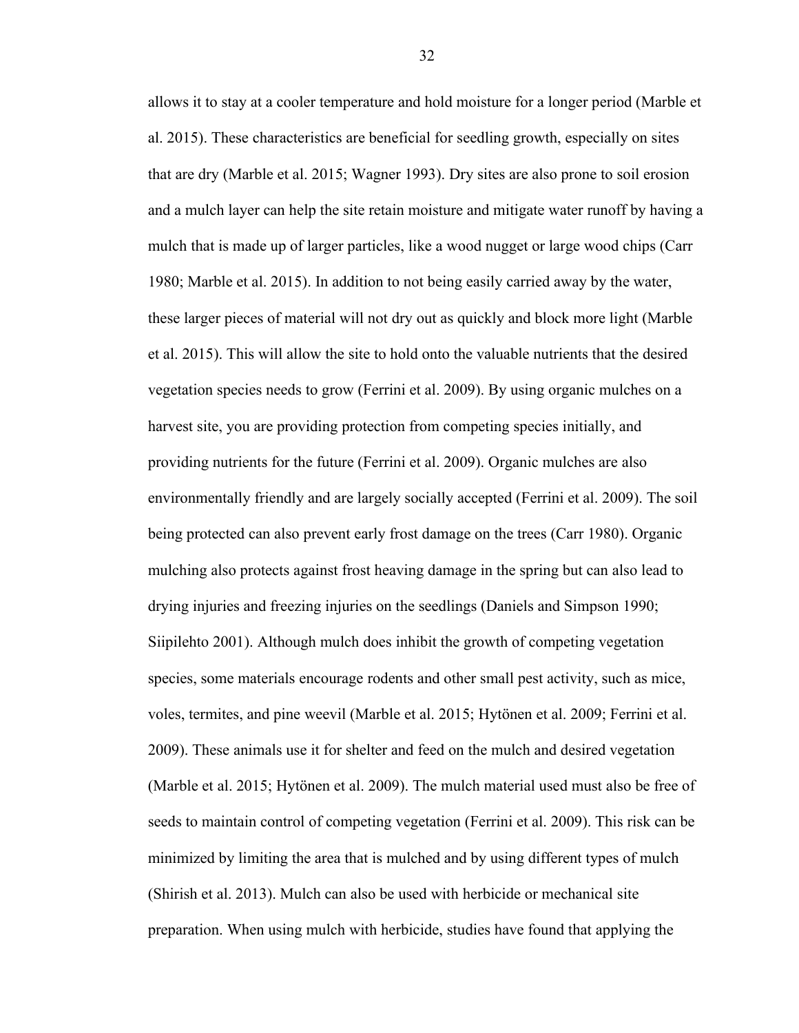allows it to stay at a cooler temperature and hold moisture for a longer period (Marble et al. 2015). These characteristics are beneficial for seedling growth, especially on sites that are dry (Marble et al. 2015; Wagner 1993). Dry sites are also prone to soil erosion and a mulch layer can help the site retain moisture and mitigate water runoff by having a mulch that is made up of larger particles, like a wood nugget or large wood chips (Carr 1980; Marble et al. 2015). In addition to not being easily carried away by the water, these larger pieces of material will not dry out as quickly and block more light (Marble et al. 2015). This will allow the site to hold onto the valuable nutrients that the desired vegetation species needs to grow (Ferrini et al. 2009). By using organic mulches on a harvest site, you are providing protection from competing species initially, and providing nutrients for the future (Ferrini et al. 2009). Organic mulches are also environmentally friendly and are largely socially accepted (Ferrini et al. 2009). The soil being protected can also prevent early frost damage on the trees (Carr 1980). Organic mulching also protects against frost heaving damage in the spring but can also lead to drying injuries and freezing injuries on the seedlings (Daniels and Simpson 1990; Siipilehto 2001). Although mulch does inhibit the growth of competing vegetation species, some materials encourage rodents and other small pest activity, such as mice, voles, termites, and pine weevil (Marble et al. 2015; Hytönen et al. 2009; Ferrini et al. 2009). These animals use it for shelter and feed on the mulch and desired vegetation (Marble et al. 2015; Hytönen et al. 2009). The mulch material used must also be free of seeds to maintain control of competing vegetation (Ferrini et al. 2009). This risk can be minimized by limiting the area that is mulched and by using different types of mulch (Shirish et al. 2013). Mulch can also be used with herbicide or mechanical site preparation. When using mulch with herbicide, studies have found that applying the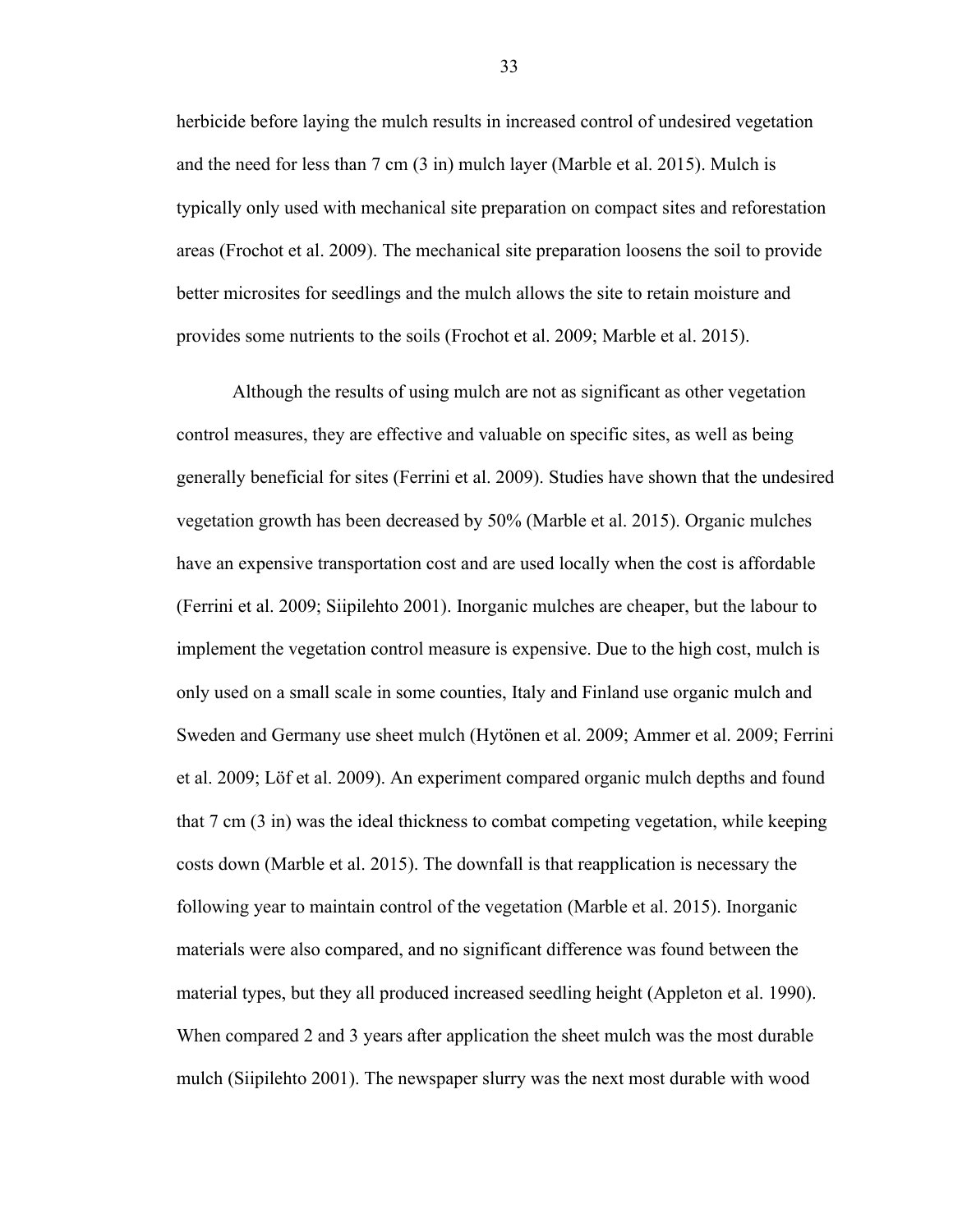herbicide before laying the mulch results in increased control of undesired vegetation and the need for less than 7 cm (3 in) mulch layer (Marble et al. 2015). Mulch is typically only used with mechanical site preparation on compact sites and reforestation areas (Frochot et al. 2009). The mechanical site preparation loosens the soil to provide better microsites for seedlings and the mulch allows the site to retain moisture and provides some nutrients to the soils (Frochot et al. 2009; Marble et al. 2015).

Although the results of using mulch are not as significant as other vegetation control measures, they are effective and valuable on specific sites, as well as being generally beneficial for sites (Ferrini et al. 2009). Studies have shown that the undesired vegetation growth has been decreased by 50% (Marble et al. 2015). Organic mulches have an expensive transportation cost and are used locally when the cost is affordable (Ferrini et al. 2009; Siipilehto 2001). Inorganic mulches are cheaper, but the labour to implement the vegetation control measure is expensive. Due to the high cost, mulch is only used on a small scale in some counties, Italy and Finland use organic mulch and Sweden and Germany use sheet mulch (Hytönen et al. 2009; Ammer et al. 2009; Ferrini et al. 2009; Löf et al. 2009). An experiment compared organic mulch depths and found that 7 cm (3 in) was the ideal thickness to combat competing vegetation, while keeping costs down (Marble et al. 2015). The downfall is that reapplication is necessary the following year to maintain control of the vegetation (Marble et al. 2015). Inorganic materials were also compared, and no significant difference was found between the material types, but they all produced increased seedling height (Appleton et al. 1990). When compared 2 and 3 years after application the sheet mulch was the most durable mulch (Siipilehto 2001). The newspaper slurry was the next most durable with wood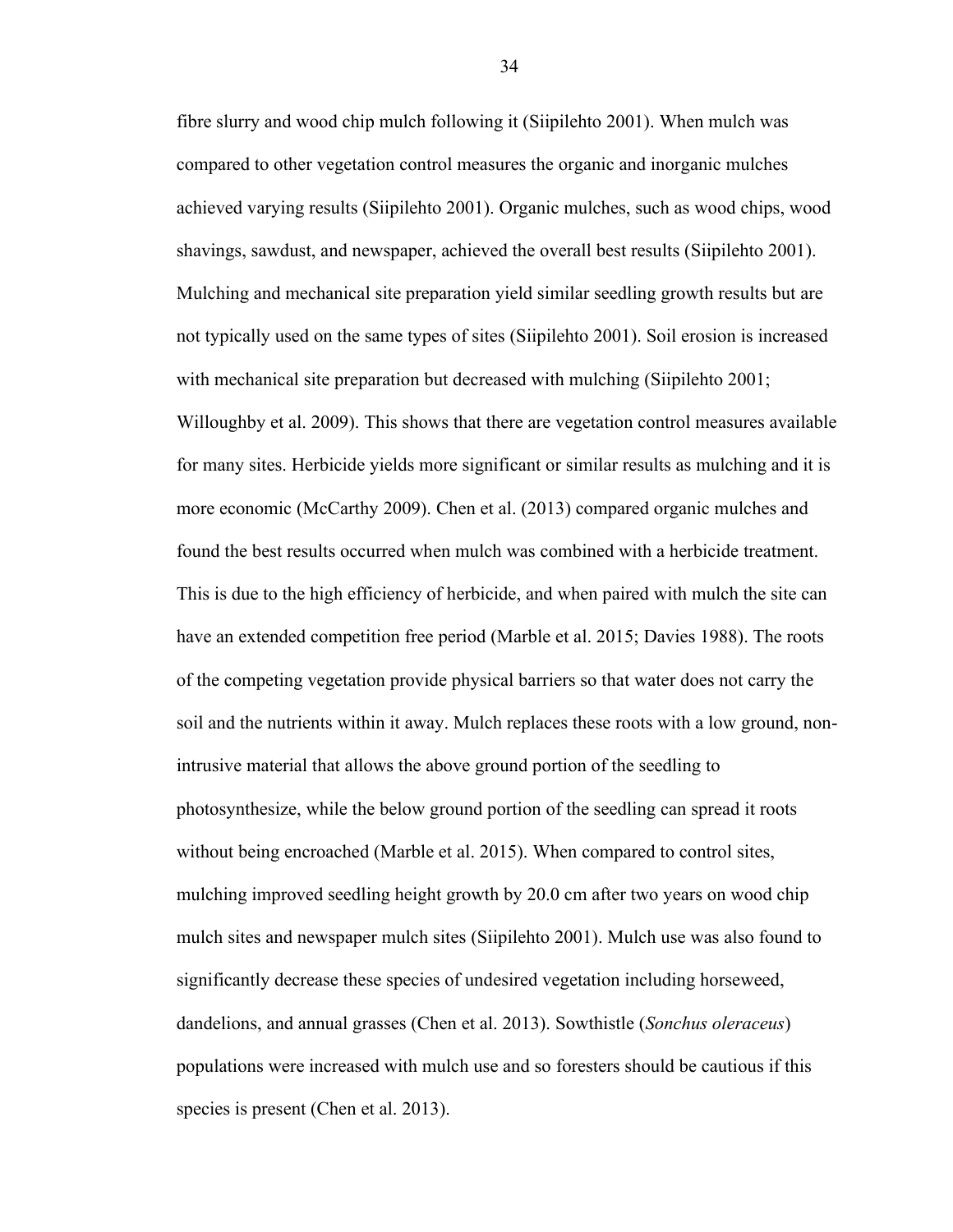fibre slurry and wood chip mulch following it (Siipilehto 2001). When mulch was compared to other vegetation control measures the organic and inorganic mulches achieved varying results (Siipilehto 2001). Organic mulches, such as wood chips, wood shavings, sawdust, and newspaper, achieved the overall best results (Siipilehto 2001). Mulching and mechanical site preparation yield similar seedling growth results but are not typically used on the same types of sites (Siipilehto 2001). Soil erosion is increased with mechanical site preparation but decreased with mulching (Siipilehto 2001; Willoughby et al. 2009). This shows that there are vegetation control measures available for many sites. Herbicide yields more significant or similar results as mulching and it is more economic (McCarthy 2009). Chen et al. (2013) compared organic mulches and found the best results occurred when mulch was combined with a herbicide treatment. This is due to the high efficiency of herbicide, and when paired with mulch the site can have an extended competition free period (Marble et al. 2015; Davies 1988). The roots of the competing vegetation provide physical barriers so that water does not carry the soil and the nutrients within it away. Mulch replaces these roots with a low ground, non-intrusive material that allows the above ground portion of the seedling to photosynthesize, while the below ground portion of the seedling can spread it roots without being encroached (Marble et al. 2015). When compared to control sites, mulching improved seedling height growth by 20.0 cm after two years on wood chip mulch sites and newspaper mulch sites (Siipilehto 2001). Mulch use was also found to significantly decrease these species of undesired vegetation including horseweed, dandelions, and annual grasses (Chen et al. 2013). Sowthistle (*Sonchus oleraceus*) populations were increased with mulch use and so foresters should be cautious if this species is present (Chen et al. 2013).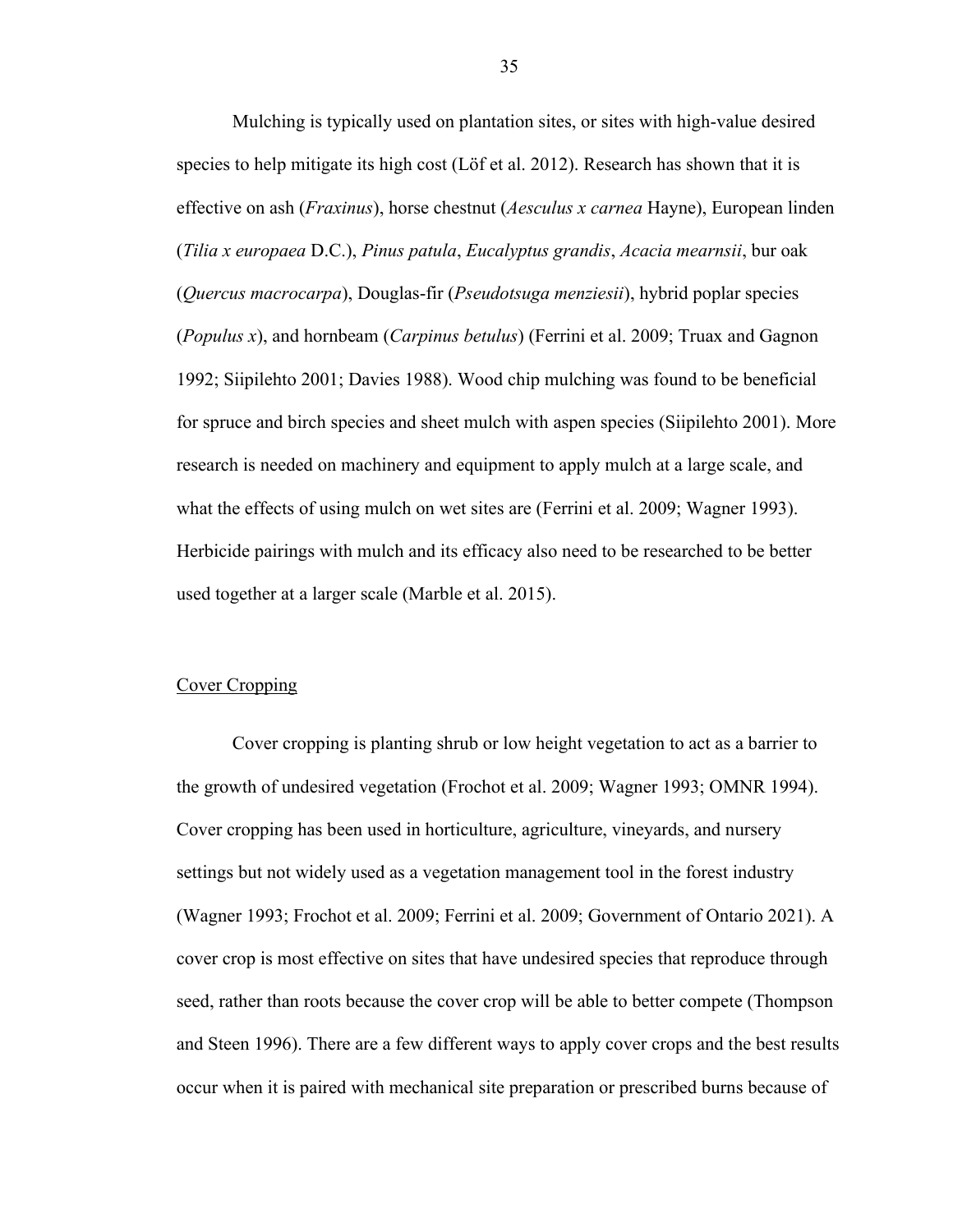Mulching is typically used on plantation sites, or sites with high-value desired species to help mitigate its high cost (Löf et al. 2012). Research has shown that it is effective on ash (*Fraxinus*), horse chestnut (*Aesculus x carnea* Hayne), European linden (*Tilia x europaea* D.C.), *Pinus patula*, *Eucalyptus grandis*, *Acacia mearnsii*, bur oak (*Quercus macrocarpa*), Douglas-fir (*Pseudotsuga menziesii*), hybrid poplar species (*Populus x*), and hornbeam (*Carpinus betulus*) (Ferrini et al. 2009; Truax and Gagnon 1992; Siipilehto 2001; Davies 1988). Wood chip mulching was found to be beneficial for spruce and birch species and sheet mulch with aspen species (Siipilehto 2001). More research is needed on machinery and equipment to apply mulch at a large scale, and what the effects of using mulch on wet sites are (Ferrini et al. 2009; Wagner 1993). Herbicide pairings with mulch and its efficacy also need to be researched to be better used together at a larger scale (Marble et al. 2015).

## Cover Cropping

Cover cropping is planting shrub or low height vegetation to act as a barrier to the growth of undesired vegetation (Frochot et al. 2009; Wagner 1993; OMNR 1994). Cover cropping has been used in horticulture, agriculture, vineyards, and nursery settings but not widely used as a vegetation management tool in the forest industry (Wagner 1993; Frochot et al. 2009; Ferrini et al. 2009; Government of Ontario 2021). A cover crop is most effective on sites that have undesired species that reproduce through seed, rather than roots because the cover crop will be able to better compete (Thompson and Steen 1996). There are a few different ways to apply cover crops and the best results occur when it is paired with mechanical site preparation or prescribed burns because of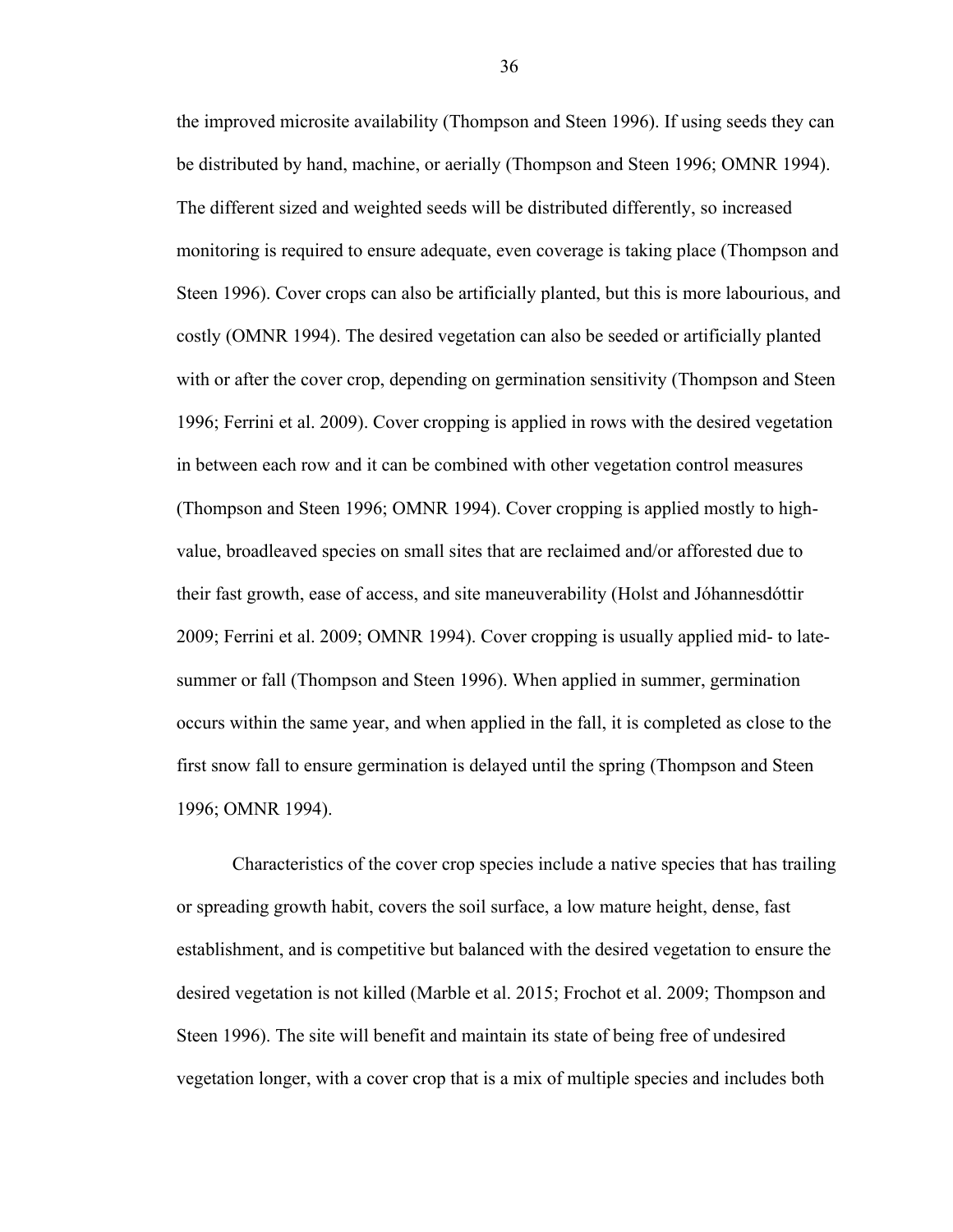the improved microsite availability (Thompson and Steen 1996). If using seeds they can be distributed by hand, machine, or aerially (Thompson and Steen 1996; OMNR 1994). The different sized and weighted seeds will be distributed differently, so increased monitoring is required to ensure adequate, even coverage is taking place (Thompson and Steen 1996). Cover crops can also be artificially planted, but this is more labourious, and costly (OMNR 1994). The desired vegetation can also be seeded or artificially planted with or after the cover crop, depending on germination sensitivity (Thompson and Steen 1996; Ferrini et al. 2009). Cover cropping is applied in rows with the desired vegetation in between each row and it can be combined with other vegetation control measures (Thompson and Steen 1996; OMNR 1994). Cover cropping is applied mostly to high-value, broadleaved species on small sites that are reclaimed and/or afforested due to their fast growth, ease of access, and site maneuverability (Holst and Jóhannesdóttir 2009; Ferrini et al. 2009; OMNR 1994). Cover cropping is usually applied mid- to late-summer or fall (Thompson and Steen 1996). When applied in summer, germination occurs within the same year, and when applied in the fall, it is completed as close to the first snow fall to ensure germination is delayed until the spring (Thompson and Steen 1996; OMNR 1994).

Characteristics of the cover crop species include a native species that has trailing or spreading growth habit, covers the soil surface, a low mature height, dense, fast establishment, and is competitive but balanced with the desired vegetation to ensure the desired vegetation is not killed (Marble et al. 2015; Frochot et al. 2009; Thompson and Steen 1996). The site will benefit and maintain its state of being free of undesired vegetation longer, with a cover crop that is a mix of multiple species and includes both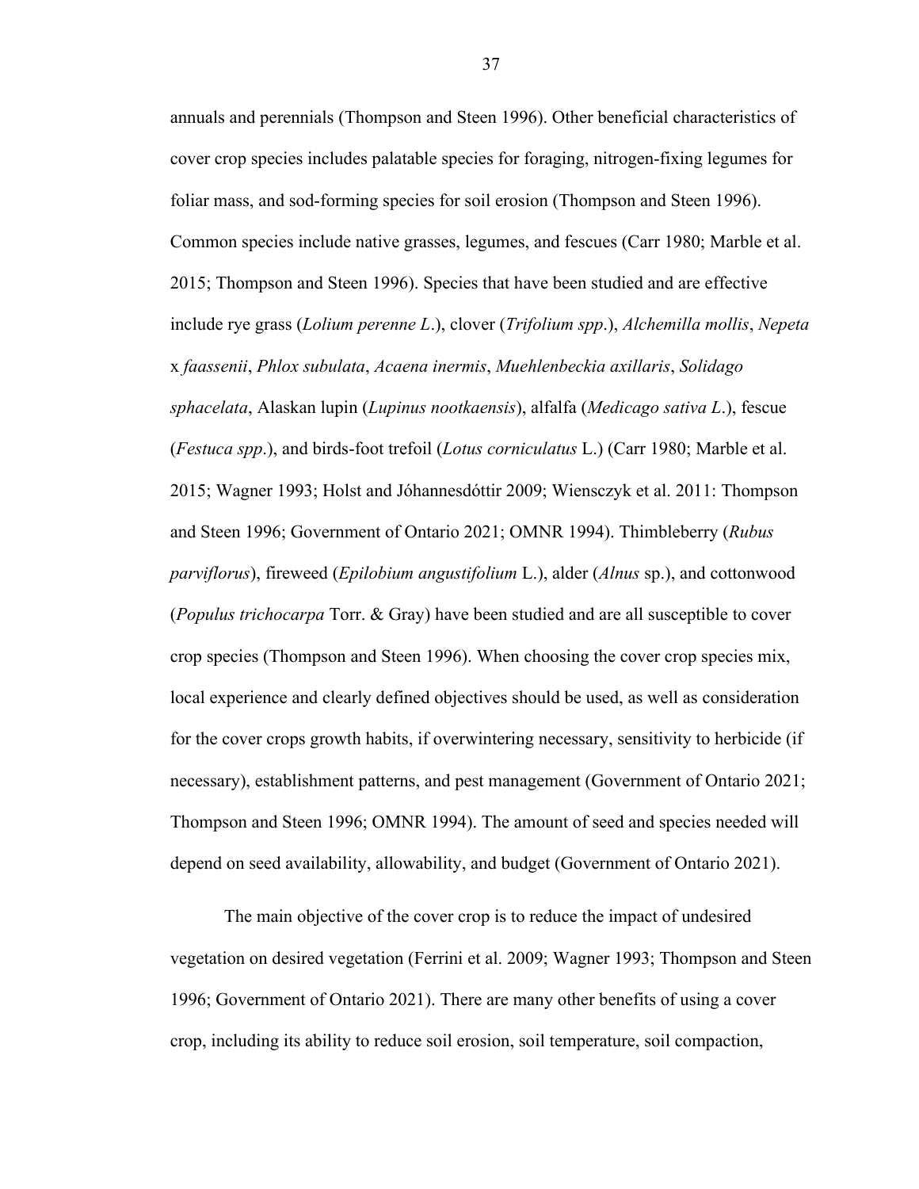annuals and perennials (Thompson and Steen 1996). Other beneficial characteristics of cover crop species includes palatable species for foraging, nitrogen-fixing legumes for foliar mass, and sod-forming species for soil erosion (Thompson and Steen 1996). Common species include native grasses, legumes, and fescues (Carr 1980; Marble et al. 2015; Thompson and Steen 1996). Species that have been studied and are effective include rye grass (*Lolium perenne L*.), clover (*Trifolium spp*.), *Alchemilla mollis*, *Nepeta* x *faassenii*, *Phlox subulata*, *Acaena inermis*, *Muehlenbeckia axillaris*, *Solidago sphacelata*, Alaskan lupin (*Lupinus nootkaensis*), alfalfa (*Medicago sativa L*.), fescue (*Festuca spp*.), and birds-foot trefoil (*Lotus corniculatus* L.) (Carr 1980; Marble et al. 2015; Wagner 1993; Holst and Jóhannesdóttir 2009; Wiensczyk et al. 2011: Thompson and Steen 1996; Government of Ontario 2021; OMNR 1994). Thimbleberry (*Rubus parviflorus*), fireweed (*Epilobium angustifolium* L.), alder (*Alnus* sp.), and cottonwood (*Populus trichocarpa* Torr. & Gray) have been studied and are all susceptible to cover crop species (Thompson and Steen 1996). When choosing the cover crop species mix, local experience and clearly defined objectives should be used, as well as consideration for the cover crops growth habits, if overwintering necessary, sensitivity to herbicide (if necessary), establishment patterns, and pest management (Government of Ontario 2021; Thompson and Steen 1996; OMNR 1994). The amount of seed and species needed will depend on seed availability, allowability, and budget (Government of Ontario 2021).

The main objective of the cover crop is to reduce the impact of undesired vegetation on desired vegetation (Ferrini et al. 2009; Wagner 1993; Thompson and Steen 1996; Government of Ontario 2021). There are many other benefits of using a cover crop, including its ability to reduce soil erosion, soil temperature, soil compaction,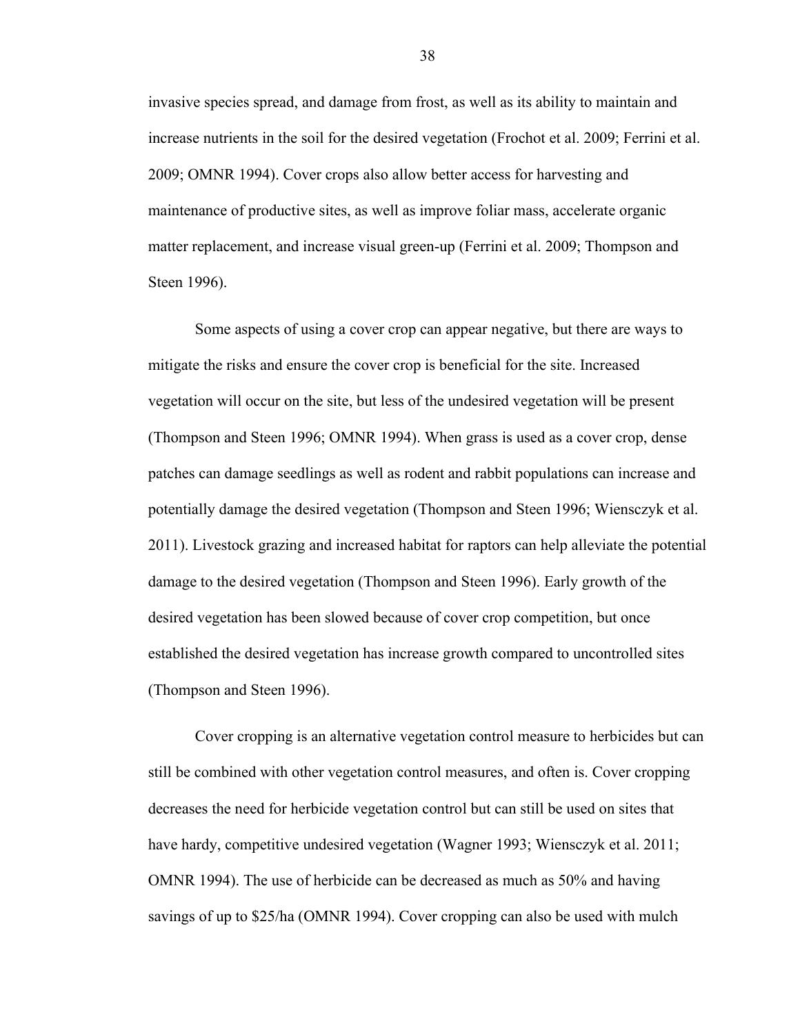invasive species spread, and damage from frost, as well as its ability to maintain and increase nutrients in the soil for the desired vegetation (Frochot et al. 2009; Ferrini et al. 2009; OMNR 1994). Cover crops also allow better access for harvesting and maintenance of productive sites, as well as improve foliar mass, accelerate organic matter replacement, and increase visual green-up (Ferrini et al. 2009; Thompson and Steen 1996).

Some aspects of using a cover crop can appear negative, but there are ways to mitigate the risks and ensure the cover crop is beneficial for the site. Increased vegetation will occur on the site, but less of the undesired vegetation will be present (Thompson and Steen 1996; OMNR 1994). When grass is used as a cover crop, dense patches can damage seedlings as well as rodent and rabbit populations can increase and potentially damage the desired vegetation (Thompson and Steen 1996; Wiensczyk et al. 2011). Livestock grazing and increased habitat for raptors can help alleviate the potential damage to the desired vegetation (Thompson and Steen 1996). Early growth of the desired vegetation has been slowed because of cover crop competition, but once established the desired vegetation has increase growth compared to uncontrolled sites (Thompson and Steen 1996).

Cover cropping is an alternative vegetation control measure to herbicides but can still be combined with other vegetation control measures, and often is. Cover cropping decreases the need for herbicide vegetation control but can still be used on sites that have hardy, competitive undesired vegetation (Wagner 1993; Wiensczyk et al. 2011; OMNR 1994). The use of herbicide can be decreased as much as 50% and having savings of up to \$25/ha (OMNR 1994). Cover cropping can also be used with mulch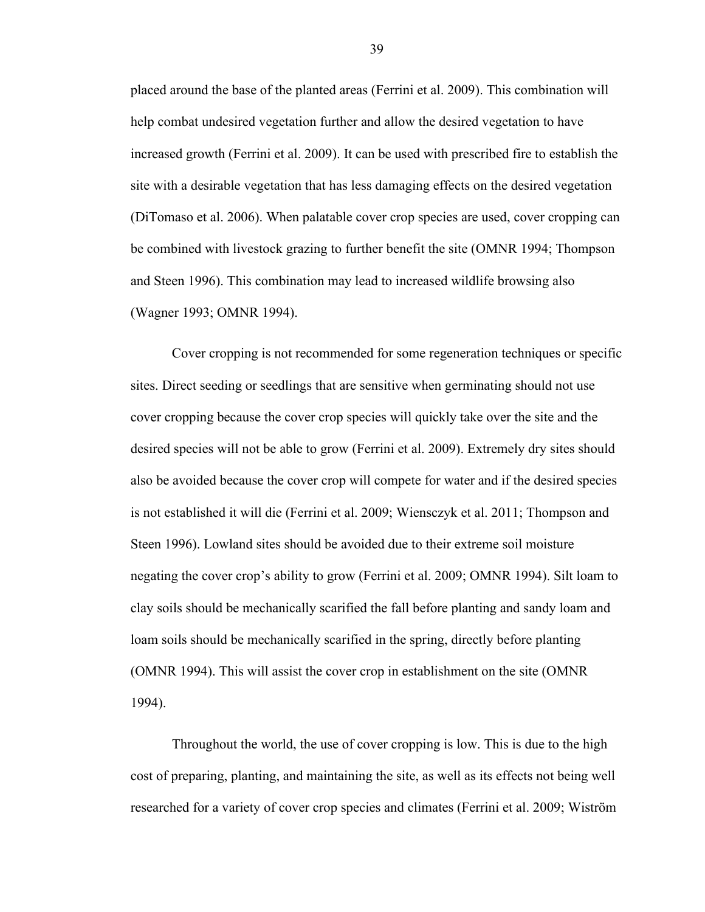placed around the base of the planted areas (Ferrini et al. 2009). This combination will help combat undesired vegetation further and allow the desired vegetation to have increased growth (Ferrini et al. 2009). It can be used with prescribed fire to establish the site with a desirable vegetation that has less damaging effects on the desired vegetation (DiTomaso et al. 2006). When palatable cover crop species are used, cover cropping can be combined with livestock grazing to further benefit the site (OMNR 1994; Thompson and Steen 1996). This combination may lead to increased wildlife browsing also (Wagner 1993; OMNR 1994).

Cover cropping is not recommended for some regeneration techniques or specific sites. Direct seeding or seedlings that are sensitive when germinating should not use cover cropping because the cover crop species will quickly take over the site and the desired species will not be able to grow (Ferrini et al. 2009). Extremely dry sites should also be avoided because the cover crop will compete for water and if the desired species is not established it will die (Ferrini et al. 2009; Wiensczyk et al. 2011; Thompson and Steen 1996). Lowland sites should be avoided due to their extreme soil moisture negating the cover crop's ability to grow (Ferrini et al. 2009; OMNR 1994). Silt loam to clay soils should be mechanically scarified the fall before planting and sandy loam and loam soils should be mechanically scarified in the spring, directly before planting (OMNR 1994). This will assist the cover crop in establishment on the site (OMNR 1994).

Throughout the world, the use of cover cropping is low. This is due to the high cost of preparing, planting, and maintaining the site, as well as its effects not being well researched for a variety of cover crop species and climates (Ferrini et al. 2009; Wiström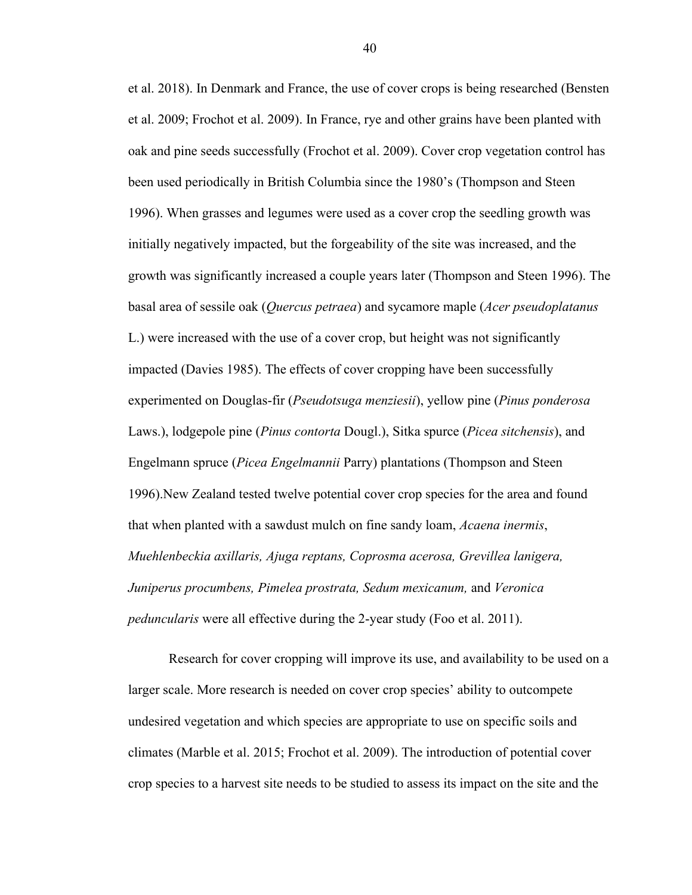et al. 2018). In Denmark and France, the use of cover crops is being researched (Bensten et al. 2009; Frochot et al. 2009). In France, rye and other grains have been planted with oak and pine seeds successfully (Frochot et al. 2009). Cover crop vegetation control has been used periodically in British Columbia since the 1980's (Thompson and Steen 1996). When grasses and legumes were used as a cover crop the seedling growth was initially negatively impacted, but the forgeability of the site was increased, and the growth was significantly increased a couple years later (Thompson and Steen 1996). The basal area of sessile oak (*Quercus petraea*) and sycamore maple (*Acer pseudoplatanus* L.) were increased with the use of a cover crop, but height was not significantly impacted (Davies 1985). The effects of cover cropping have been successfully experimented on Douglas-fir (*Pseudotsuga menziesii*), yellow pine (*Pinus ponderosa* Laws.), lodgepole pine (*Pinus contorta* Dougl.), Sitka spurce (*Picea sitchensis*), and Engelmann spruce (*Picea Engelmannii* Parry) plantations (Thompson and Steen 1996).New Zealand tested twelve potential cover crop species for the area and found that when planted with a sawdust mulch on fine sandy loam, *Acaena inermis*, *Muehlenbeckia axillaris, Ajuga reptans, Coprosma acerosa, Grevillea lanigera, Juniperus procumbens, Pimelea prostrata, Sedum mexicanum,* and *Veronica peduncularis* were all effective during the 2-year study (Foo et al. 2011).

Research for cover cropping will improve its use, and availability to be used on a larger scale. More research is needed on cover crop species' ability to outcompete undesired vegetation and which species are appropriate to use on specific soils and climates (Marble et al. 2015; Frochot et al. 2009). The introduction of potential cover crop species to a harvest site needs to be studied to assess its impact on the site and the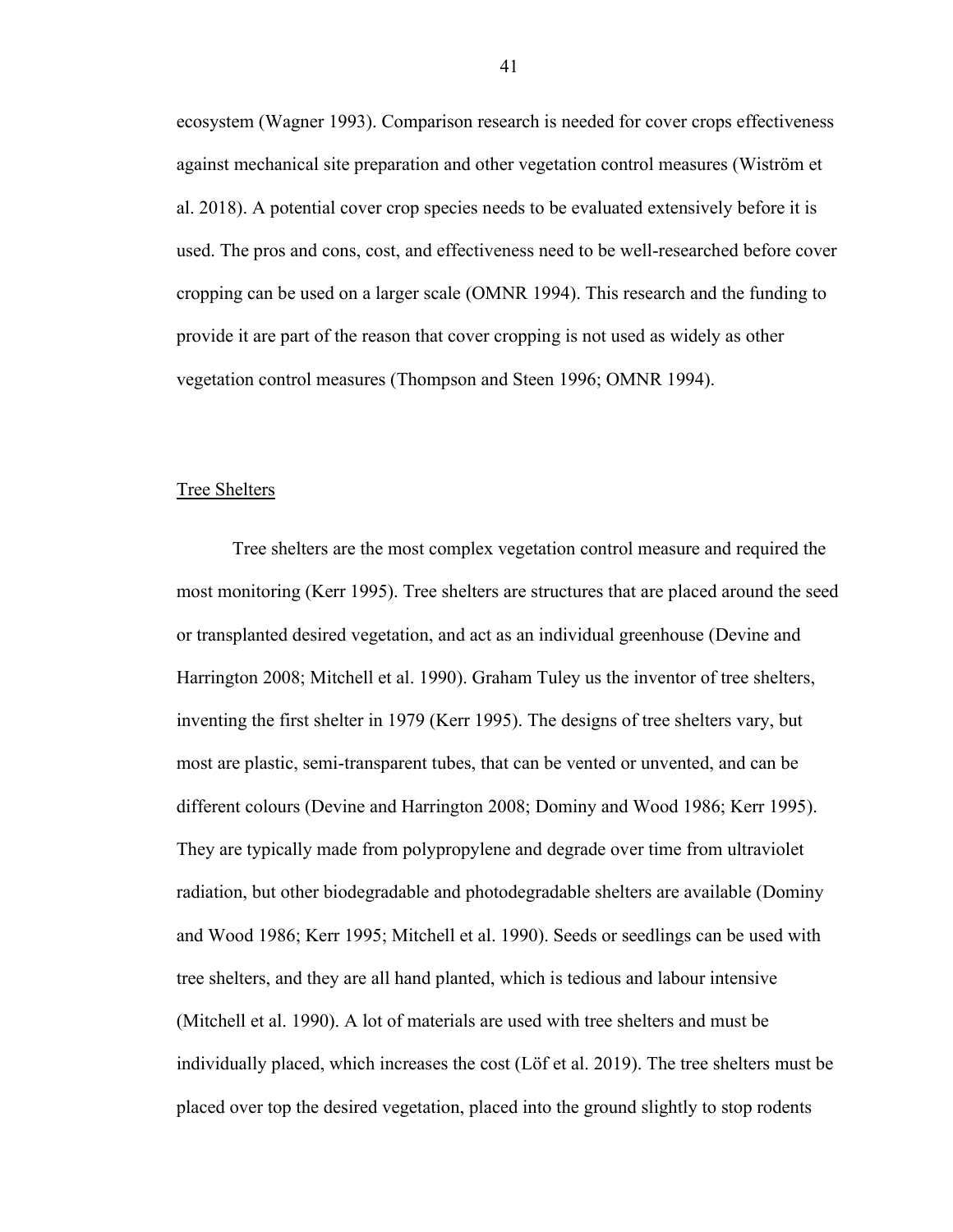ecosystem (Wagner 1993). Comparison research is needed for cover crops effectiveness against mechanical site preparation and other vegetation control measures (Wiström et al. 2018). A potential cover crop species needs to be evaluated extensively before it is used. The pros and cons, cost, and effectiveness need to be well-researched before cover cropping can be used on a larger scale (OMNR 1994). This research and the funding to provide it are part of the reason that cover cropping is not used as widely as other vegetation control measures (Thompson and Steen 1996; OMNR 1994).

## Tree Shelters

Tree shelters are the most complex vegetation control measure and required the most monitoring (Kerr 1995). Tree shelters are structures that are placed around the seed or transplanted desired vegetation, and act as an individual greenhouse (Devine and Harrington 2008; Mitchell et al. 1990). Graham Tuley us the inventor of tree shelters, inventing the first shelter in 1979 (Kerr 1995). The designs of tree shelters vary, but most are plastic, semi-transparent tubes, that can be vented or unvented, and can be different colours (Devine and Harrington 2008; Dominy and Wood 1986; Kerr 1995). They are typically made from polypropylene and degrade over time from ultraviolet radiation, but other biodegradable and photodegradable shelters are available (Dominy and Wood 1986; Kerr 1995; Mitchell et al. 1990). Seeds or seedlings can be used with tree shelters, and they are all hand planted, which is tedious and labour intensive (Mitchell et al. 1990). A lot of materials are used with tree shelters and must be individually placed, which increases the cost (Löf et al. 2019). The tree shelters must be placed over top the desired vegetation, placed into the ground slightly to stop rodents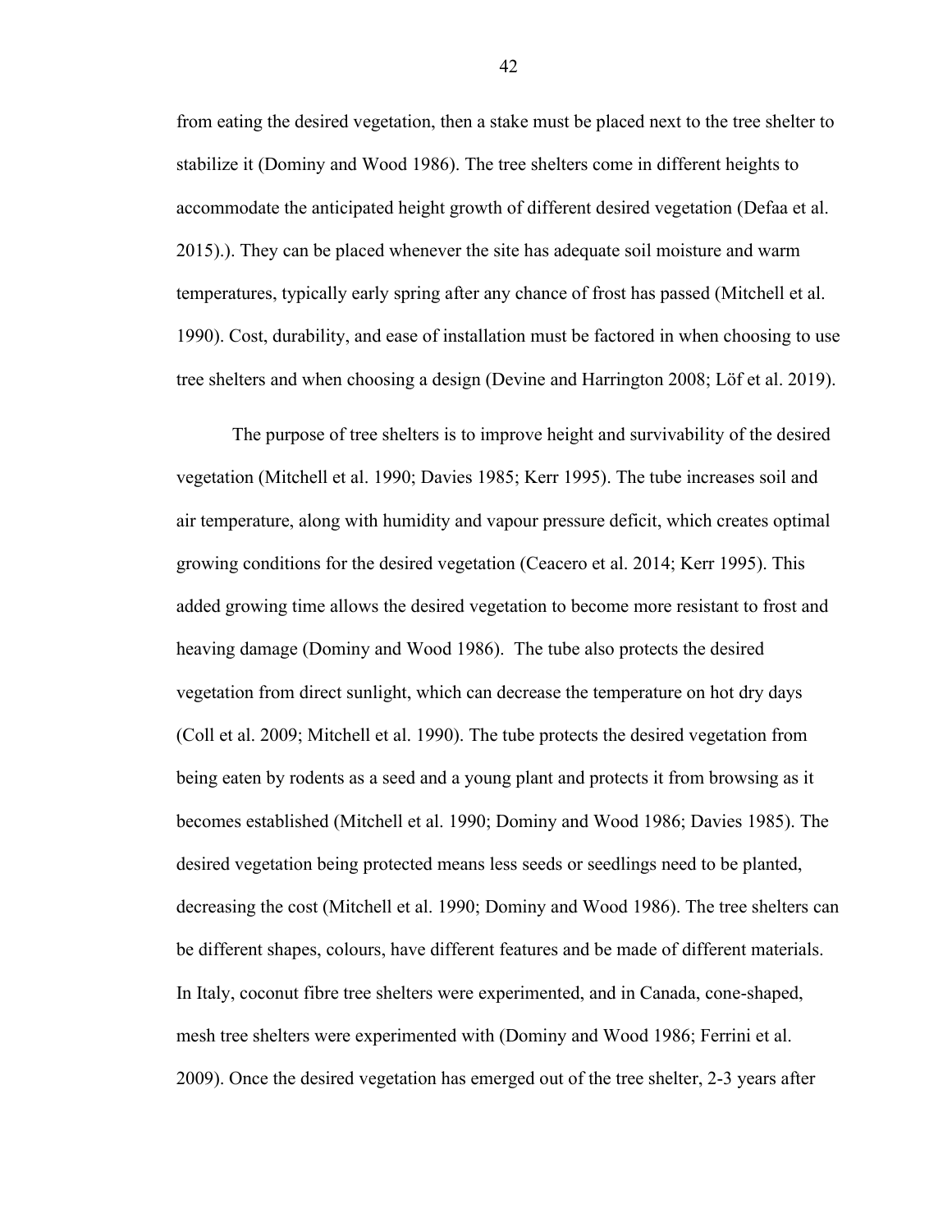from eating the desired vegetation, then a stake must be placed next to the tree shelter to stabilize it (Dominy and Wood 1986). The tree shelters come in different heights to accommodate the anticipated height growth of different desired vegetation (Defaa et al. 2015).). They can be placed whenever the site has adequate soil moisture and warm temperatures, typically early spring after any chance of frost has passed (Mitchell et al. 1990). Cost, durability, and ease of installation must be factored in when choosing to use tree shelters and when choosing a design (Devine and Harrington 2008; Löf et al. 2019).

The purpose of tree shelters is to improve height and survivability of the desired vegetation (Mitchell et al. 1990; Davies 1985; Kerr 1995). The tube increases soil and air temperature, along with humidity and vapour pressure deficit, which creates optimal growing conditions for the desired vegetation (Ceacero et al. 2014; Kerr 1995). This added growing time allows the desired vegetation to become more resistant to frost and heaving damage (Dominy and Wood 1986). The tube also protects the desired vegetation from direct sunlight, which can decrease the temperature on hot dry days (Coll et al. 2009; Mitchell et al. 1990). The tube protects the desired vegetation from being eaten by rodents as a seed and a young plant and protects it from browsing as it becomes established (Mitchell et al. 1990; Dominy and Wood 1986; Davies 1985). The desired vegetation being protected means less seeds or seedlings need to be planted, decreasing the cost (Mitchell et al. 1990; Dominy and Wood 1986). The tree shelters can be different shapes, colours, have different features and be made of different materials. In Italy, coconut fibre tree shelters were experimented, and in Canada, cone-shaped, mesh tree shelters were experimented with (Dominy and Wood 1986; Ferrini et al. 2009). Once the desired vegetation has emerged out of the tree shelter, 2-3 years after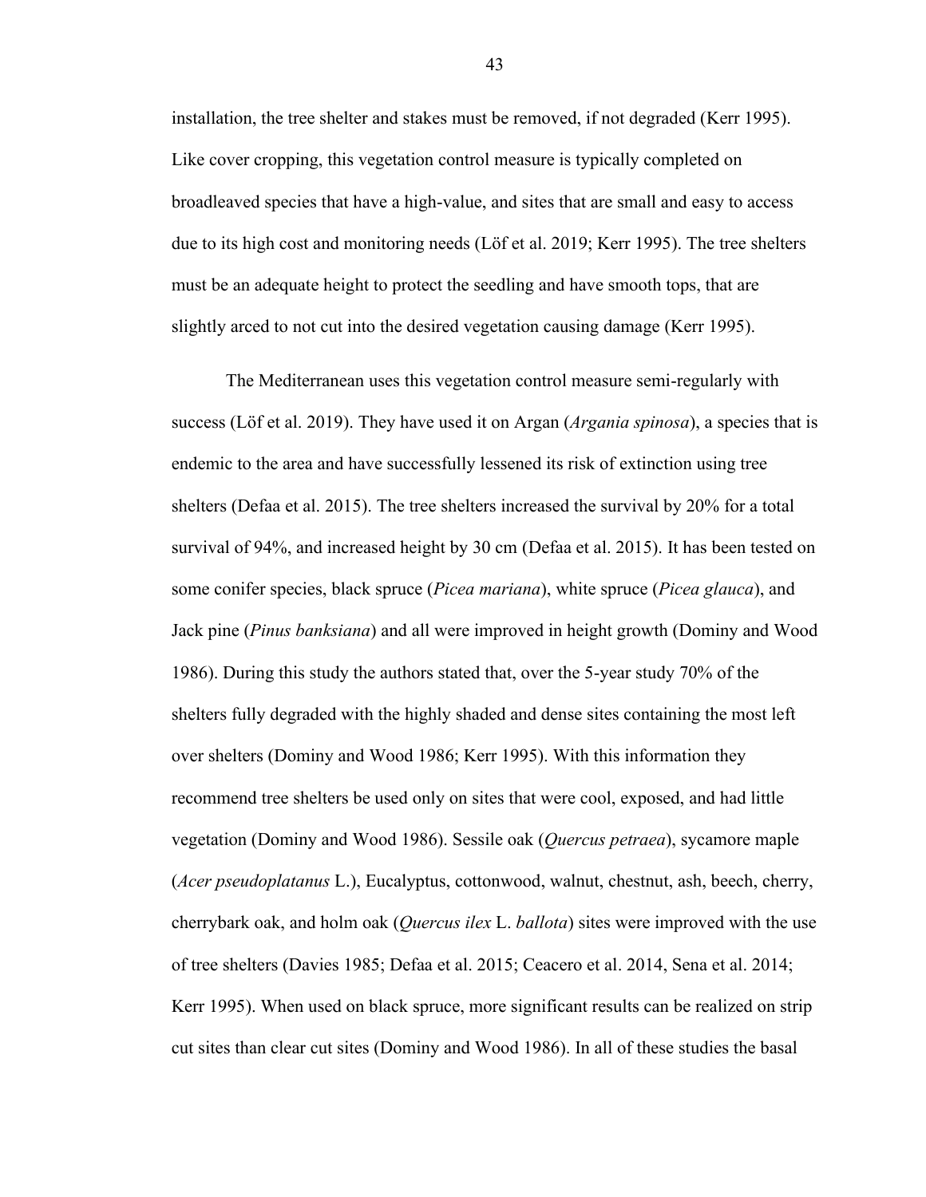installation, the tree shelter and stakes must be removed, if not degraded (Kerr 1995). Like cover cropping, this vegetation control measure is typically completed on broadleaved species that have a high-value, and sites that are small and easy to access due to its high cost and monitoring needs (Löf et al. 2019; Kerr 1995). The tree shelters must be an adequate height to protect the seedling and have smooth tops, that are slightly arced to not cut into the desired vegetation causing damage (Kerr 1995).

The Mediterranean uses this vegetation control measure semi-regularly with success (Löf et al. 2019). They have used it on Argan (*Argania spinosa*), a species that is endemic to the area and have successfully lessened its risk of extinction using tree shelters (Defaa et al. 2015). The tree shelters increased the survival by 20% for a total survival of 94%, and increased height by 30 cm (Defaa et al. 2015). It has been tested on some conifer species, black spruce (*Picea mariana*), white spruce (*Picea glauca*), and Jack pine (*Pinus banksiana*) and all were improved in height growth (Dominy and Wood 1986). During this study the authors stated that, over the 5-year study 70% of the shelters fully degraded with the highly shaded and dense sites containing the most left over shelters (Dominy and Wood 1986; Kerr 1995). With this information they recommend tree shelters be used only on sites that were cool, exposed, and had little vegetation (Dominy and Wood 1986). Sessile oak (*Quercus petraea*), sycamore maple (*Acer pseudoplatanus* L.), Eucalyptus, cottonwood, walnut, chestnut, ash, beech, cherry, cherrybark oak, and holm oak (*Quercus ilex* L. *ballota*) sites were improved with the use of tree shelters (Davies 1985; Defaa et al. 2015; Ceacero et al. 2014, Sena et al. 2014; Kerr 1995). When used on black spruce, more significant results can be realized on strip cut sites than clear cut sites (Dominy and Wood 1986). In all of these studies the basal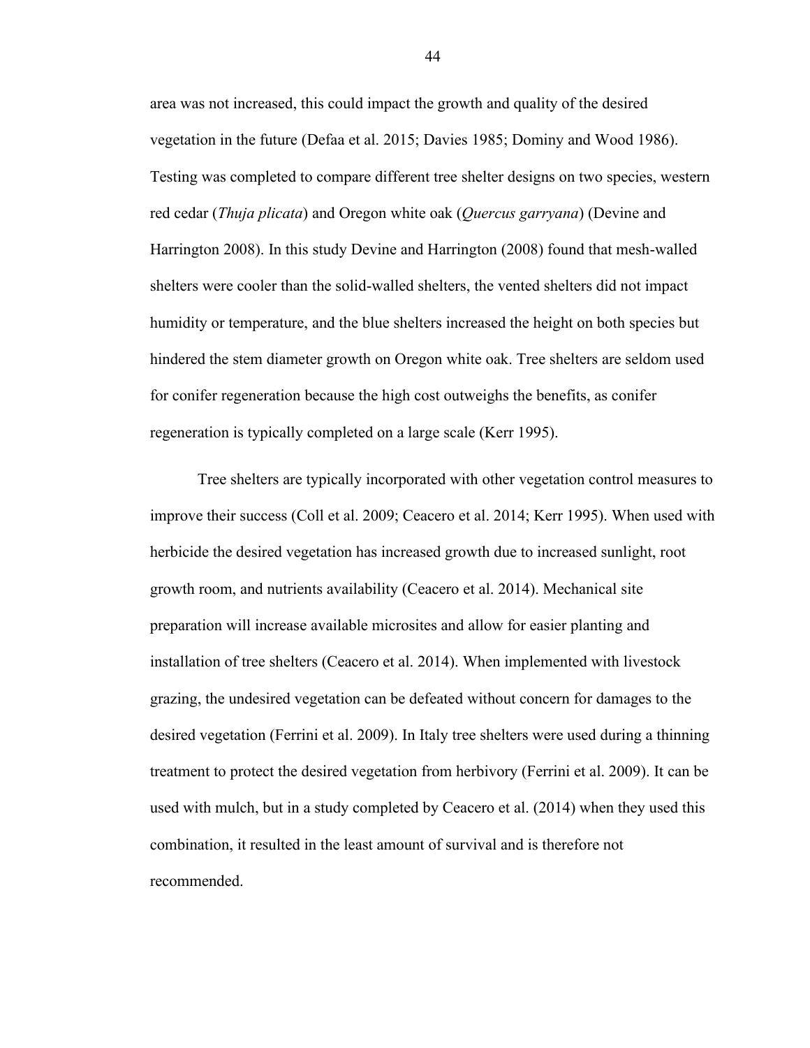area was not increased, this could impact the growth and quality of the desired vegetation in the future (Defaa et al. 2015; Davies 1985; Dominy and Wood 1986). Testing was completed to compare different tree shelter designs on two species, western red cedar (*Thuja plicata*) and Oregon white oak (*Quercus garryana*) (Devine and Harrington 2008). In this study Devine and Harrington (2008) found that mesh-walled shelters were cooler than the solid-walled shelters, the vented shelters did not impact humidity or temperature, and the blue shelters increased the height on both species but hindered the stem diameter growth on Oregon white oak. Tree shelters are seldom used for conifer regeneration because the high cost outweighs the benefits, as conifer regeneration is typically completed on a large scale (Kerr 1995).

Tree shelters are typically incorporated with other vegetation control measures to improve their success (Coll et al. 2009; Ceacero et al. 2014; Kerr 1995). When used with herbicide the desired vegetation has increased growth due to increased sunlight, root growth room, and nutrients availability (Ceacero et al. 2014). Mechanical site preparation will increase available microsites and allow for easier planting and installation of tree shelters (Ceacero et al. 2014). When implemented with livestock grazing, the undesired vegetation can be defeated without concern for damages to the desired vegetation (Ferrini et al. 2009). In Italy tree shelters were used during a thinning treatment to protect the desired vegetation from herbivory (Ferrini et al. 2009). It can be used with mulch, but in a study completed by Ceacero et al. (2014) when they used this combination, it resulted in the least amount of survival and is therefore not recommended.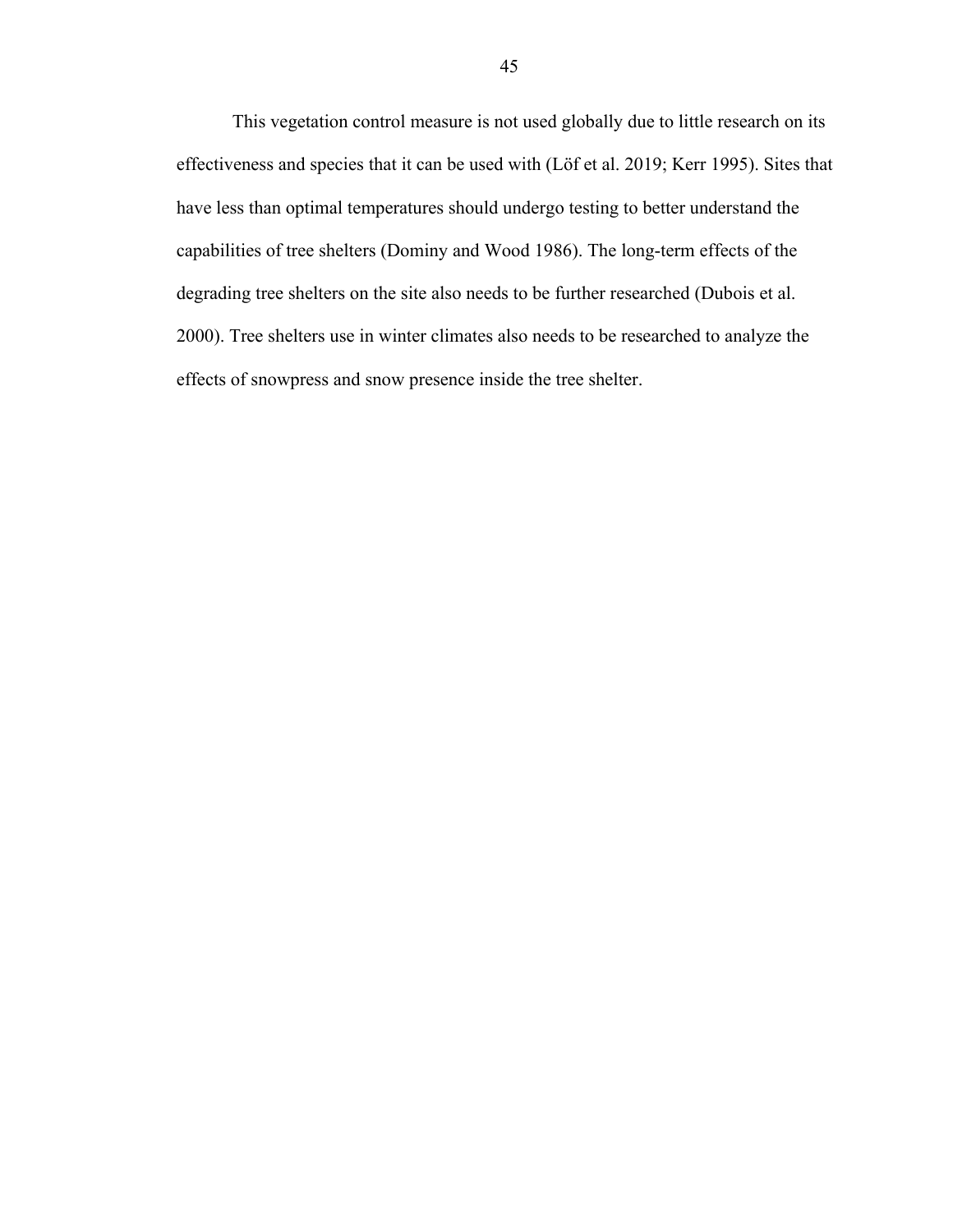This vegetation control measure is not used globally due to little research on its effectiveness and species that it can be used with (Löf et al. 2019; Kerr 1995). Sites that have less than optimal temperatures should undergo testing to better understand the capabilities of tree shelters (Dominy and Wood 1986). The long-term effects of the degrading tree shelters on the site also needs to be further researched (Dubois et al. 2000). Tree shelters use in winter climates also needs to be researched to analyze the effects of snowpress and snow presence inside the tree shelter.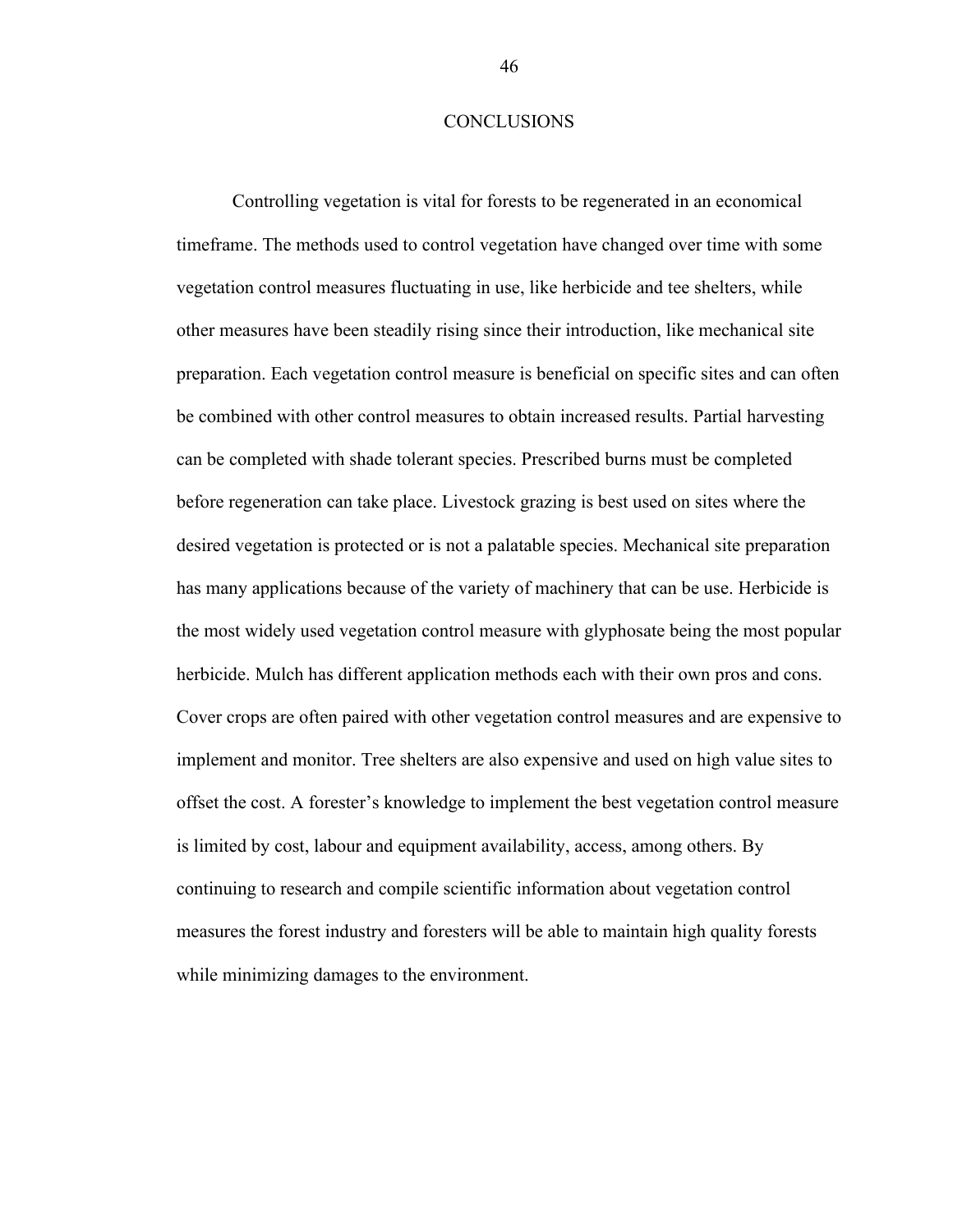# CONCLUSIONS

Controlling vegetation is vital for forests to be regenerated in an economical timeframe. The methods used to control vegetation have changed over time with some vegetation control measures fluctuating in use, like herbicide and tee shelters, while other measures have been steadily rising since their introduction, like mechanical site preparation. Each vegetation control measure is beneficial on specific sites and can often be combined with other control measures to obtain increased results. Partial harvesting can be completed with shade tolerant species. Prescribed burns must be completed before regeneration can take place. Livestock grazing is best used on sites where the desired vegetation is protected or is not a palatable species. Mechanical site preparation has many applications because of the variety of machinery that can be use. Herbicide is the most widely used vegetation control measure with glyphosate being the most popular herbicide. Mulch has different application methods each with their own pros and cons. Cover crops are often paired with other vegetation control measures and are expensive to implement and monitor. Tree shelters are also expensive and used on high value sites to offset the cost. A forester's knowledge to implement the best vegetation control measure is limited by cost, labour and equipment availability, access, among others. By continuing to research and compile scientific information about vegetation control measures the forest industry and foresters will be able to maintain high quality forests while minimizing damages to the environment.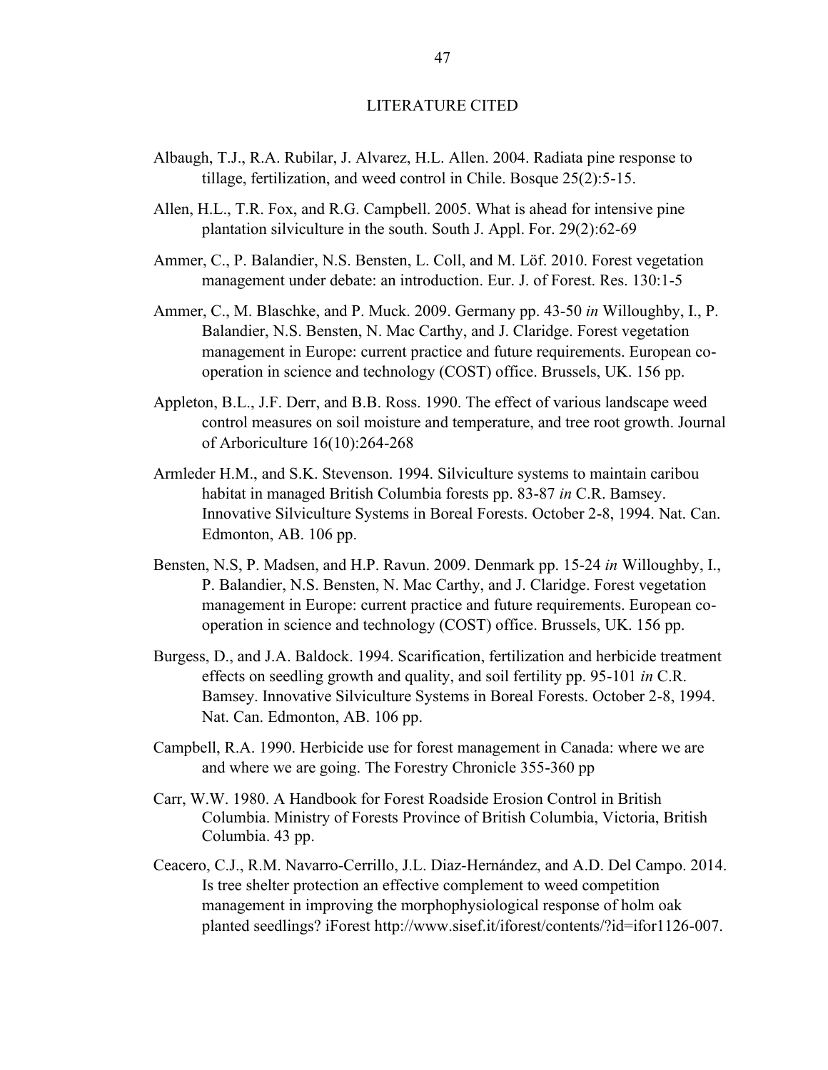# LITERATURE CITED

Albaugh, T.J., R.A. Rubilar, J. Alvarez, H.L. Allen. 2004. Radiata pine response to tillage, fertilization, and weed control in Chile. Bosque 25(2):5-15.

Allen, H.L., T.R. Fox, and R.G. Campbell. 2005. What is ahead for intensive pine plantation silviculture in the south. South J. Appl. For. 29(2):62-69

Ammer, C., P. Balandier, N.S. Bensten, L. Coll, and M. Löf. 2010. Forest vegetation management under debate: an introduction. Eur. J. of Forest. Res. 130:1-5

Ammer, C., M. Blaschke, and P. Muck. 2009. Germany pp. 43-50 *in* Willoughby, I., P. Balandier, N.S. Bensten, N. Mac Carthy, and J. Claridge. Forest vegetation management in Europe: current practice and future requirements. European co-operation in science and technology (COST) office. Brussels, UK. 156 pp.

Appleton, B.L., J.F. Derr, and B.B. Ross. 1990. The effect of various landscape weed control measures on soil moisture and temperature, and tree root growth. Journal of Arboriculture 16(10):264-268

Armleder H.M., and S.K. Stevenson. 1994. Silviculture systems to maintain caribou habitat in managed British Columbia forests pp. 83-87 *in* C.R. Bamsey. Innovative Silviculture Systems in Boreal Forests. October 2-8, 1994. Nat. Can. Edmonton, AB. 106 pp.

Bensten, N.S, P. Madsen, and H.P. Ravun. 2009. Denmark pp. 15-24 *in* Willoughby, I., P. Balandier, N.S. Bensten, N. Mac Carthy, and J. Claridge. Forest vegetation management in Europe: current practice and future requirements. European co-operation in science and technology (COST) office. Brussels, UK. 156 pp.

Burgess, D., and J.A. Baldock. 1994. Scarification, fertilization and herbicide treatment effects on seedling growth and quality, and soil fertility pp. 95-101 *in* C.R. Bamsey. Innovative Silviculture Systems in Boreal Forests. October 2-8, 1994. Nat. Can. Edmonton, AB. 106 pp.

Campbell, R.A. 1990. Herbicide use for forest management in Canada: where we are and where we are going. The Forestry Chronicle 355-360 pp

Carr, W.W. 1980. A Handbook for Forest Roadside Erosion Control in British Columbia. Ministry of Forests Province of British Columbia, Victoria, British Columbia. 43 pp.

Ceacero, C.J., R.M. Navarro-Cerrillo, J.L. Diaz-Hernández, and A.D. Del Campo. 2014. Is tree shelter protection an effective complement to weed competition management in improving the morphophysiological response of holm oak planted seedlings? iForest http://www.sisef.it/iforest/contents/?id=ifor1126-007.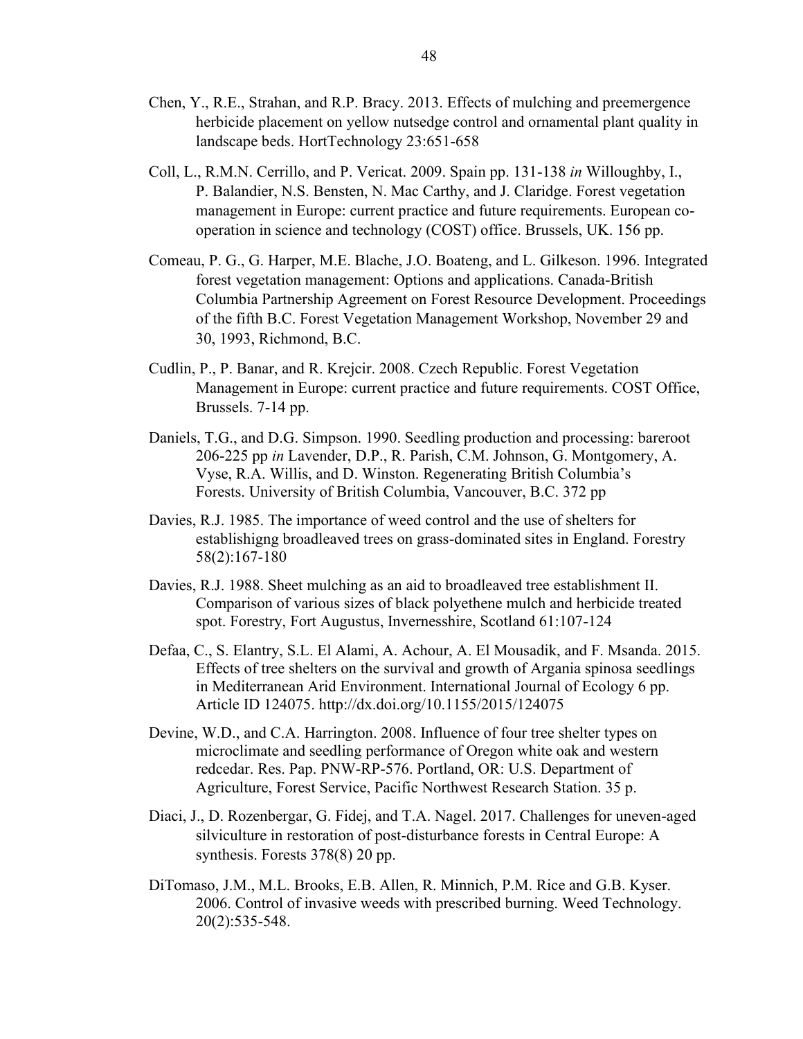Chen, Y., R.E., Strahan, and R.P. Bracy. 2013. Effects of mulching and preemergence herbicide placement on yellow nutsedge control and ornamental plant quality in landscape beds. HortTechnology 23:651-658

Coll, L., R.M.N. Cerrillo, and P. Vericat. 2009. Spain pp. 131-138 *in* Willoughby, I., P. Balandier, N.S. Bensten, N. Mac Carthy, and J. Claridge. Forest vegetation management in Europe: current practice and future requirements. European co-operation in science and technology (COST) office. Brussels, UK. 156 pp.

Comeau, P. G., G. Harper, M.E. Blache, J.O. Boateng, and L. Gilkeson. 1996. Integrated forest vegetation management: Options and applications. Canada-British Columbia Partnership Agreement on Forest Resource Development. Proceedings of the fifth B.C. Forest Vegetation Management Workshop, November 29 and 30, 1993, Richmond, B.C.

Cudlin, P., P. Banar, and R. Krejcir. 2008. Czech Republic. Forest Vegetation Management in Europe: current practice and future requirements. COST Office, Brussels. 7-14 pp.

Daniels, T.G., and D.G. Simpson. 1990. Seedling production and processing: bareroot 206-225 pp *in* Lavender, D.P., R. Parish, C.M. Johnson, G. Montgomery, A. Vyse, R.A. Willis, and D. Winston. Regenerating British Columbia's Forests. University of British Columbia, Vancouver, B.C. 372 pp

Davies, R.J. 1985. The importance of weed control and the use of shelters for establishigng broadleaved trees on grass-dominated sites in England. Forestry 58(2):167-180

Davies, R.J. 1988. Sheet mulching as an aid to broadleaved tree establishment II. Comparison of various sizes of black polyethene mulch and herbicide treated spot. Forestry, Fort Augustus, Invernesshire, Scotland 61:107-124

Defaa, C., S. Elantry, S.L. El Alami, A. Achour, A. El Mousadik, and F. Msanda. 2015. Effects of tree shelters on the survival and growth of Argania spinosa seedlings in Mediterranean Arid Environment. International Journal of Ecology 6 pp. Article ID 124075. http://dx.doi.org/10.1155/2015/124075

Devine, W.D., and C.A. Harrington. 2008. Influence of four tree shelter types on microclimate and seedling performance of Oregon white oak and western redcedar. Res. Pap. PNW-RP-576. Portland, OR: U.S. Department of Agriculture, Forest Service, Pacific Northwest Research Station. 35 p.

Diaci, J., D. Rozenbergar, G. Fidej, and T.A. Nagel. 2017. Challenges for uneven-aged silviculture in restoration of post-disturbance forests in Central Europe: A synthesis. Forests 378(8) 20 pp.

DiTomaso, J.M., M.L. Brooks, E.B. Allen, R. Minnich, P.M. Rice and G.B. Kyser. 2006. Control of invasive weeds with prescribed burning. Weed Technology. 20(2):535-548.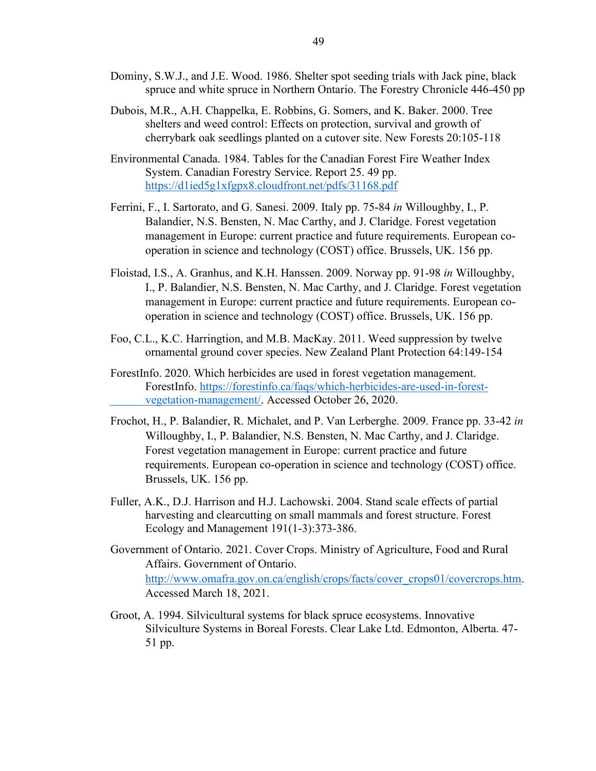Dominy, S.W.J., and J.E. Wood. 1986. Shelter spot seeding trials with Jack pine, black spruce and white spruce in Northern Ontario. The Forestry Chronicle 446-450 pp

Dubois, M.R., A.H. Chappelka, E. Robbins, G. Somers, and K. Baker. 2000. Tree shelters and weed control: Effects on protection, survival and growth of cherrybark oak seedlings planted on a cutover site. New Forests 20:105-118

Environmental Canada. 1984. Tables for the Canadian Forest Fire Weather Index System. Canadian Forestry Service. Report 25. 49 pp. https://d1ied5g1xfgpx8.cloudfront.net/pdfs/31168.pdf

Ferrini, F., I. Sartorato, and G. Sanesi. 2009. Italy pp. 75-84 *in* Willoughby, I., P. Balandier, N.S. Bensten, N. Mac Carthy, and J. Claridge. Forest vegetation management in Europe: current practice and future requirements. European co-operation in science and technology (COST) office. Brussels, UK. 156 pp.

Floistad, I.S., A. Granhus, and K.H. Hanssen. 2009. Norway pp. 91-98 *in* Willoughby, I., P. Balandier, N.S. Bensten, N. Mac Carthy, and J. Claridge. Forest vegetation management in Europe: current practice and future requirements. European co-operation in science and technology (COST) office. Brussels, UK. 156 pp.

Foo, C.L., K.C. Harrington, and M.B. MacKay. 2011. Weed suppression by twelve ornamental ground cover species. New Zealand Plant Protection 64:149-154

ForestInfo. 2020. Which herbicides are used in forest vegetation management. ForestInfo. https://forestinfo.ca/faqs/which-herbicides-are-used-in-forest-vegetation-management/. Accessed October 26, 2020.

Frochot, H., P. Balandier, R. Michalet, and P. Van Lerberghe. 2009. France pp. 33-42 *in* Willoughby, I., P. Balandier, N.S. Bensten, N. Mac Carthy, and J. Claridge. Forest vegetation management in Europe: current practice and future requirements. European co-operation in science and technology (COST) office. Brussels, UK. 156 pp.

Fuller, A.K., D.J. Harrison and H.J. Lachowski. 2004. Stand scale effects of partial harvesting and clearcutting on small mammals and forest structure. Forest Ecology and Management 191(1-3):373-386.

Government of Ontario. 2021. Cover Crops. Ministry of Agriculture, Food and Rural Affairs. Government of Ontario. http://www.omafra.gov.on.ca/english/crops/facts/cover_crops01/covercrops.htm. Accessed March 18, 2021.

Groot, A. 1994. Silvicultural systems for black spruce ecosystems. Innovative Silviculture Systems in Boreal Forests. Clear Lake Ltd. Edmonton, Alberta. 47-51 pp.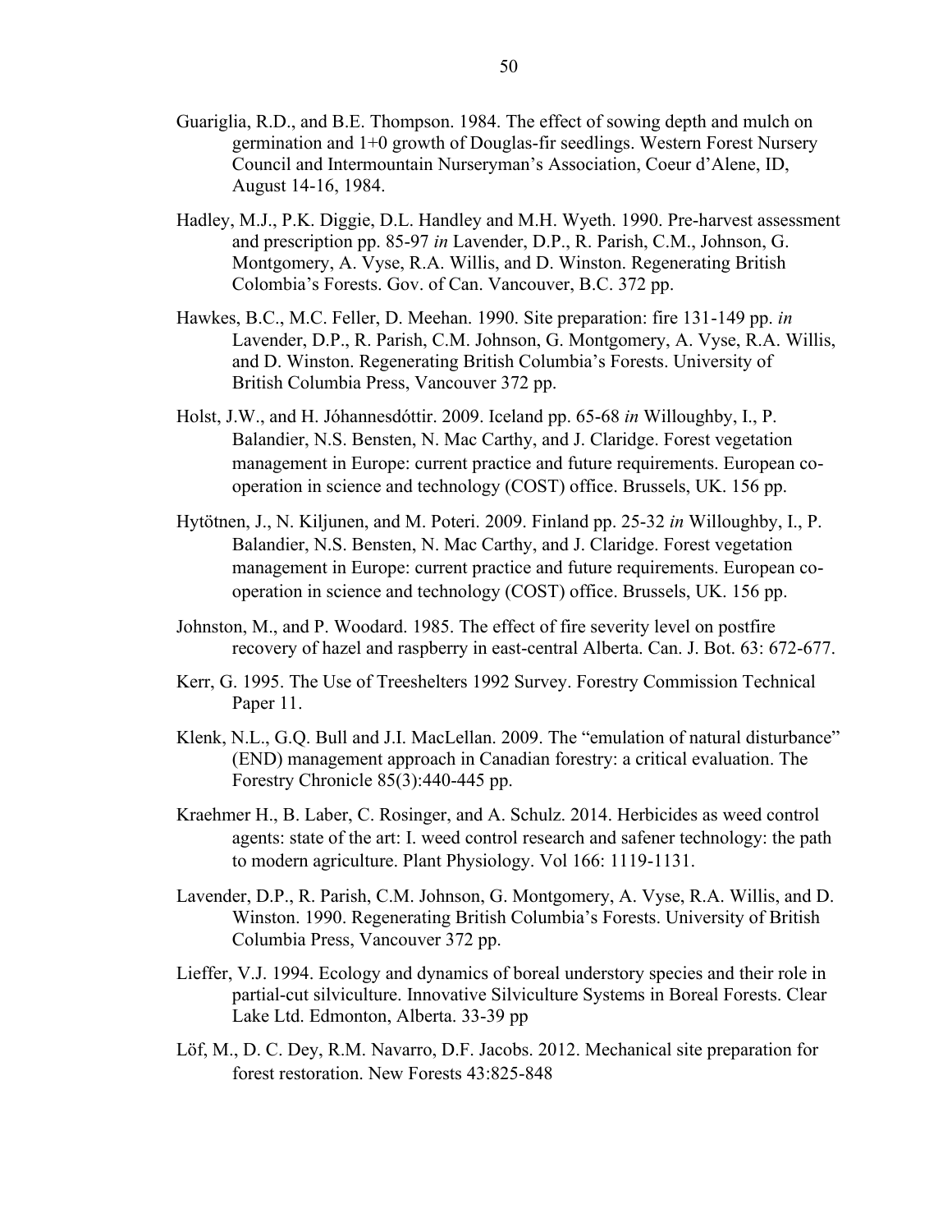Guariglia, R.D., and B.E. Thompson. 1984. The effect of sowing depth and mulch on germination and 1+0 growth of Douglas-fir seedlings. Western Forest Nursery Council and Intermountain Nurseryman's Association, Coeur d'Alene, ID, August 14-16, 1984.

Hadley, M.J., P.K. Diggie, D.L. Handley and M.H. Wyeth. 1990. Pre-harvest assessment and prescription pp. 85-97 *in* Lavender, D.P., R. Parish, C.M., Johnson, G. Montgomery, A. Vyse, R.A. Willis, and D. Winston. Regenerating British Colombia's Forests. Gov. of Can. Vancouver, B.C. 372 pp.

Hawkes, B.C., M.C. Feller, D. Meehan. 1990. Site preparation: fire 131-149 pp. *in* Lavender, D.P., R. Parish, C.M. Johnson, G. Montgomery, A. Vyse, R.A. Willis, and D. Winston. Regenerating British Columbia's Forests. University of British Columbia Press, Vancouver 372 pp.

Holst, J.W., and H. Jóhannesdóttir. 2009. Iceland pp. 65-68 *in* Willoughby, I., P. Balandier, N.S. Bensten, N. Mac Carthy, and J. Claridge. Forest vegetation management in Europe: current practice and future requirements. European co-operation in science and technology (COST) office. Brussels, UK. 156 pp.

Hytötnen, J., N. Kiljunen, and M. Poteri. 2009. Finland pp. 25-32 *in* Willoughby, I., P. Balandier, N.S. Bensten, N. Mac Carthy, and J. Claridge. Forest vegetation management in Europe: current practice and future requirements. European co-operation in science and technology (COST) office. Brussels, UK. 156 pp.

Johnston, M., and P. Woodard. 1985. The effect of fire severity level on postfire recovery of hazel and raspberry in east-central Alberta. Can. J. Bot. 63: 672-677.

Kerr, G. 1995. The Use of Treeshelters 1992 Survey. Forestry Commission Technical Paper 11.

Klenk, N.L., G.Q. Bull and J.I. MacLellan. 2009. The "emulation of natural disturbance" (END) management approach in Canadian forestry: a critical evaluation. The Forestry Chronicle 85(3):440-445 pp.

Kraehmer H., B. Laber, C. Rosinger, and A. Schulz. 2014. Herbicides as weed control agents: state of the art: I. weed control research and safener technology: the path to modern agriculture. Plant Physiology. Vol 166: 1119-1131.

Lavender, D.P., R. Parish, C.M. Johnson, G. Montgomery, A. Vyse, R.A. Willis, and D. Winston. 1990. Regenerating British Columbia's Forests. University of British Columbia Press, Vancouver 372 pp.

Lieffer, V.J. 1994. Ecology and dynamics of boreal understory species and their role in partial-cut silviculture. Innovative Silviculture Systems in Boreal Forests. Clear Lake Ltd. Edmonton, Alberta. 33-39 pp

Löf, M., D. C. Dey, R.M. Navarro, D.F. Jacobs. 2012. Mechanical site preparation for forest restoration. New Forests 43:825-848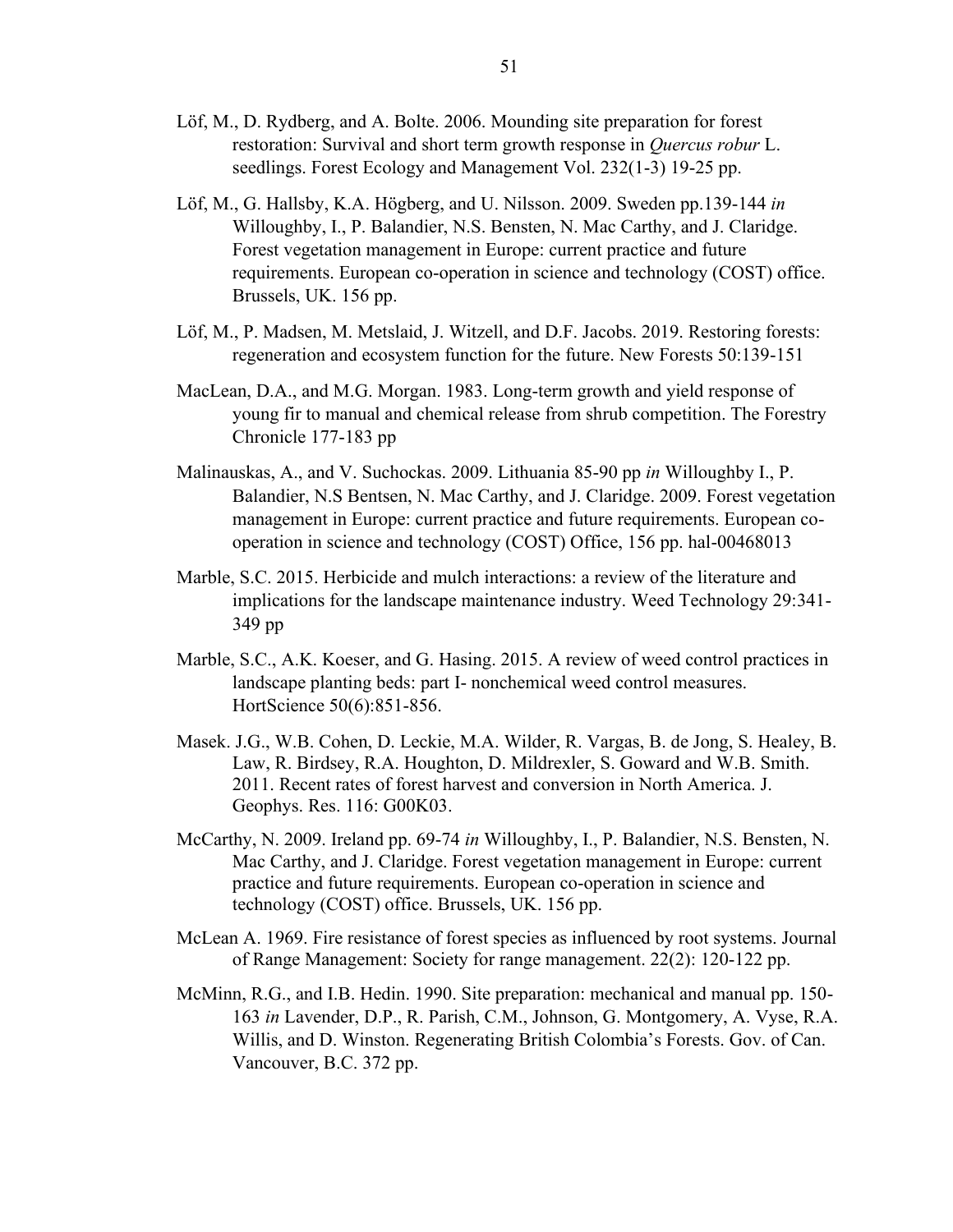Löf, M., D. Rydberg, and A. Bolte. 2006. Mounding site preparation for forest restoration: Survival and short term growth response in *Quercus robur* L. seedlings. Forest Ecology and Management Vol. 232(1-3) 19-25 pp.

Löf, M., G. Hallsby, K.A. Högberg, and U. Nilsson. 2009. Sweden pp.139-144 *in* Willoughby, I., P. Balandier, N.S. Bensten, N. Mac Carthy, and J. Claridge. Forest vegetation management in Europe: current practice and future requirements. European co-operation in science and technology (COST) office. Brussels, UK. 156 pp.

Löf, M., P. Madsen, M. Metslaid, J. Witzell, and D.F. Jacobs. 2019. Restoring forests: regeneration and ecosystem function for the future. New Forests 50:139-151

MacLean, D.A., and M.G. Morgan. 1983. Long-term growth and yield response of young fir to manual and chemical release from shrub competition. The Forestry Chronicle 177-183 pp

Malinauskas, A., and V. Suchockas. 2009. Lithuania 85-90 pp *in* Willoughby I., P. Balandier, N.S Bentsen, N. Mac Carthy, and J. Claridge. 2009. Forest vegetation management in Europe: current practice and future requirements. European co-operation in science and technology (COST) Office, 156 pp. hal-00468013

Marble, S.C. 2015. Herbicide and mulch interactions: a review of the literature and implications for the landscape maintenance industry. Weed Technology 29:341-349 pp

Marble, S.C., A.K. Koeser, and G. Hasing. 2015. A review of weed control practices in landscape planting beds: part I- nonchemical weed control measures. HortScience 50(6):851-856.

Masek. J.G., W.B. Cohen, D. Leckie, M.A. Wilder, R. Vargas, B. de Jong, S. Healey, B. Law, R. Birdsey, R.A. Houghton, D. Mildrexler, S. Goward and W.B. Smith. 2011. Recent rates of forest harvest and conversion in North America. J. Geophys. Res. 116: G00K03.

McCarthy, N. 2009. Ireland pp. 69-74 *in* Willoughby, I., P. Balandier, N.S. Bensten, N. Mac Carthy, and J. Claridge. Forest vegetation management in Europe: current practice and future requirements. European co-operation in science and technology (COST) office. Brussels, UK. 156 pp.

McLean A. 1969. Fire resistance of forest species as influenced by root systems. Journal of Range Management: Society for range management. 22(2): 120-122 pp.

McMinn, R.G., and I.B. Hedin. 1990. Site preparation: mechanical and manual pp. 150-163 *in* Lavender, D.P., R. Parish, C.M., Johnson, G. Montgomery, A. Vyse, R.A. Willis, and D. Winston. Regenerating British Colombia's Forests. Gov. of Can. Vancouver, B.C. 372 pp.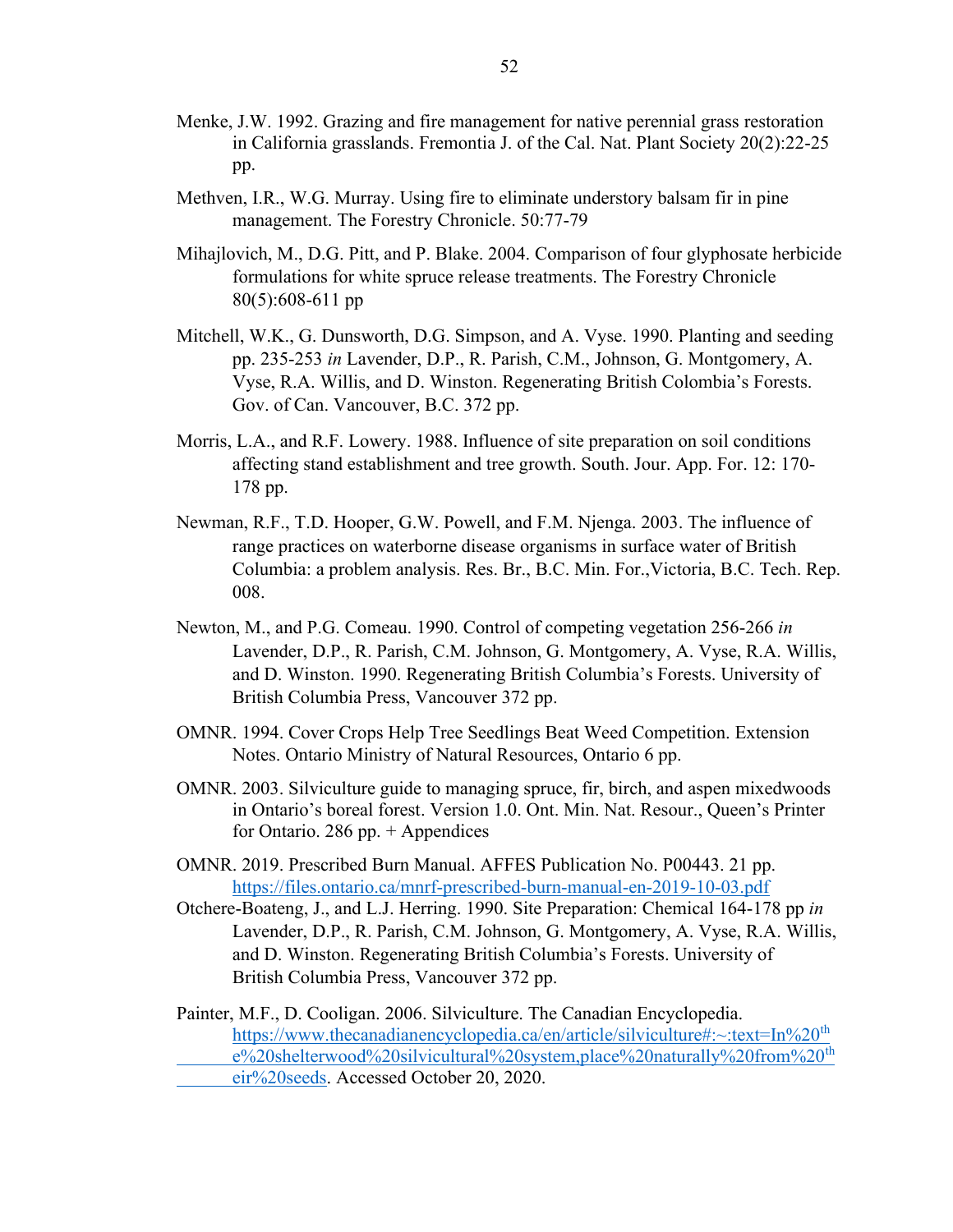Menke, J.W. 1992. Grazing and fire management for native perennial grass restoration in California grasslands. Fremontia J. of the Cal. Nat. Plant Society 20(2):22-25 pp.

Methven, I.R., W.G. Murray. Using fire to eliminate understory balsam fir in pine management. The Forestry Chronicle. 50:77-79

Mihajlovich, M., D.G. Pitt, and P. Blake. 2004. Comparison of four glyphosate herbicide formulations for white spruce release treatments. The Forestry Chronicle 80(5):608-611 pp

Mitchell, W.K., G. Dunsworth, D.G. Simpson, and A. Vyse. 1990. Planting and seeding pp. 235-253 *in* Lavender, D.P., R. Parish, C.M., Johnson, G. Montgomery, A. Vyse, R.A. Willis, and D. Winston. Regenerating British Colombia's Forests. Gov. of Can. Vancouver, B.C. 372 pp.

Morris, L.A., and R.F. Lowery. 1988. Influence of site preparation on soil conditions affecting stand establishment and tree growth. South. Jour. App. For. 12: 170-178 pp.

Newman, R.F., T.D. Hooper, G.W. Powell, and F.M. Njenga. 2003. The influence of range practices on waterborne disease organisms in surface water of British Columbia: a problem analysis. Res. Br., B.C. Min. For.,Victoria, B.C. Tech. Rep. 008.

Newton, M., and P.G. Comeau. 1990. Control of competing vegetation 256-266 *in* Lavender, D.P., R. Parish, C.M. Johnson, G. Montgomery, A. Vyse, R.A. Willis, and D. Winston. 1990. Regenerating British Columbia's Forests. University of British Columbia Press, Vancouver 372 pp.

OMNR. 1994. Cover Crops Help Tree Seedlings Beat Weed Competition. Extension Notes. Ontario Ministry of Natural Resources, Ontario 6 pp.

OMNR. 2003. Silviculture guide to managing spruce, fir, birch, and aspen mixedwoods in Ontario's boreal forest. Version 1.0. Ont. Min. Nat. Resour., Queen's Printer for Ontario. 286 pp. + Appendices

OMNR. 2019. Prescribed Burn Manual. AFFES Publication No. P00443. 21 pp. https://files.ontario.ca/mnrf-prescribed-burn-manual-en-2019-10-03.pdf

Otchere-Boateng, J., and L.J. Herring. 1990. Site Preparation: Chemical 164-178 pp *in* Lavender, D.P., R. Parish, C.M. Johnson, G. Montgomery, A. Vyse, R.A. Willis, and D. Winston. Regenerating British Columbia's Forests. University of British Columbia Press, Vancouver 372 pp.

Painter, M.F., D. Cooligan. 2006. Silviculture. The Canadian Encyclopedia. https://www.thecanadianencyclopedia.ca/en/article/silviculture#:~:text=In%20the%20shelterwood%20silvicultural%20system,place%20naturally%20from%20their%20seeds. Accessed October 20, 2020.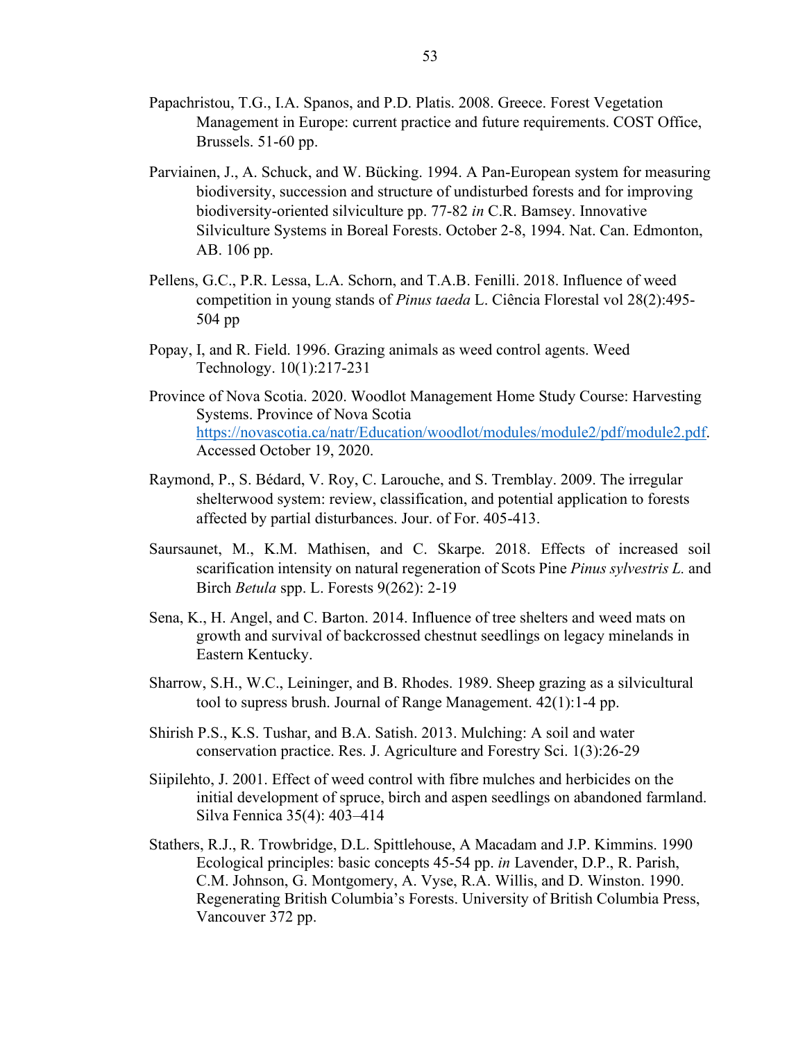Papachristou, T.G., I.A. Spanos, and P.D. Platis. 2008. Greece. Forest Vegetation Management in Europe: current practice and future requirements. COST Office, Brussels. 51-60 pp.

Parviainen, J., A. Schuck, and W. Bücking. 1994. A Pan-European system for measuring biodiversity, succession and structure of undisturbed forests and for improving biodiversity-oriented silviculture pp. 77-82 *in* C.R. Bamsey. Innovative Silviculture Systems in Boreal Forests. October 2-8, 1994. Nat. Can. Edmonton, AB. 106 pp.

Pellens, G.C., P.R. Lessa, L.A. Schorn, and T.A.B. Fenilli. 2018. Influence of weed competition in young stands of *Pinus taeda* L. Ciência Florestal vol 28(2):495-504 pp

Popay, I, and R. Field. 1996. Grazing animals as weed control agents. Weed Technology. 10(1):217-231

Province of Nova Scotia. 2020. Woodlot Management Home Study Course: Harvesting Systems. Province of Nova Scotia https://novascotia.ca/natr/Education/woodlot/modules/module2/pdf/module2.pdf. Accessed October 19, 2020.

Raymond, P., S. Bédard, V. Roy, C. Larouche, and S. Tremblay. 2009. The irregular shelterwood system: review, classification, and potential application to forests affected by partial disturbances. Jour. of For. 405-413.

Saursaunet, M., K.M. Mathisen, and C. Skarpe. 2018. Effects of increased soil scarification intensity on natural regeneration of Scots Pine *Pinus sylvestris L.* and Birch *Betula* spp. L. Forests 9(262): 2-19

Sena, K., H. Angel, and C. Barton. 2014. Influence of tree shelters and weed mats on growth and survival of backcrossed chestnut seedlings on legacy minelands in Eastern Kentucky.

Sharrow, S.H., W.C., Leininger, and B. Rhodes. 1989. Sheep grazing as a silvicultural tool to supress brush. Journal of Range Management. 42(1):1-4 pp.

Shirish P.S., K.S. Tushar, and B.A. Satish. 2013. Mulching: A soil and water conservation practice. Res. J. Agriculture and Forestry Sci. 1(3):26-29

Siipilehto, J. 2001. Effect of weed control with fibre mulches and herbicides on the initial development of spruce, birch and aspen seedlings on abandoned farmland. Silva Fennica 35(4): 403–414

Stathers, R.J., R. Trowbridge, D.L. Spittlehouse, A Macadam and J.P. Kimmins. 1990 Ecological principles: basic concepts 45-54 pp. *in* Lavender, D.P., R. Parish, C.M. Johnson, G. Montgomery, A. Vyse, R.A. Willis, and D. Winston. 1990. Regenerating British Columbia's Forests. University of British Columbia Press, Vancouver 372 pp.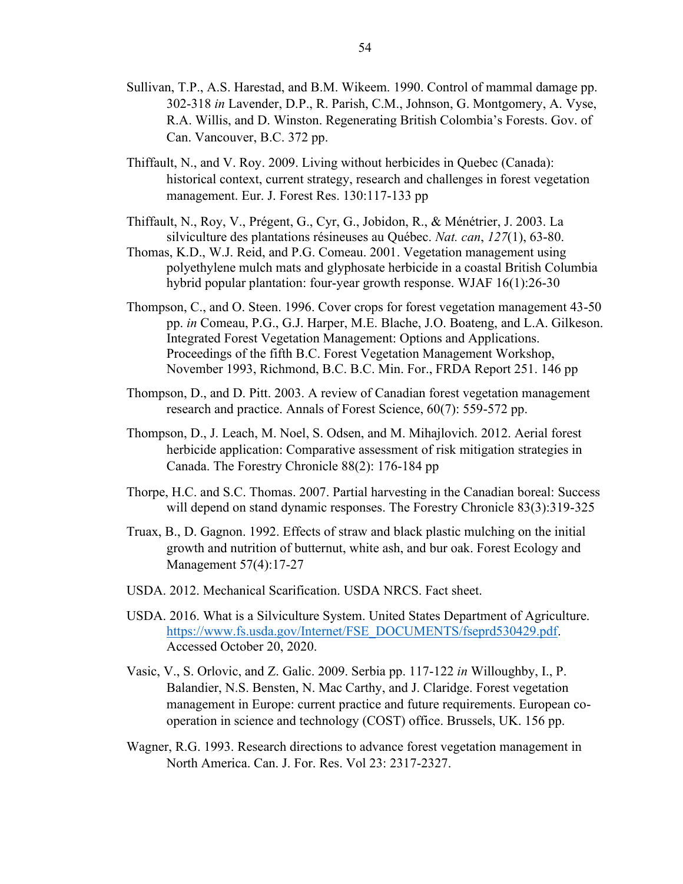Sullivan, T.P., A.S. Harestad, and B.M. Wikeem. 1990. Control of mammal damage pp. 302-318 *in* Lavender, D.P., R. Parish, C.M., Johnson, G. Montgomery, A. Vyse, R.A. Willis, and D. Winston. Regenerating British Colombia's Forests. Gov. of Can. Vancouver, B.C. 372 pp.

Thiffault, N., and V. Roy. 2009. Living without herbicides in Quebec (Canada): historical context, current strategy, research and challenges in forest vegetation management. Eur. J. Forest Res. 130:117-133 pp

Thiffault, N., Roy, V., Prégent, G., Cyr, G., Jobidon, R., & Ménétrier, J. 2003. La silviculture des plantations résineuses au Québec. *Nat. can*, *127*(1), 63-80.

Thomas, K.D., W.J. Reid, and P.G. Comeau. 2001. Vegetation management using polyethylene mulch mats and glyphosate herbicide in a coastal British Columbia hybrid popular plantation: four-year growth response. WJAF 16(1):26-30

Thompson, C., and O. Steen. 1996. Cover crops for forest vegetation management 43-50 pp. *in* Comeau, P.G., G.J. Harper, M.E. Blache, J.O. Boateng, and L.A. Gilkeson. Integrated Forest Vegetation Management: Options and Applications. Proceedings of the fifth B.C. Forest Vegetation Management Workshop, November 1993, Richmond, B.C. B.C. Min. For., FRDA Report 251. 146 pp

Thompson, D., and D. Pitt. 2003. A review of Canadian forest vegetation management research and practice. Annals of Forest Science, 60(7): 559-572 pp.

Thompson, D., J. Leach, M. Noel, S. Odsen, and M. Mihajlovich. 2012. Aerial forest herbicide application: Comparative assessment of risk mitigation strategies in Canada. The Forestry Chronicle 88(2): 176-184 pp

Thorpe, H.C. and S.C. Thomas. 2007. Partial harvesting in the Canadian boreal: Success will depend on stand dynamic responses. The Forestry Chronicle 83(3):319-325

Truax, B., D. Gagnon. 1992. Effects of straw and black plastic mulching on the initial growth and nutrition of butternut, white ash, and bur oak. Forest Ecology and Management 57(4):17-27

USDA. 2012. Mechanical Scarification. USDA NRCS. Fact sheet.

USDA. 2016. What is a Silviculture System. United States Department of Agriculture. https://www.fs.usda.gov/Internet/FSE_DOCUMENTS/fseprd530429.pdf. Accessed October 20, 2020.

Vasic, V., S. Orlovic, and Z. Galic. 2009. Serbia pp. 117-122 *in* Willoughby, I., P. Balandier, N.S. Bensten, N. Mac Carthy, and J. Claridge. Forest vegetation management in Europe: current practice and future requirements. European co-operation in science and technology (COST) office. Brussels, UK. 156 pp.

Wagner, R.G. 1993. Research directions to advance forest vegetation management in North America. Can. J. For. Res. Vol 23: 2317-2327.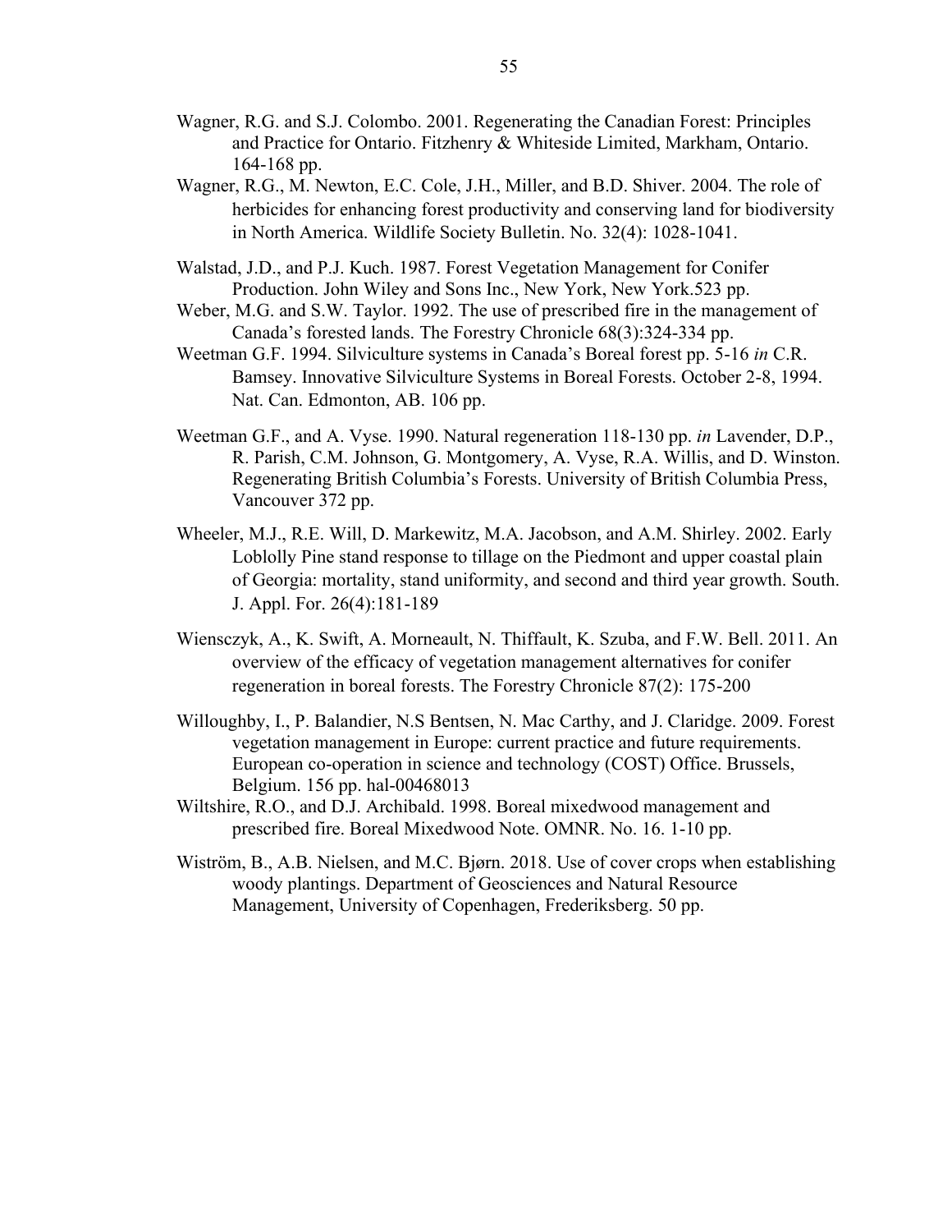Wagner, R.G. and S.J. Colombo. 2001. Regenerating the Canadian Forest: Principles and Practice for Ontario. Fitzhenry & Whiteside Limited, Markham, Ontario. 164-168 pp.

Wagner, R.G., M. Newton, E.C. Cole, J.H., Miller, and B.D. Shiver. 2004. The role of herbicides for enhancing forest productivity and conserving land for biodiversity in North America. Wildlife Society Bulletin. No. 32(4): 1028-1041.

Walstad, J.D., and P.J. Kuch. 1987. Forest Vegetation Management for Conifer Production. John Wiley and Sons Inc., New York, New York.523 pp.

Weber, M.G. and S.W. Taylor. 1992. The use of prescribed fire in the management of Canada's forested lands. The Forestry Chronicle 68(3):324-334 pp.

Weetman G.F. 1994. Silviculture systems in Canada's Boreal forest pp. 5-16 *in* C.R. Bamsey. Innovative Silviculture Systems in Boreal Forests. October 2-8, 1994. Nat. Can. Edmonton, AB. 106 pp.

Weetman G.F., and A. Vyse. 1990. Natural regeneration 118-130 pp. *in* Lavender, D.P., R. Parish, C.M. Johnson, G. Montgomery, A. Vyse, R.A. Willis, and D. Winston. Regenerating British Columbia's Forests. University of British Columbia Press, Vancouver 372 pp.

Wheeler, M.J., R.E. Will, D. Markewitz, M.A. Jacobson, and A.M. Shirley. 2002. Early Loblolly Pine stand response to tillage on the Piedmont and upper coastal plain of Georgia: mortality, stand uniformity, and second and third year growth. South. J. Appl. For. 26(4):181-189

Wiensczyk, A., K. Swift, A. Morneault, N. Thiffault, K. Szuba, and F.W. Bell. 2011. An overview of the efficacy of vegetation management alternatives for conifer regeneration in boreal forests. The Forestry Chronicle 87(2): 175-200

Willoughby, I., P. Balandier, N.S Bentsen, N. Mac Carthy, and J. Claridge. 2009. Forest vegetation management in Europe: current practice and future requirements. European co-operation in science and technology (COST) Office. Brussels, Belgium. 156 pp. hal-00468013

Wiltshire, R.O., and D.J. Archibald. 1998. Boreal mixedwood management and prescribed fire. Boreal Mixedwood Note. OMNR. No. 16. 1-10 pp.

Wiström, B., A.B. Nielsen, and M.C. Bjørn. 2018. Use of cover crops when establishing woody plantings. Department of Geosciences and Natural Resource Management, University of Copenhagen, Frederiksberg. 50 pp.